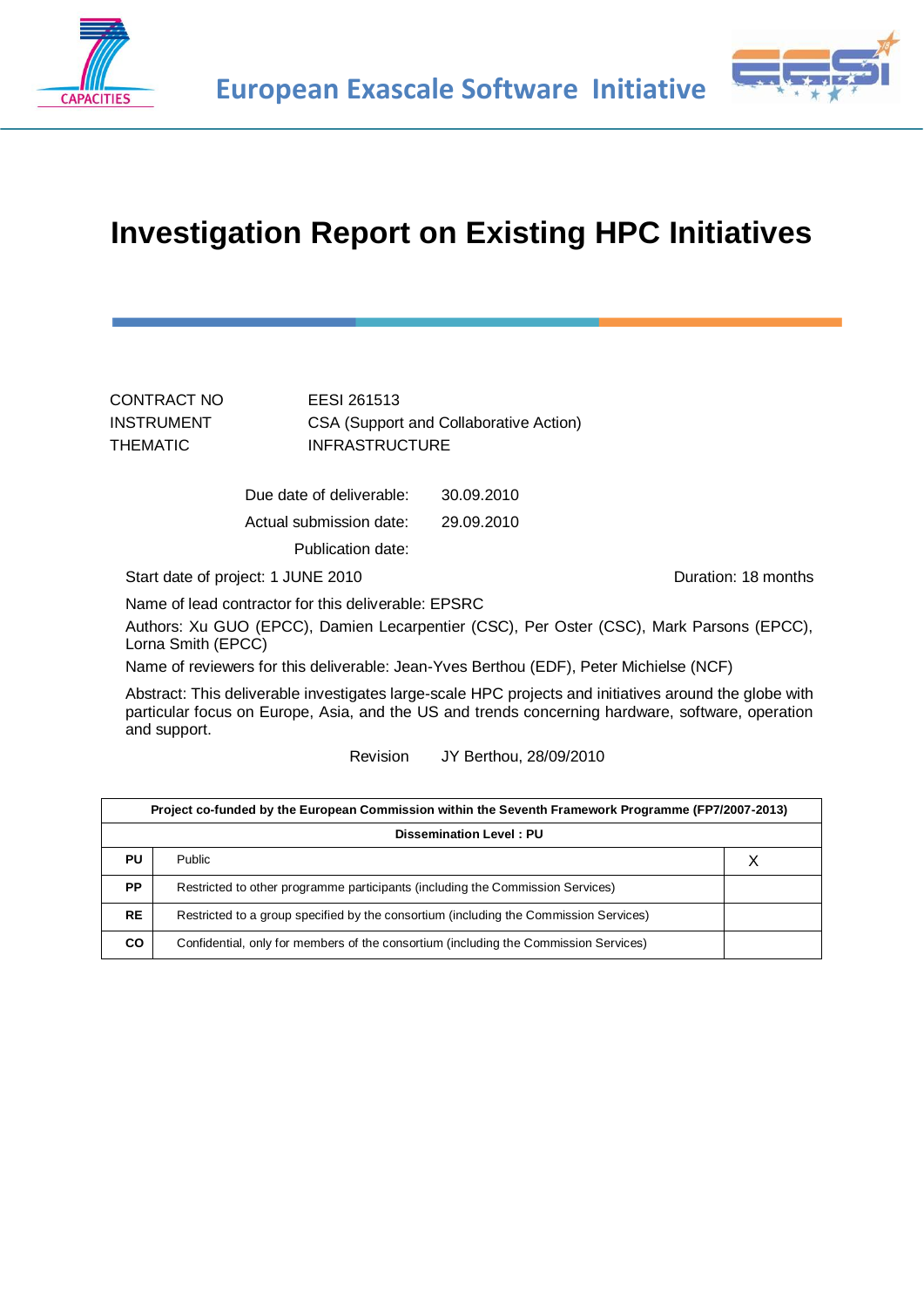European Exascale Software Initiative

# Investigation Report on Existing HPC Initiatives

| | |
|---|---|
| CONTRACT NO | EESI 261513 |
| INSTRUMENT | CSA (Support and Collaborative Action) |
| THEMATIC | INFRASTRUCTURE |

Due date of deliverable: 30.09.2010

Actual submission date: 29.09.2010

Publication date:

Start date of project: 1 JUNE 2010 Duration: 18 months

Name of lead contractor for this deliverable: EPSRC

Authors: Xu GUO (EPCC), Damien Lecarpentier (CSC), Per Oster (CSC), Mark Parsons (EPCC), Lorna Smith (EPCC)

Name of reviewers for this deliverable: Jean-Yves Berthou (EDF), Peter Michielse (NCF)

Abstract: This deliverable investigates large-scale HPC projects and initiatives around the globe with particular focus on Europe, Asia, and the US and trends concerning hardware, software, operation and support.

Revision JY Berthou, 28/09/2010

| Project co-funded by the European Commission within the Seventh Framework Programme (FP7/2007-2013) | | |
|---|---|---|
| **Dissemination Level : PU** | | |
| **PU** | Public | X |
| **PP** | Restricted to other programme participants (including the Commission Services) | |
| **RE** | Restricted to a group specified by the consortium (including the Commission Services) | |
| **CO** | Confidential, only for members of the consortium (including the Commission Services) | |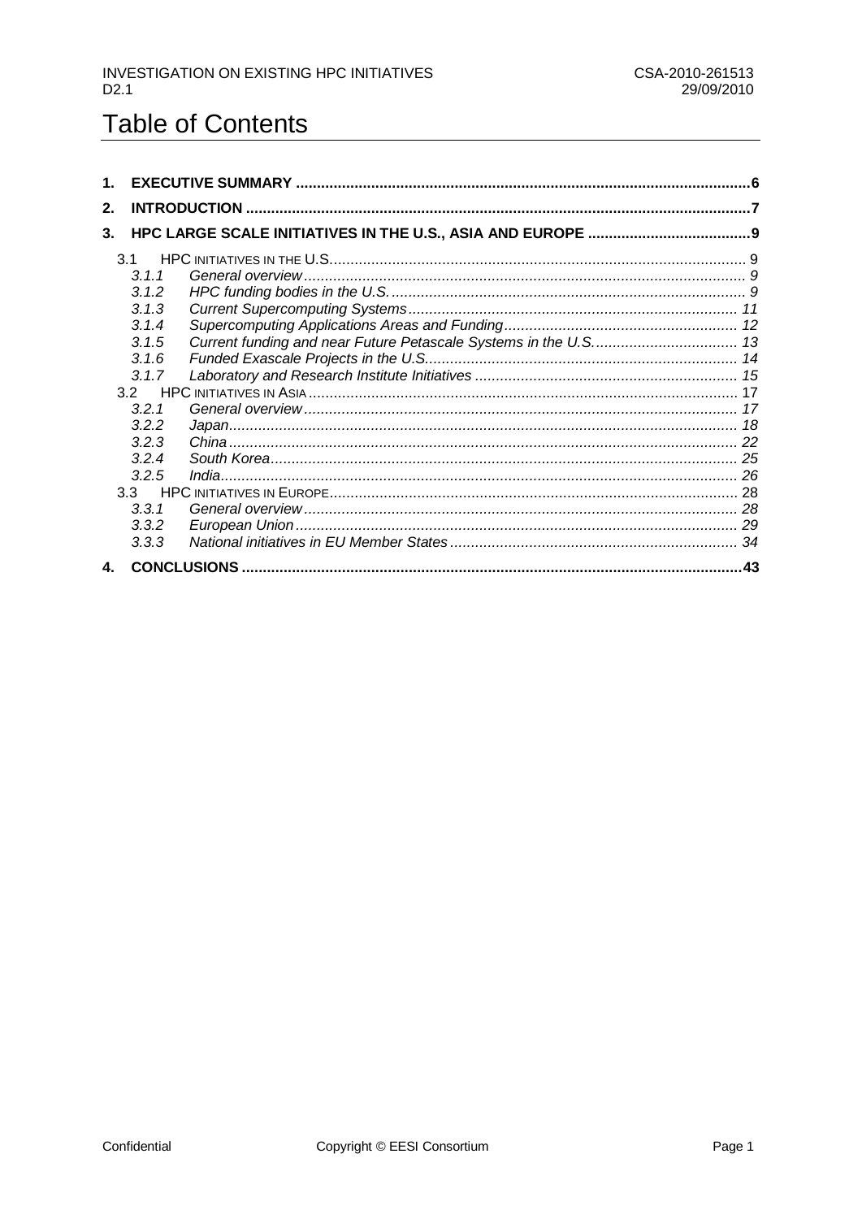# Table of Contents

1. **EXECUTIVE SUMMARY** ........................................................................ 6
2. **INTRODUCTION** ........................................................................ 7
3. **HPC LARGE SCALE INITIATIVES IN THE U.S., ASIA AND EUROPE** ........................................................................ 9
   - 3.1 HPC INITIATIVES IN THE U.S. ........................................................................ 9
     - *3.1.1 General overview* ........................................................................ 9
     - *3.1.2 HPC funding bodies in the U.S.* ........................................................................ 9
     - *3.1.3 Current Supercomputing Systems* ........................................................................ 11
     - *3.1.4 Supercomputing Applications Areas and Funding* ........................................................................ 12
     - *3.1.5 Current funding and near Future Petascale Systems in the U.S.* ........................................................................ 13
     - *3.1.6 Funded Exascale Projects in the U.S.* ........................................................................ 14
     - *3.1.7 Laboratory and Research Institute Initiatives* ........................................................................ 15
   - 3.2 HPC INITIATIVES IN ASIA ........................................................................ 17
     - *3.2.1 General overview* ........................................................................ 17
     - *3.2.2 Japan* ........................................................................ 18
     - *3.2.3 China* ........................................................................ 22
     - *3.2.4 South Korea* ........................................................................ 25
     - *3.2.5 India* ........................................................................ 26
   - 3.3 HPC INITIATIVES IN EUROPE ........................................................................ 28
     - *3.3.1 General overview* ........................................................................ 28
     - *3.3.2 European Union* ........................................................................ 29
     - *3.3.3 National initiatives in EU Member States* ........................................................................ 34
4. **CONCLUSIONS** ........................................................................ 43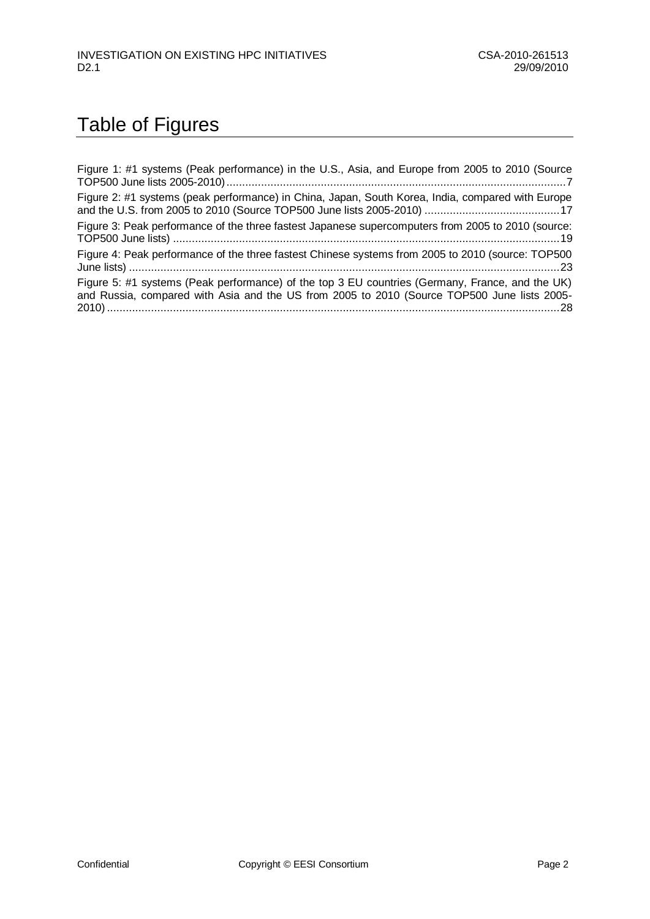# Table of Figures

Figure 1: #1 systems (Peak performance) in the U.S., Asia, and Europe from 2005 to 2010 (Source TOP500 June lists 2005-2010) ........................................................ 7

Figure 2: #1 systems (peak performance) in China, Japan, South Korea, India, compared with Europe and the U.S. from 2005 to 2010 (Source TOP500 June lists 2005-2010) ........................................ 17

Figure 3: Peak performance of the three fastest Japanese supercomputers from 2005 to 2010 (source: TOP500 June lists) ........................................................ 19

Figure 4: Peak performance of the three fastest Chinese systems from 2005 to 2010 (source: TOP500 June lists) ........................................................ 23

Figure 5: #1 systems (Peak performance) of the top 3 EU countries (Germany, France, and the UK) and Russia, compared with Asia and the US from 2005 to 2010 (Source TOP500 June lists 2005-2010) ........................................................ 28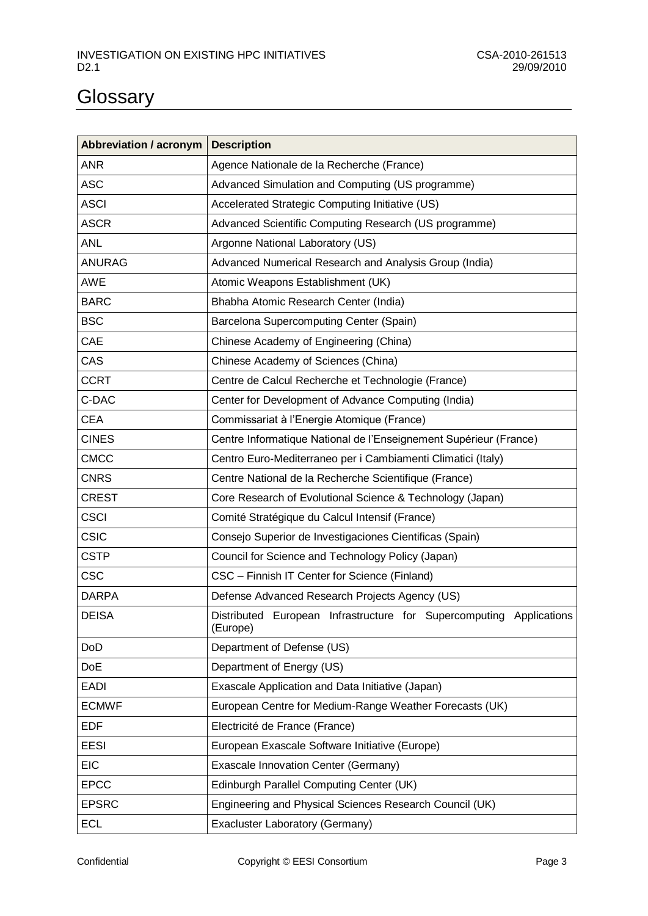# Glossary

| Abbreviation / acronym | Description |
|---|---|
| ANR | Agence Nationale de la Recherche (France) |
| ASC | Advanced Simulation and Computing (US programme) |
| ASCI | Accelerated Strategic Computing Initiative (US) |
| ASCR | Advanced Scientific Computing Research (US programme) |
| ANL | Argonne National Laboratory (US) |
| ANURAG | Advanced Numerical Research and Analysis Group (India) |
| AWE | Atomic Weapons Establishment (UK) |
| BARC | Bhabha Atomic Research Center (India) |
| BSC | Barcelona Supercomputing Center (Spain) |
| CAE | Chinese Academy of Engineering (China) |
| CAS | Chinese Academy of Sciences (China) |
| CCRT | Centre de Calcul Recherche et Technologie (France) |
| C-DAC | Center for Development of Advance Computing (India) |
| CEA | Commissariat à l'Energie Atomique (France) |
| CINES | Centre Informatique National de l'Enseignement Supérieur (France) |
| CMCC | Centro Euro-Mediterraneo per i Cambiamenti Climatici (Italy) |
| CNRS | Centre National de la Recherche Scientifique (France) |
| CREST | Core Research of Evolutional Science & Technology (Japan) |
| CSCI | Comité Stratégique du Calcul Intensif (France) |
| CSIC | Consejo Superior de Investigaciones Cientificas (Spain) |
| CSTP | Council for Science and Technology Policy (Japan) |
| CSC | CSC – Finnish IT Center for Science (Finland) |
| DARPA | Defense Advanced Research Projects Agency (US) |
| DEISA | Distributed European Infrastructure for Supercomputing Applications (Europe) |
| DoD | Department of Defense (US) |
| DoE | Department of Energy (US) |
| EADI | Exascale Application and Data Initiative (Japan) |
| ECMWF | European Centre for Medium-Range Weather Forecasts (UK) |
| EDF | Electricité de France (France) |
| EESI | European Exascale Software Initiative (Europe) |
| EIC | Exascale Innovation Center (Germany) |
| EPCC | Edinburgh Parallel Computing Center (UK) |
| EPSRC | Engineering and Physical Sciences Research Council (UK) |
| ECL | Exacluster Laboratory (Germany) |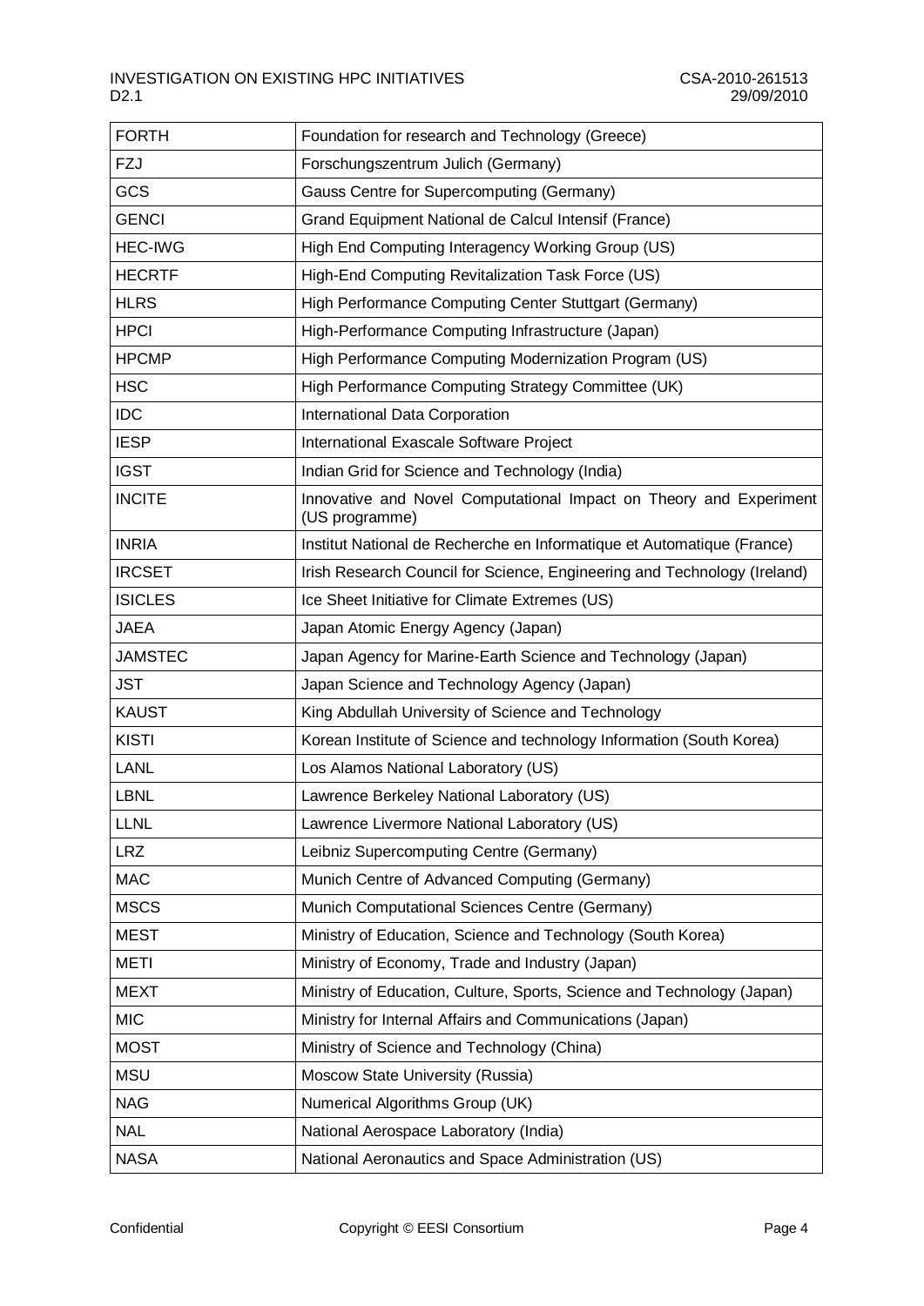| FORTH | Foundation for research and Technology (Greece) |
|---|---|
| FZJ | Forschungszentrum Julich (Germany) |
| GCS | Gauss Centre for Supercomputing (Germany) |
| GENCI | Grand Equipment National de Calcul Intensif (France) |
| HEC-IWG | High End Computing Interagency Working Group (US) |
| HECRTF | High-End Computing Revitalization Task Force (US) |
| HLRS | High Performance Computing Center Stuttgart (Germany) |
| HPCI | High-Performance Computing Infrastructure (Japan) |
| HPCMP | High Performance Computing Modernization Program (US) |
| HSC | High Performance Computing Strategy Committee (UK) |
| IDC | International Data Corporation |
| IESP | International Exascale Software Project |
| IGST | Indian Grid for Science and Technology (India) |
| INCITE | Innovative and Novel Computational Impact on Theory and Experiment (US programme) |
| INRIA | Institut National de Recherche en Informatique et Automatique (France) |
| IRCSET | Irish Research Council for Science, Engineering and Technology (Ireland) |
| ISICLES | Ice Sheet Initiative for Climate Extremes (US) |
| JAEA | Japan Atomic Energy Agency (Japan) |
| JAMSTEC | Japan Agency for Marine-Earth Science and Technology (Japan) |
| JST | Japan Science and Technology Agency (Japan) |
| KAUST | King Abdullah University of Science and Technology |
| KISTI | Korean Institute of Science and technology Information (South Korea) |
| LANL | Los Alamos National Laboratory (US) |
| LBNL | Lawrence Berkeley National Laboratory (US) |
| LLNL | Lawrence Livermore National Laboratory (US) |
| LRZ | Leibniz Supercomputing Centre (Germany) |
| MAC | Munich Centre of Advanced Computing (Germany) |
| MSCS | Munich Computational Sciences Centre (Germany) |
| MEST | Ministry of Education, Science and Technology (South Korea) |
| METI | Ministry of Economy, Trade and Industry (Japan) |
| MEXT | Ministry of Education, Culture, Sports, Science and Technology (Japan) |
| MIC | Ministry for Internal Affairs and Communications (Japan) |
| MOST | Ministry of Science and Technology (China) |
| MSU | Moscow State University (Russia) |
| NAG | Numerical Algorithms Group (UK) |
| NAL | National Aerospace Laboratory (India) |
| NASA | National Aeronautics and Space Administration (US) |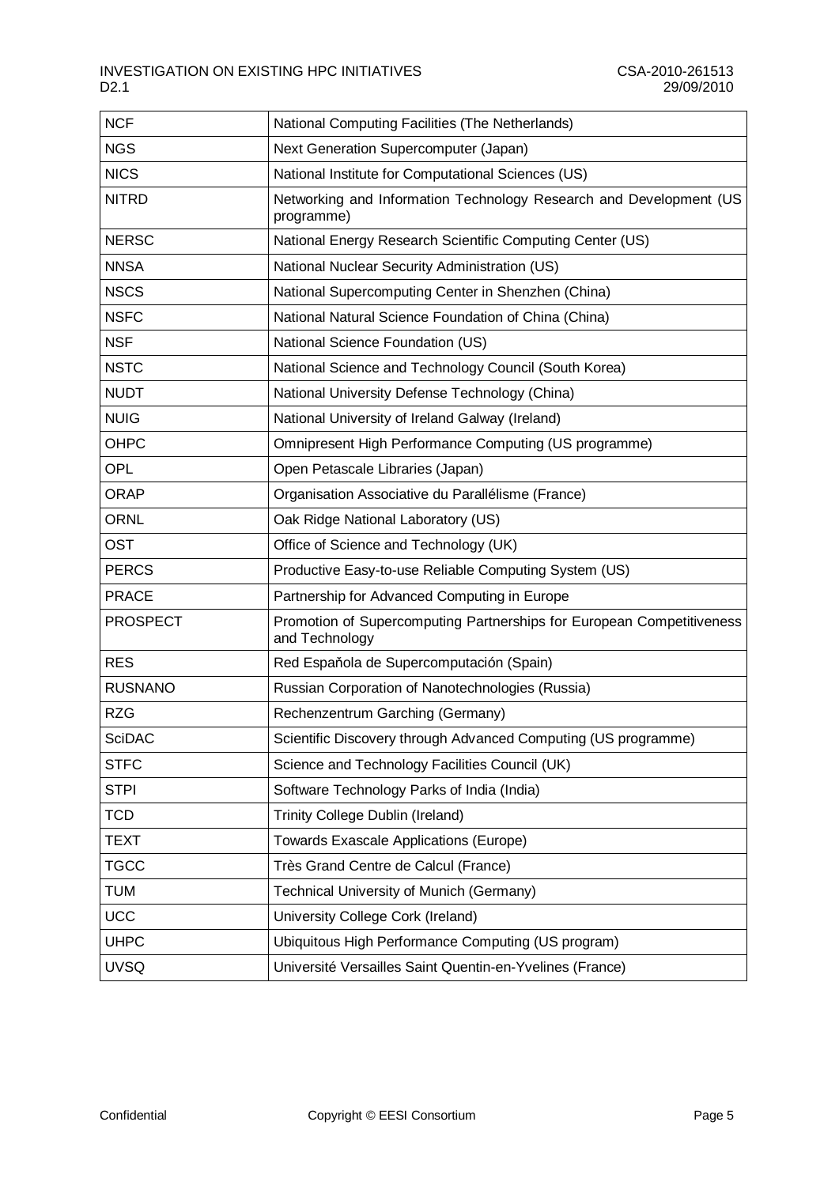| | |
|---|---|
| NCF | National Computing Facilities (The Netherlands) |
| NGS | Next Generation Supercomputer (Japan) |
| NICS | National Institute for Computational Sciences (US) |
| NITRD | Networking and Information Technology Research and Development (US programme) |
| NERSC | National Energy Research Scientific Computing Center (US) |
| NNSA | National Nuclear Security Administration (US) |
| NSCS | National Supercomputing Center in Shenzhen (China) |
| NSFC | National Natural Science Foundation of China (China) |
| NSF | National Science Foundation (US) |
| NSTC | National Science and Technology Council (South Korea) |
| NUDT | National University Defense Technology (China) |
| NUIG | National University of Ireland Galway (Ireland) |
| OHPC | Omnipresent High Performance Computing (US programme) |
| OPL | Open Petascale Libraries (Japan) |
| ORAP | Organisation Associative du Parallélisme (France) |
| ORNL | Oak Ridge National Laboratory (US) |
| OST | Office of Science and Technology (UK) |
| PERCS | Productive Easy-to-use Reliable Computing System (US) |
| PRACE | Partnership for Advanced Computing in Europe |
| PROSPECT | Promotion of Supercomputing Partnerships for European Competitiveness and Technology |
| RES | Red Espaňola de Supercomputación (Spain) |
| RUSNANO | Russian Corporation of Nanotechnologies (Russia) |
| RZG | Rechenzentrum Garching (Germany) |
| SciDAC | Scientific Discovery through Advanced Computing (US programme) |
| STFC | Science and Technology Facilities Council (UK) |
| STPI | Software Technology Parks of India (India) |
| TCD | Trinity College Dublin (Ireland) |
| TEXT | Towards Exascale Applications (Europe) |
| TGCC | Très Grand Centre de Calcul (France) |
| TUM | Technical University of Munich (Germany) |
| UCC | University College Cork (Ireland) |
| UHPC | Ubiquitous High Performance Computing (US program) |
| UVSQ | Université Versailles Saint Quentin-en-Yvelines (France) |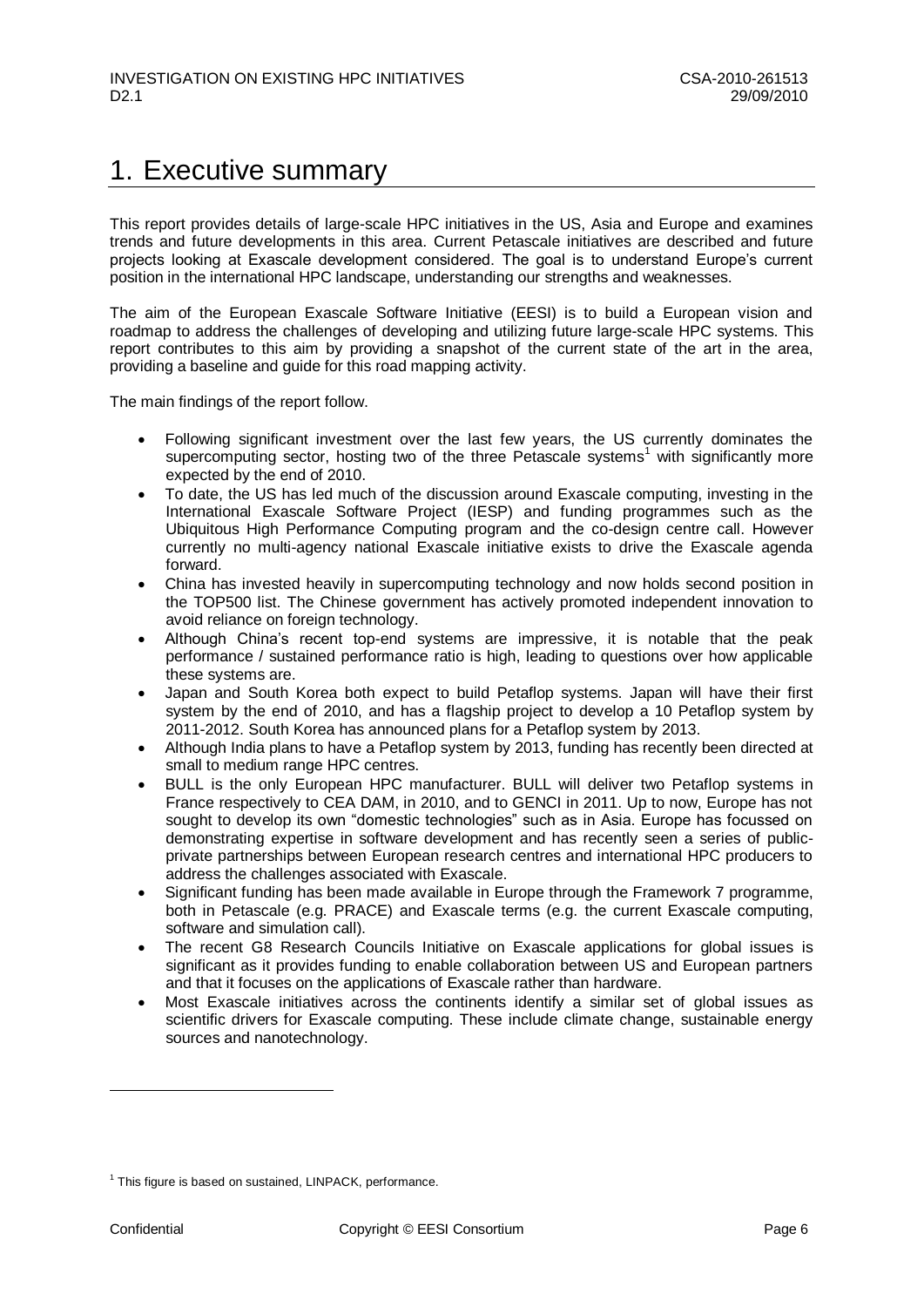# 1. Executive summary

This report provides details of large-scale HPC initiatives in the US, Asia and Europe and examines trends and future developments in this area. Current Petascale initiatives are described and future projects looking at Exascale development considered. The goal is to understand Europe's current position in the international HPC landscape, understanding our strengths and weaknesses.

The aim of the European Exascale Software Initiative (EESI) is to build a European vision and roadmap to address the challenges of developing and utilizing future large-scale HPC systems. This report contributes to this aim by providing a snapshot of the current state of the art in the area, providing a baseline and guide for this road mapping activity.

The main findings of the report follow.

- Following significant investment over the last few years, the US currently dominates the supercomputing sector, hosting two of the three Petascale systems[1] with significantly more expected by the end of 2010.
- To date, the US has led much of the discussion around Exascale computing, investing in the International Exascale Software Project (IESP) and funding programmes such as the Ubiquitous High Performance Computing program and the co-design centre call. However currently no multi-agency national Exascale initiative exists to drive the Exascale agenda forward.
- China has invested heavily in supercomputing technology and now holds second position in the TOP500 list. The Chinese government has actively promoted independent innovation to avoid reliance on foreign technology.
- Although China's recent top-end systems are impressive, it is notable that the peak performance / sustained performance ratio is high, leading to questions over how applicable these systems are.
- Japan and South Korea both expect to build Petaflop systems. Japan will have their first system by the end of 2010, and has a flagship project to develop a 10 Petaflop system by 2011-2012. South Korea has announced plans for a Petaflop system by 2013.
- Although India plans to have a Petaflop system by 2013, funding has recently been directed at small to medium range HPC centres.
- BULL is the only European HPC manufacturer. BULL will deliver two Petaflop systems in France respectively to CEA DAM, in 2010, and to GENCI in 2011. Up to now, Europe has not sought to develop its own "domestic technologies" such as in Asia. Europe has focussed on demonstrating expertise in software development and has recently seen a series of public-private partnerships between European research centres and international HPC producers to address the challenges associated with Exascale.
- Significant funding has been made available in Europe through the Framework 7 programme, both in Petascale (e.g. PRACE) and Exascale terms (e.g. the current Exascale computing, software and simulation call).
- The recent G8 Research Councils Initiative on Exascale applications for global issues is significant as it provides funding to enable collaboration between US and European partners and that it focuses on the applications of Exascale rather than hardware.
- Most Exascale initiatives across the continents identify a similar set of global issues as scientific drivers for Exascale computing. These include climate change, sustainable energy sources and nanotechnology.

---

[1] This figure is based on sustained, LINPACK, performance.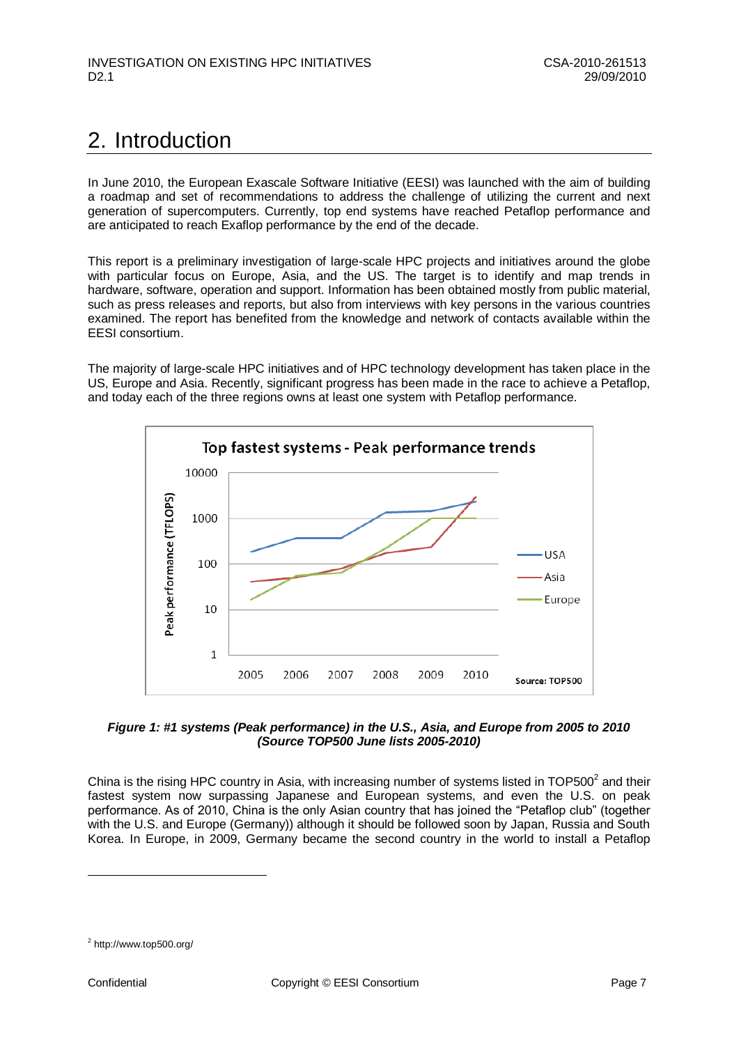# 2. Introduction

In June 2010, the European Exascale Software Initiative (EESI) was launched with the aim of building a roadmap and set of recommendations to address the challenge of utilizing the current and next generation of supercomputers. Currently, top end systems have reached Petaflop performance and are anticipated to reach Exaflop performance by the end of the decade.

This report is a preliminary investigation of large-scale HPC projects and initiatives around the globe with particular focus on Europe, Asia, and the US. The target is to identify and map trends in hardware, software, operation and support. Information has been obtained mostly from public material, such as press releases and reports, but also from interviews with key persons in the various countries examined. The report has benefited from the knowledge and network of contacts available within the EESI consortium.

The majority of large-scale HPC initiatives and of HPC technology development has taken place in the US, Europe and Asia. Recently, significant progress has been made in the race to achieve a Petaflop, and today each of the three regions owns at least one system with Petaflop performance.

***Figure 1: #1 systems (Peak performance) in the U.S., Asia, and Europe from 2005 to 2010 (Source TOP500 June lists 2005-2010)***

China is the rising HPC country in Asia, with increasing number of systems listed in TOP500[2] and their fastest system now surpassing Japanese and European systems, and even the U.S. on peak performance. As of 2010, China is the only Asian country that has joined the "Petaflop club" (together with the U.S. and Europe (Germany)) although it should be followed soon by Japan, Russia and South Korea. In Europe, in 2009, Germany became the second country in the world to install a Petaflop

[2] http://www.top500.org/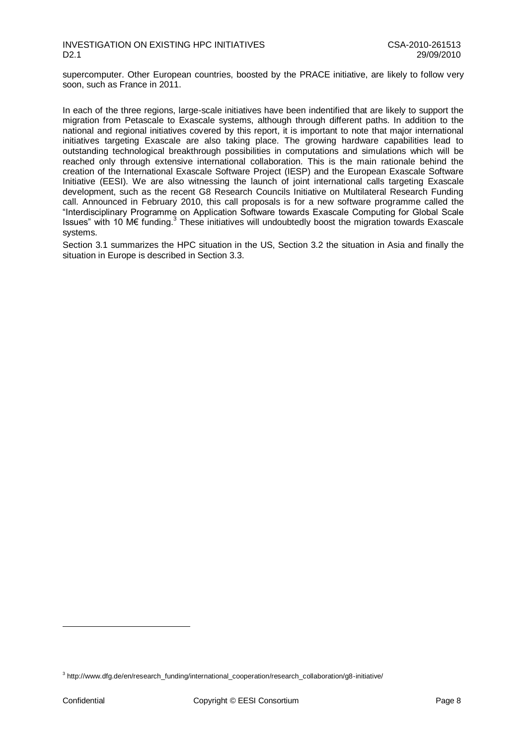supercomputer. Other European countries, boosted by the PRACE initiative, are likely to follow very soon, such as France in 2011.

In each of the three regions, large-scale initiatives have been indentified that are likely to support the migration from Petascale to Exascale systems, although through different paths. In addition to the national and regional initiatives covered by this report, it is important to note that major international initiatives targeting Exascale are also taking place. The growing hardware capabilities lead to outstanding technological breakthrough possibilities in computations and simulations which will be reached only through extensive international collaboration. This is the main rationale behind the creation of the International Exascale Software Project (IESP) and the European Exascale Software Initiative (EESI). We are also witnessing the launch of joint international calls targeting Exascale development, such as the recent G8 Research Councils Initiative on Multilateral Research Funding call. Announced in February 2010, this call proposals is for a new software programme called the "Interdisciplinary Programme on Application Software towards Exascale Computing for Global Scale Issues" with 10 M€ funding.[3] These initiatives will undoubtedly boost the migration towards Exascale systems.

Section 3.1 summarizes the HPC situation in the US, Section 3.2 the situation in Asia and finally the situation in Europe is described in Section 3.3.

[3] http://www.dfg.de/en/research_funding/international_cooperation/research_collaboration/g8-initiative/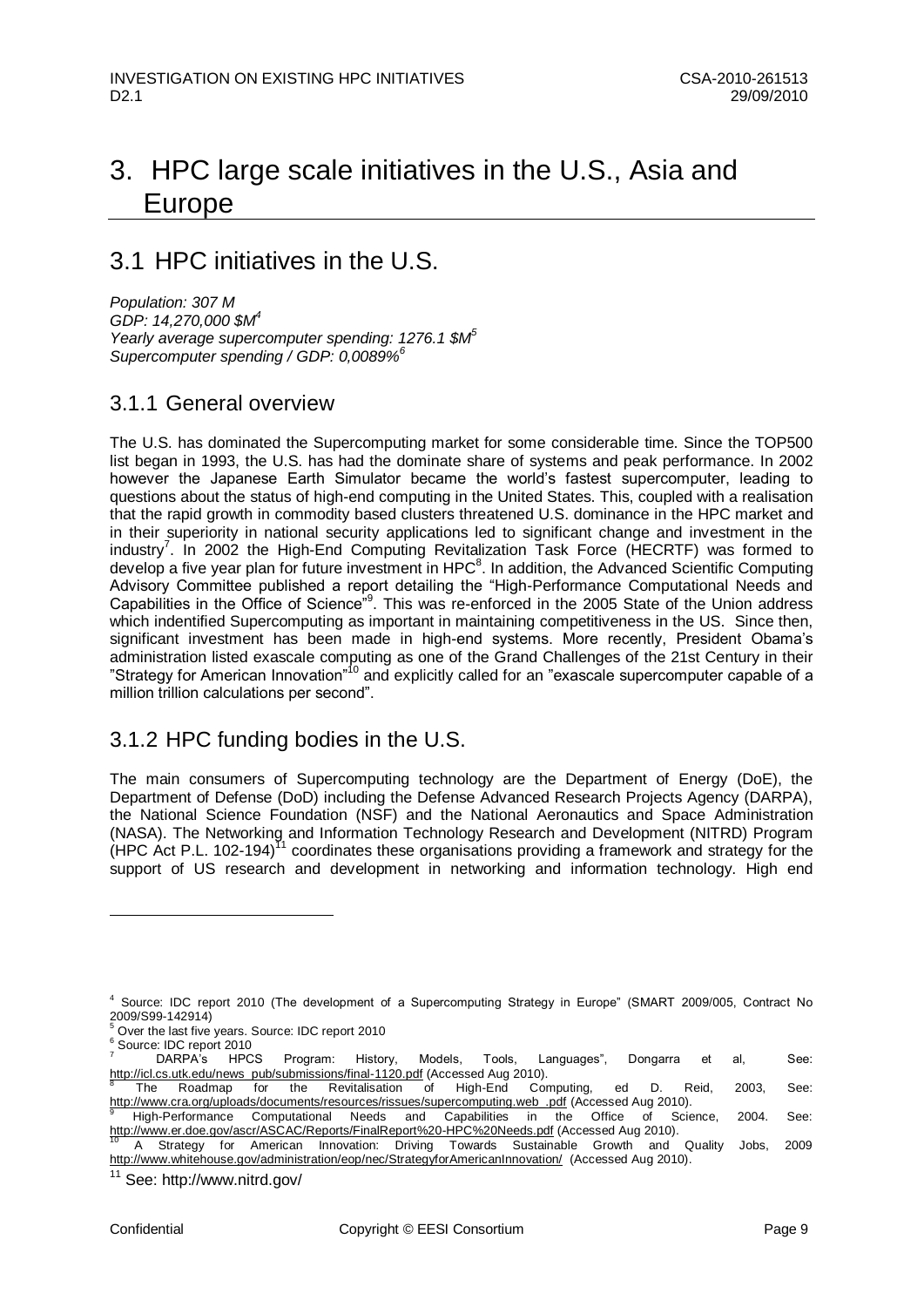# 3. HPC large scale initiatives in the U.S., Asia and Europe

## 3.1 HPC initiatives in the U.S.

*Population: 307 M*
*GDP: 14,270,000 $M*[4]
*Yearly average supercomputer spending: 1276.1 $M*[5]
*Supercomputer spending / GDP: 0,0089%*[6]

### 3.1.1 General overview

The U.S. has dominated the Supercomputing market for some considerable time. Since the TOP500 list began in 1993, the U.S. has had the dominate share of systems and peak performance. In 2002 however the Japanese Earth Simulator became the world's fastest supercomputer, leading to questions about the status of high-end computing in the United States. This, coupled with a realisation that the rapid growth in commodity based clusters threatened U.S. dominance in the HPC market and in their superiority in national security applications led to significant change and investment in the industry[7]. In 2002 the High-End Computing Revitalization Task Force (HECRTF) was formed to develop a five year plan for future investment in HPC[8]. In addition, the Advanced Scientific Computing Advisory Committee published a report detailing the "High-Performance Computational Needs and Capabilities in the Office of Science"[9]. This was re-enforced in the 2005 State of the Union address which indentified Supercomputing as important in maintaining competitiveness in the US. Since then, significant investment has been made in high-end systems. More recently, President Obama's administration listed exascale computing as one of the Grand Challenges of the 21st Century in their "Strategy for American Innovation"[10] and explicitly called for an "exascale supercomputer capable of a million trillion calculations per second".

### 3.1.2 HPC funding bodies in the U.S.

The main consumers of Supercomputing technology are the Department of Energy (DoE), the Department of Defense (DoD) including the Defense Advanced Research Projects Agency (DARPA), the National Science Foundation (NSF) and the National Aeronautics and Space Administration (NASA). The Networking and Information Technology Research and Development (NITRD) Program (HPC Act P.L. 102-194)[11] coordinates these organisations providing a framework and strategy for the support of US research and development in networking and information technology. High end

---

[4] Source: IDC report 2010 (The development of a Supercomputing Strategy in Europe" (SMART 2009/005, Contract No 2009/S99-142914)

[5] Over the last five years. Source: IDC report 2010

[6] Source: IDC report 2010

[7] DARPA's HPCS Program: History, Models, Tools, Languages", Dongarra et al, See: http://icl.cs.utk.edu/news_pub/submissions/final-1120.pdf (Accessed Aug 2010).

[8] The Roadmap for the Revitalisation of High-End Computing, ed D. Reid, 2003, See: http://www.cra.org/uploads/documents/resources/rissues/supercomputing.web_.pdf (Accessed Aug 2010).

[9] High-Performance Computational Needs and Capabilities in the Office of Science, 2004. See: http://www.er.doe.gov/ascr/ASCAC/Reports/FinalReport%20-HPC%20Needs.pdf (Accessed Aug 2010).

[10] A Strategy for American Innovation: Driving Towards Sustainable Growth and Quality Jobs, 2009 http://www.whitehouse.gov/administration/eop/nec/StrategyforAmericanInnovation/ (Accessed Aug 2010).

[11] See: http://www.nitrd.gov/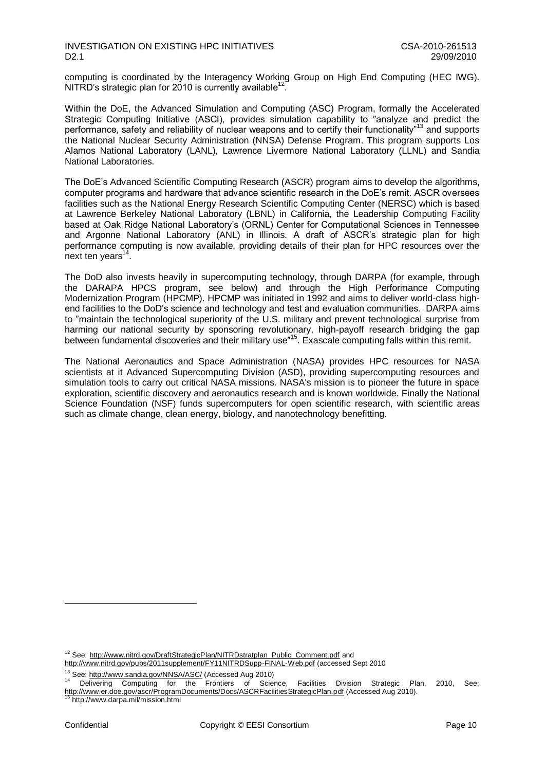computing is coordinated by the Interagency Working Group on High End Computing (HEC IWG). NITRD's strategic plan for 2010 is currently available[12].

Within the DoE, the Advanced Simulation and Computing (ASC) Program, formally the Accelerated Strategic Computing Initiative (ASCI), provides simulation capability to "analyze and predict the performance, safety and reliability of nuclear weapons and to certify their functionality"[13] and supports the National Nuclear Security Administration (NNSA) Defense Program. This program supports Los Alamos National Laboratory (LANL), Lawrence Livermore National Laboratory (LLNL) and Sandia National Laboratories.

The DoE's Advanced Scientific Computing Research (ASCR) program aims to develop the algorithms, computer programs and hardware that advance scientific research in the DoE's remit. ASCR oversees facilities such as the National Energy Research Scientific Computing Center (NERSC) which is based at Lawrence Berkeley National Laboratory (LBNL) in California, the Leadership Computing Facility based at Oak Ridge National Laboratory's (ORNL) Center for Computational Sciences in Tennessee and Argonne National Laboratory (ANL) in Illinois. A draft of ASCR's strategic plan for high performance computing is now available, providing details of their plan for HPC resources over the next ten years[14].

The DoD also invests heavily in supercomputing technology, through DARPA (for example, through the DARAPA HPCS program, see below) and through the High Performance Computing Modernization Program (HPCMP). HPCMP was initiated in 1992 and aims to deliver world-class high-end facilities to the DoD's science and technology and test and evaluation communities. DARPA aims to "maintain the technological superiority of the U.S. military and prevent technological surprise from harming our national security by sponsoring revolutionary, high-payoff research bridging the gap between fundamental discoveries and their military use"[15]. Exascale computing falls within this remit.

The National Aeronautics and Space Administration (NASA) provides HPC resources for NASA scientists at it Advanced Supercomputing Division (ASD), providing supercomputing resources and simulation tools to carry out critical NASA missions. NASA's mission is to pioneer the future in space exploration, scientific discovery and aeronautics research and is known worldwide. Finally the National Science Foundation (NSF) funds supercomputers for open scientific research, with scientific areas such as climate change, clean energy, biology, and nanotechnology benefitting.

---

[12] See: http://www.nitrd.gov/DraftStrategicPlan/NITRDstratplan_Public_Comment.pdf and http://www.nitrd.gov/pubs/2011supplement/FY11NITRDSupp-FINAL-Web.pdf (accessed Sept 2010

[13] See: http://www.sandia.gov/NNSA/ASC/ (Accessed Aug 2010)

[14] Delivering Computing for the Frontiers of Science, Facilities Division Strategic Plan, 2010, See: http://www.er.doe.gov/ascr/ProgramDocuments/Docs/ASCRFacilitiesStrategicPlan.pdf (Accessed Aug 2010).

[15] http://www.darpa.mil/mission.html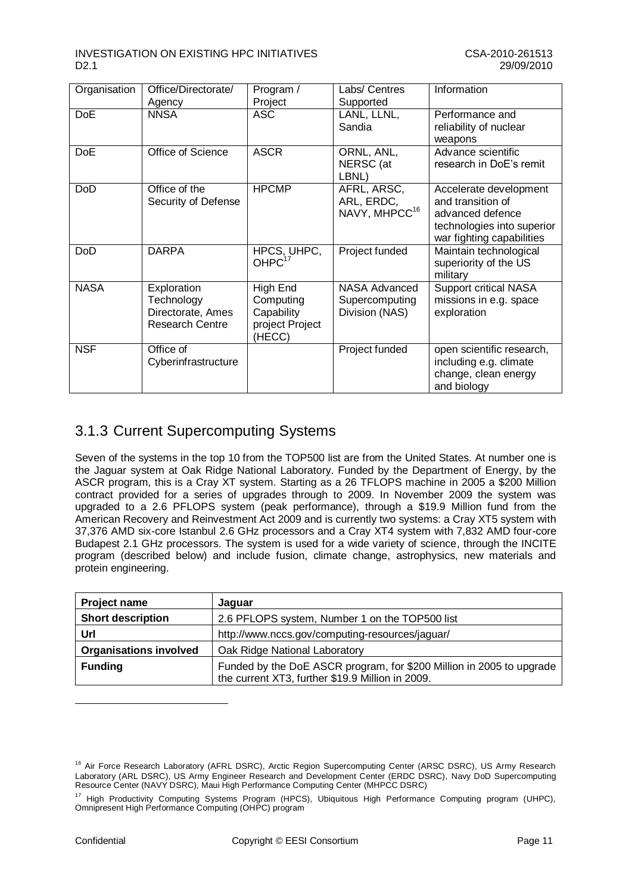| Organisation | Office/Directorate/ Agency | Program / Project | Labs/ Centres Supported | Information |
|---|---|---|---|---|
| DoE | NNSA | ASC | LANL, LLNL, Sandia | Performance and reliability of nuclear weapons |
| DoE | Office of Science | ASCR | ORNL, ANL, NERSC (at LBNL) | Advance scientific research in DoE's remit |
| DoD | Office of the Security of Defense | HPCMP | AFRL, ARSC, ARL, ERDC, NAVY, MHPCC[16] | Accelerate development and transition of advanced defence technologies into superior war fighting capabilities |
| DoD | DARPA | HPCS, UHPC, OHPC[17] | Project funded | Maintain technological superiority of the US military |
| NASA | Exploration Technology Directorate, Ames Research Centre | High End Computing Capability project Project (HECC) | NASA Advanced Supercomputing Division (NAS) | Support critical NASA missions in e.g. space exploration |
| NSF | Office of Cyberinfrastructure | | Project funded | open scientific research, including e.g. climate change, clean energy and biology |

## 3.1.3 Current Supercomputing Systems

Seven of the systems in the top 10 from the TOP500 list are from the United States. At number one is the Jaguar system at Oak Ridge National Laboratory. Funded by the Department of Energy, by the ASCR program, this is a Cray XT system. Starting as a 26 TFLOPS machine in 2005 a $200 Million contract provided for a series of upgrades through to 2009. In November 2009 the system was upgraded to a 2.6 PFLOPS system (peak performance), through a $19.9 Million fund from the American Recovery and Reinvestment Act 2009 and is currently two systems: a Cray XT5 system with 37,376 AMD six-core Istanbul 2.6 GHz processors and a Cray XT4 system with 7,832 AMD four-core Budapest 2.1 GHz processors. The system is used for a wide variety of science, through the INCITE program (described below) and include fusion, climate change, astrophysics, new materials and protein engineering.

| **Project name** | **Jaguar** |
|---|---|
| **Short description** | 2.6 PFLOPS system, Number 1 on the TOP500 list |
| **Url** | http://www.nccs.gov/computing-resources/jaguar/ |
| **Organisations involved** | Oak Ridge National Laboratory |
| **Funding** | Funded by the DoE ASCR program, for $200 Million in 2005 to upgrade the current XT3, further $19.9 Million in 2009. |

[16] Air Force Research Laboratory (AFRL DSRC), Arctic Region Supercomputing Center (ARSC DSRC), US Army Research Laboratory (ARL DSRC), US Army Engineer Research and Development Center (ERDC DSRC), Navy DoD Supercomputing Resource Center (NAVY DSRC), Maui High Performance Computing Center (MHPCC DSRC)

[17] High Productivity Computing Systems Program (HPCS), Ubiquitous High Performance Computing program (UHPC), Omnipresent High Performance Computing (OHPC) program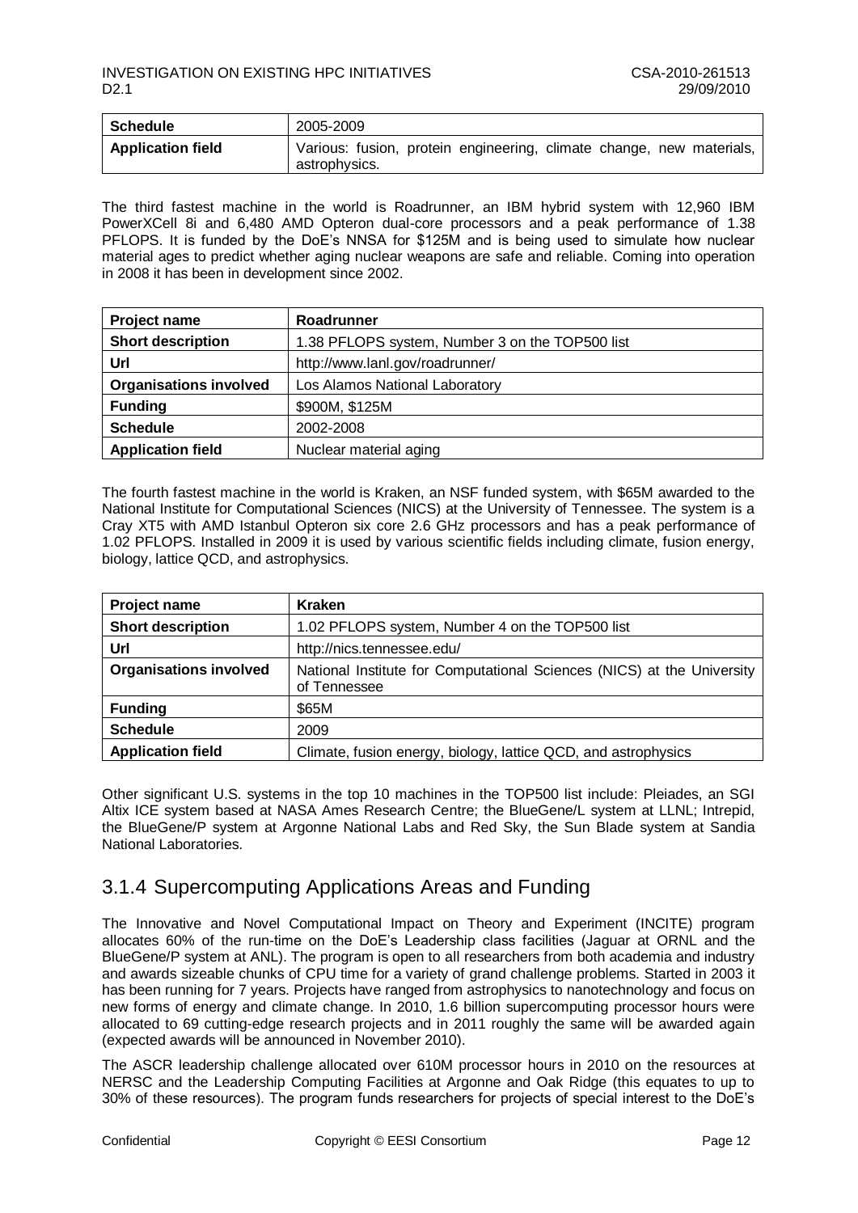| Schedule | 2005-2009 |
| --- | --- |
| **Application field** | Various: fusion, protein engineering, climate change, new materials, astrophysics. |

The third fastest machine in the world is Roadrunner, an IBM hybrid system with 12,960 IBM PowerXCell 8i and 6,480 AMD Opteron dual-core processors and a peak performance of 1.38 PFLOPS. It is funded by the DoE's NNSA for $125M and is being used to simulate how nuclear material ages to predict whether aging nuclear weapons are safe and reliable. Coming into operation in 2008 it has been in development since 2002.

| **Project name** | **Roadrunner** |
| --- | --- |
| **Short description** | 1.38 PFLOPS system, Number 3 on the TOP500 list |
| **Url** | http://www.lanl.gov/roadrunner/ |
| **Organisations involved** | Los Alamos National Laboratory |
| **Funding** | $900M, $125M |
| **Schedule** | 2002-2008 |
| **Application field** | Nuclear material aging |

The fourth fastest machine in the world is Kraken, an NSF funded system, with $65M awarded to the National Institute for Computational Sciences (NICS) at the University of Tennessee. The system is a Cray XT5 with AMD Istanbul Opteron six core 2.6 GHz processors and has a peak performance of 1.02 PFLOPS. Installed in 2009 it is used by various scientific fields including climate, fusion energy, biology, lattice QCD, and astrophysics.

| **Project name** | **Kraken** |
| --- | --- |
| **Short description** | 1.02 PFLOPS system, Number 4 on the TOP500 list |
| **Url** | http://nics.tennessee.edu/ |
| **Organisations involved** | National Institute for Computational Sciences (NICS) at the University of Tennessee |
| **Funding** | $65M |
| **Schedule** | 2009 |
| **Application field** | Climate, fusion energy, biology, lattice QCD, and astrophysics |

Other significant U.S. systems in the top 10 machines in the TOP500 list include: Pleiades, an SGI Altix ICE system based at NASA Ames Research Centre; the BlueGene/L system at LLNL; Intrepid, the BlueGene/P system at Argonne National Labs and Red Sky, the Sun Blade system at Sandia National Laboratories.

### 3.1.4 Supercomputing Applications Areas and Funding

The Innovative and Novel Computational Impact on Theory and Experiment (INCITE) program allocates 60% of the run-time on the DoE's Leadership class facilities (Jaguar at ORNL and the BlueGene/P system at ANL). The program is open to all researchers from both academia and industry and awards sizeable chunks of CPU time for a variety of grand challenge problems. Started in 2003 it has been running for 7 years. Projects have ranged from astrophysics to nanotechnology and focus on new forms of energy and climate change. In 2010, 1.6 billion supercomputing processor hours were allocated to 69 cutting-edge research projects and in 2011 roughly the same will be awarded again (expected awards will be announced in November 2010).

The ASCR leadership challenge allocated over 610M processor hours in 2010 on the resources at NERSC and the Leadership Computing Facilities at Argonne and Oak Ridge (this equates to up to 30% of these resources). The program funds researchers for projects of special interest to the DoE's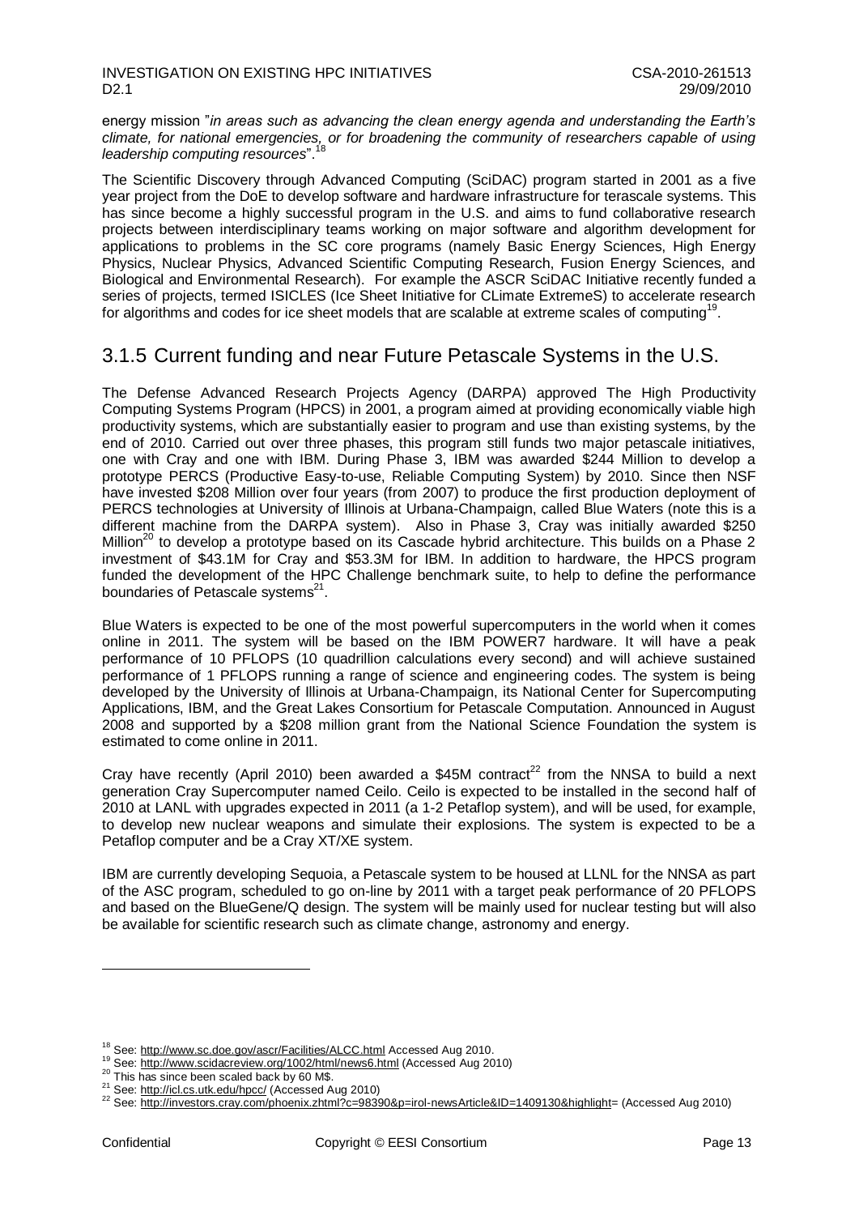energy mission "*in areas such as advancing the clean energy agenda and understanding the Earth's climate, for national emergencies, or for broadening the community of researchers capable of using leadership computing resources*".[18]

The Scientific Discovery through Advanced Computing (SciDAC) program started in 2001 as a five year project from the DoE to develop software and hardware infrastructure for terascale systems. This has since become a highly successful program in the U.S. and aims to fund collaborative research projects between interdisciplinary teams working on major software and algorithm development for applications to problems in the SC core programs (namely Basic Energy Sciences, High Energy Physics, Nuclear Physics, Advanced Scientific Computing Research, Fusion Energy Sciences, and Biological and Environmental Research). For example the ASCR SciDAC Initiative recently funded a series of projects, termed ISICLES (Ice Sheet Initiative for CLimate ExtremeS) to accelerate research for algorithms and codes for ice sheet models that are scalable at extreme scales of computing[19].

## 3.1.5 Current funding and near Future Petascale Systems in the U.S.

The Defense Advanced Research Projects Agency (DARPA) approved The High Productivity Computing Systems Program (HPCS) in 2001, a program aimed at providing economically viable high productivity systems, which are substantially easier to program and use than existing systems, by the end of 2010. Carried out over three phases, this program still funds two major petascale initiatives, one with Cray and one with IBM. During Phase 3, IBM was awarded $244 Million to develop a prototype PERCS (Productive Easy-to-use, Reliable Computing System) by 2010. Since then NSF have invested $208 Million over four years (from 2007) to produce the first production deployment of PERCS technologies at University of Illinois at Urbana-Champaign, called Blue Waters (note this is a different machine from the DARPA system). Also in Phase 3, Cray was initially awarded $250 Million[20] to develop a prototype based on its Cascade hybrid architecture. This builds on a Phase 2 investment of $43.1M for Cray and $53.3M for IBM. In addition to hardware, the HPCS program funded the development of the HPC Challenge benchmark suite, to help to define the performance boundaries of Petascale systems[21].

Blue Waters is expected to be one of the most powerful supercomputers in the world when it comes online in 2011. The system will be based on the IBM POWER7 hardware. It will have a peak performance of 10 PFLOPS (10 quadrillion calculations every second) and will achieve sustained performance of 1 PFLOPS running a range of science and engineering codes. The system is being developed by the University of Illinois at Urbana-Champaign, its National Center for Supercomputing Applications, IBM, and the Great Lakes Consortium for Petascale Computation. Announced in August 2008 and supported by a $208 million grant from the National Science Foundation the system is estimated to come online in 2011.

Cray have recently (April 2010) been awarded a $45M contract[22] from the NNSA to build a next generation Cray Supercomputer named Ceilo. Ceilo is expected to be installed in the second half of 2010 at LANL with upgrades expected in 2011 (a 1-2 Petaflop system), and will be used, for example, to develop new nuclear weapons and simulate their explosions. The system is expected to be a Petaflop computer and be a Cray XT/XE system.

IBM are currently developing Sequoia, a Petascale system to be housed at LLNL for the NNSA as part of the ASC program, scheduled to go on-line by 2011 with a target peak performance of 20 PFLOPS and based on the BlueGene/Q design. The system will be mainly used for nuclear testing but will also be available for scientific research such as climate change, astronomy and energy.

---

[18] See: http://www.sc.doe.gov/ascr/Facilities/ALCC.html Accessed Aug 2010.

[19] See: http://www.scidacreview.org/1002/html/news6.html (Accessed Aug 2010)

[20] This has since been scaled back by 60 M$.

[21] See: http://icl.cs.utk.edu/hpcc/ (Accessed Aug 2010)

[22] See: http://investors.cray.com/phoenix.zhtml?c=98390&p=irol-newsArticle&ID=1409130&highlight= (Accessed Aug 2010)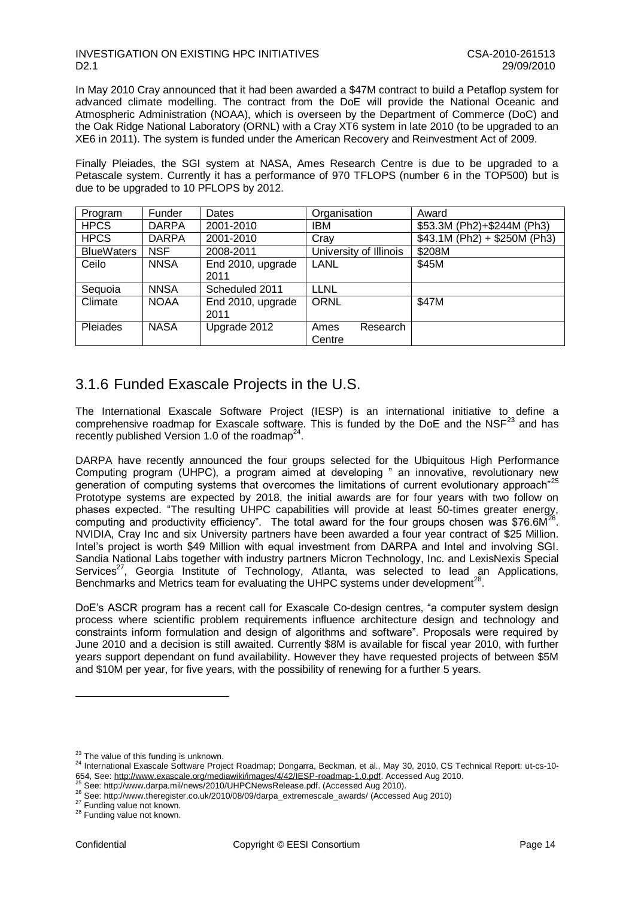In May 2010 Cray announced that it had been awarded a $47M contract to build a Petaflop system for advanced climate modelling. The contract from the DoE will provide the National Oceanic and Atmospheric Administration (NOAA), which is overseen by the Department of Commerce (DoC) and the Oak Ridge National Laboratory (ORNL) with a Cray XT6 system in late 2010 (to be upgraded to an XE6 in 2011). The system is funded under the American Recovery and Reinvestment Act of 2009.

Finally Pleiades, the SGI system at NASA, Ames Research Centre is due to be upgraded to a Petascale system. Currently it has a performance of 970 TFLOPS (number 6 in the TOP500) but is due to be upgraded to 10 PFLOPS by 2012.

| Program | Funder | Dates | Organisation | Award |
|---|---|---|---|---|
| HPCS | DARPA | 2001-2010 | IBM | $53.3M (Ph2)+$244M (Ph3) |
| HPCS | DARPA | 2001-2010 | Cray | $43.1M (Ph2) + $250M (Ph3) |
| BlueWaters | NSF | 2008-2011 | University of Illinois | $208M |
| Ceilo | NNSA | End 2010, upgrade 2011 | LANL | $45M |
| Sequoia | NNSA | Scheduled 2011 | LLNL | |
| Climate | NOAA | End 2010, upgrade 2011 | ORNL | $47M |
| Pleiades | NASA | Upgrade 2012 | Ames Research Centre | |

## 3.1.6 Funded Exascale Projects in the U.S.

The International Exascale Software Project (IESP) is an international initiative to define a comprehensive roadmap for Exascale software. This is funded by the DoE and the NSF[23] and has recently published Version 1.0 of the roadmap[24].

DARPA have recently announced the four groups selected for the Ubiquitous High Performance Computing program (UHPC), a program aimed at developing " an innovative, revolutionary new generation of computing systems that overcomes the limitations of current evolutionary approach"[25] Prototype systems are expected by 2018, the initial awards are for four years with two follow on phases expected. "The resulting UHPC capabilities will provide at least 50-times greater energy, computing and productivity efficiency". The total award for the four groups chosen was $76.6M[26]. NVIDIA, Cray Inc and six University partners have been awarded a four year contract of $25 Million. Intel's project is worth $49 Million with equal investment from DARPA and Intel and involving SGI. Sandia National Labs together with industry partners Micron Technology, Inc. and LexisNexis Special Services[27], Georgia Institute of Technology, Atlanta, was selected to lead an Applications, Benchmarks and Metrics team for evaluating the UHPC systems under development[28].

DoE's ASCR program has a recent call for Exascale Co-design centres, "a computer system design process where scientific problem requirements influence architecture design and technology and constraints inform formulation and design of algorithms and software". Proposals were required by June 2010 and a decision is still awaited. Currently $8M is available for fiscal year 2010, with further years support dependant on fund availability. However they have requested projects of between $5M and $10M per year, for five years, with the possibility of renewing for a further 5 years.

---

[23] The value of this funding is unknown.

[24] International Exascale Software Project Roadmap; Dongarra, Beckman, et al., May 30, 2010, CS Technical Report: ut-cs-10-654, See: http://www.exascale.org/mediawiki/images/4/42/IESP-roadmap-1.0.pdf. Accessed Aug 2010.

[25] See: http://www.darpa.mil/news/2010/UHPCNewsRelease.pdf. (Accessed Aug 2010).

[26] See: http://www.theregister.co.uk/2010/08/09/darpa_extremescale_awards/ (Accessed Aug 2010)

[27] Funding value not known.

[28] Funding value not known.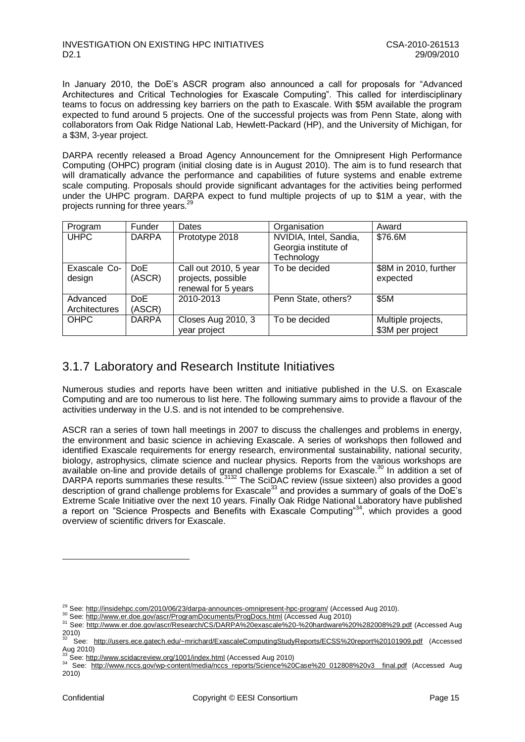In January 2010, the DoE's ASCR program also announced a call for proposals for "Advanced Architectures and Critical Technologies for Exascale Computing". This called for interdisciplinary teams to focus on addressing key barriers on the path to Exascale. With \$5M available the program expected to fund around 5 projects. One of the successful projects was from Penn State, along with collaborators from Oak Ridge National Lab, Hewlett-Packard (HP), and the University of Michigan, for a \$3M, 3-year project.

DARPA recently released a Broad Agency Announcement for the Omnipresent High Performance Computing (OHPC) program (initial closing date is in August 2010). The aim is to fund research that will dramatically advance the performance and capabilities of future systems and enable extreme scale computing. Proposals should provide significant advantages for the activities being performed under the UHPC program. DARPA expect to fund multiple projects of up to \$1M a year, with the projects running for three years.[29]

| Program | Funder | Dates | Organisation | Award |
|---|---|---|---|---|
| UHPC | DARPA | Prototype 2018 | NVIDIA, Intel, Sandia, Georgia institute of Technology | \$76.6M |
| Exascale Co-design | DoE (ASCR) | Call out 2010, 5 year projects, possible renewal for 5 years | To be decided | \$8M in 2010, further expected |
| Advanced Architectures | DoE (ASCR) | 2010-2013 | Penn State, others? | \$5M |
| OHPC | DARPA | Closes Aug 2010, 3 year project | To be decided | Multiple projects, \$3M per project |

## 3.1.7 Laboratory and Research Institute Initiatives

Numerous studies and reports have been written and initiative published in the U.S. on Exascale Computing and are too numerous to list here. The following summary aims to provide a flavour of the activities underway in the U.S. and is not intended to be comprehensive.

ASCR ran a series of town hall meetings in 2007 to discuss the challenges and problems in energy, the environment and basic science in achieving Exascale. A series of workshops then followed and identified Exascale requirements for energy research, environmental sustainability, national security, biology, astrophysics, climate science and nuclear physics. Reports from the various workshops are available on-line and provide details of grand challenge problems for Exascale.[30] In addition a set of DARPA reports summaries these results.[31][32] The SciDAC review (issue sixteen) also provides a good description of grand challenge problems for Exascale[33] and provides a summary of goals of the DoE's Extreme Scale Initiative over the next 10 years. Finally Oak Ridge National Laboratory have published a report on "Science Prospects and Benefits with Exascale Computing"[34], which provides a good overview of scientific drivers for Exascale.

---

[29] See: http://insidehpc.com/2010/06/23/darpa-announces-omnipresent-hpc-program/ (Accessed Aug 2010).

[30] See: http://www.er.doe.gov/ascr/ProgramDocuments/ProgDocs.html (Accessed Aug 2010)

[31] See: http://www.er.doe.gov/ascr/Research/CS/DARPA%20exascale%20-%20hardware%20%282008%29.pdf (Accessed Aug 2010)

[32] See: http://users.ece.gatech.edu/~mrichard/ExascaleComputingStudyReports/ECSS%20report%20101909.pdf (Accessed Aug 2010)

[33] See: http://www.scidacreview.org/1001/index.html (Accessed Aug 2010)

[34] See: http://www.nccs.gov/wp-content/media/nccs_reports/Science%20Case%20_012808%20v3__final.pdf (Accessed Aug 2010)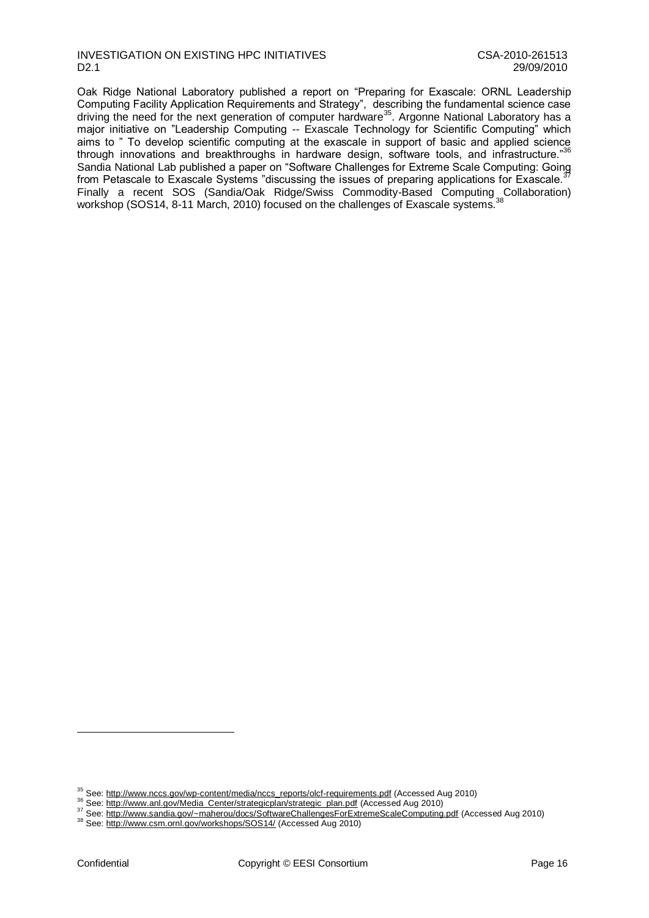Oak Ridge National Laboratory published a report on "Preparing for Exascale: ORNL Leadership Computing Facility Application Requirements and Strategy", describing the fundamental science case driving the need for the next generation of computer hardware[35]. Argonne National Laboratory has a major initiative on "Leadership Computing -- Exascale Technology for Scientific Computing" which aims to " To develop scientific computing at the exascale in support of basic and applied science through innovations and breakthroughs in hardware design, software tools, and infrastructure."[36] Sandia National Lab published a paper on "Software Challenges for Extreme Scale Computing: Going from Petascale to Exascale Systems "discussing the issues of preparing applications for Exascale.[37] Finally a recent SOS (Sandia/Oak Ridge/Swiss Commodity-Based Computing Collaboration) workshop (SOS14, 8-11 March, 2010) focused on the challenges of Exascale systems.[38]

---

[35] See: http://www.nccs.gov/wp-content/media/nccs_reports/olcf-requirements.pdf (Accessed Aug 2010)

[36] See: http://www.anl.gov/Media_Center/strategicplan/strategic_plan.pdf (Accessed Aug 2010)

[37] See: http://www.sandia.gov/~maherou/docs/SoftwareChallengesForExtremeScaleComputing.pdf (Accessed Aug 2010)

[38] See: http://www.csm.ornl.gov/workshops/SOS14/ (Accessed Aug 2010)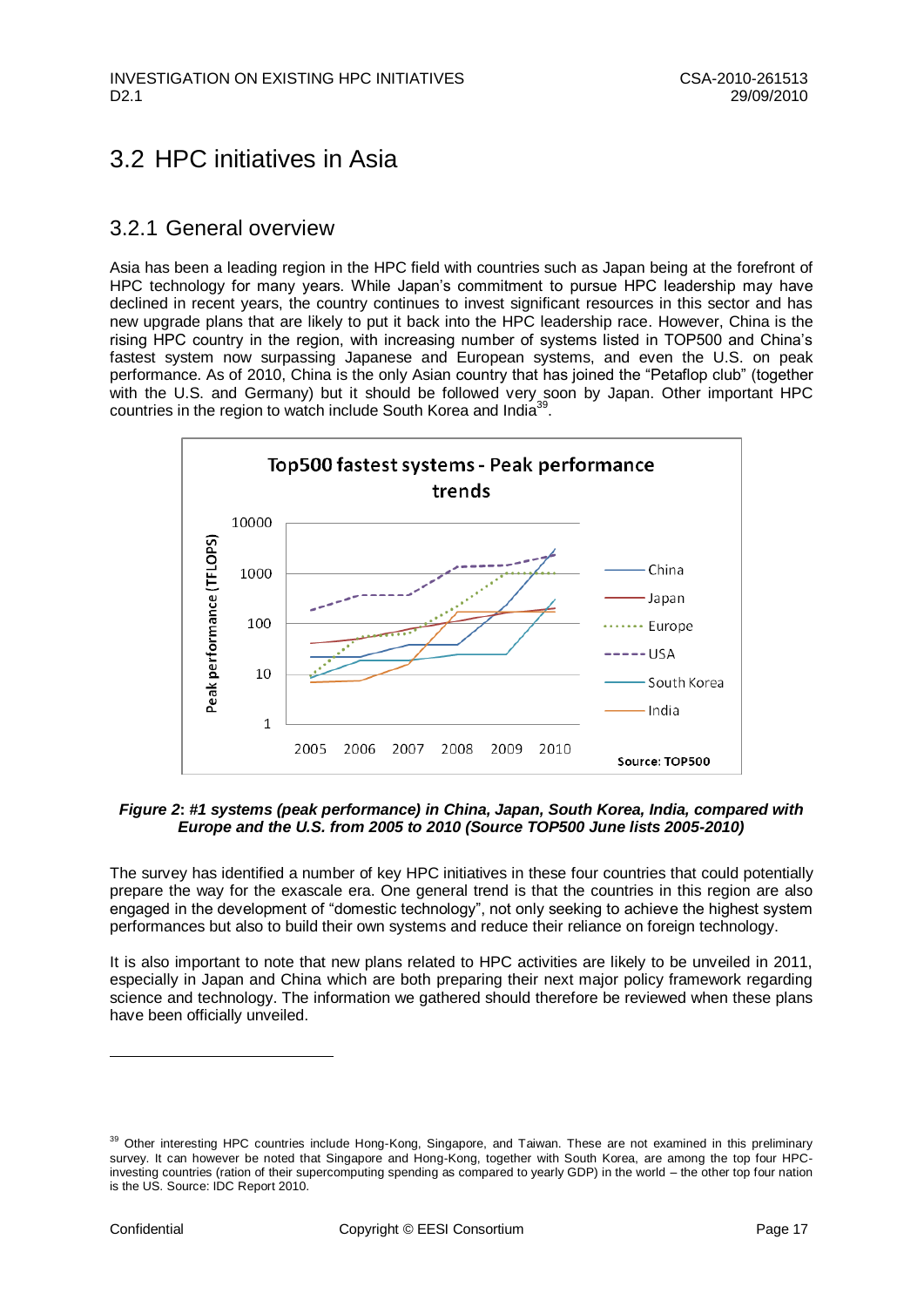## 3.2 HPC initiatives in Asia

### 3.2.1 General overview

Asia has been a leading region in the HPC field with countries such as Japan being at the forefront of HPC technology for many years. While Japan's commitment to pursue HPC leadership may have declined in recent years, the country continues to invest significant resources in this sector and has new upgrade plans that are likely to put it back into the HPC leadership race. However, China is the rising HPC country in the region, with increasing number of systems listed in TOP500 and China's fastest system now surpassing Japanese and European systems, and even the U.S. on peak performance. As of 2010, China is the only Asian country that has joined the "Petaflop club" (together with the U.S. and Germany) but it should be followed very soon by Japan. Other important HPC countries in the region to watch include South Korea and India[39].

Top500 fastest systems - Peak performance trends

*Figure 2: #1 systems (peak performance) in China, Japan, South Korea, India, compared with Europe and the U.S. from 2005 to 2010 (Source TOP500 June lists 2005-2010)*

The survey has identified a number of key HPC initiatives in these four countries that could potentially prepare the way for the exascale era. One general trend is that the countries in this region are also engaged in the development of "domestic technology", not only seeking to achieve the highest system performances but also to build their own systems and reduce their reliance on foreign technology.

It is also important to note that new plans related to HPC activities are likely to be unveiled in 2011, especially in Japan and China which are both preparing their next major policy framework regarding science and technology. The information we gathered should therefore be reviewed when these plans have been officially unveiled.

[39] Other interesting HPC countries include Hong-Kong, Singapore, and Taiwan. These are not examined in this preliminary survey. It can however be noted that Singapore and Hong-Kong, together with South Korea, are among the top four HPC-investing countries (ration of their supercomputing spending as compared to yearly GDP) in the world – the other top four nation is the US. Source: IDC Report 2010.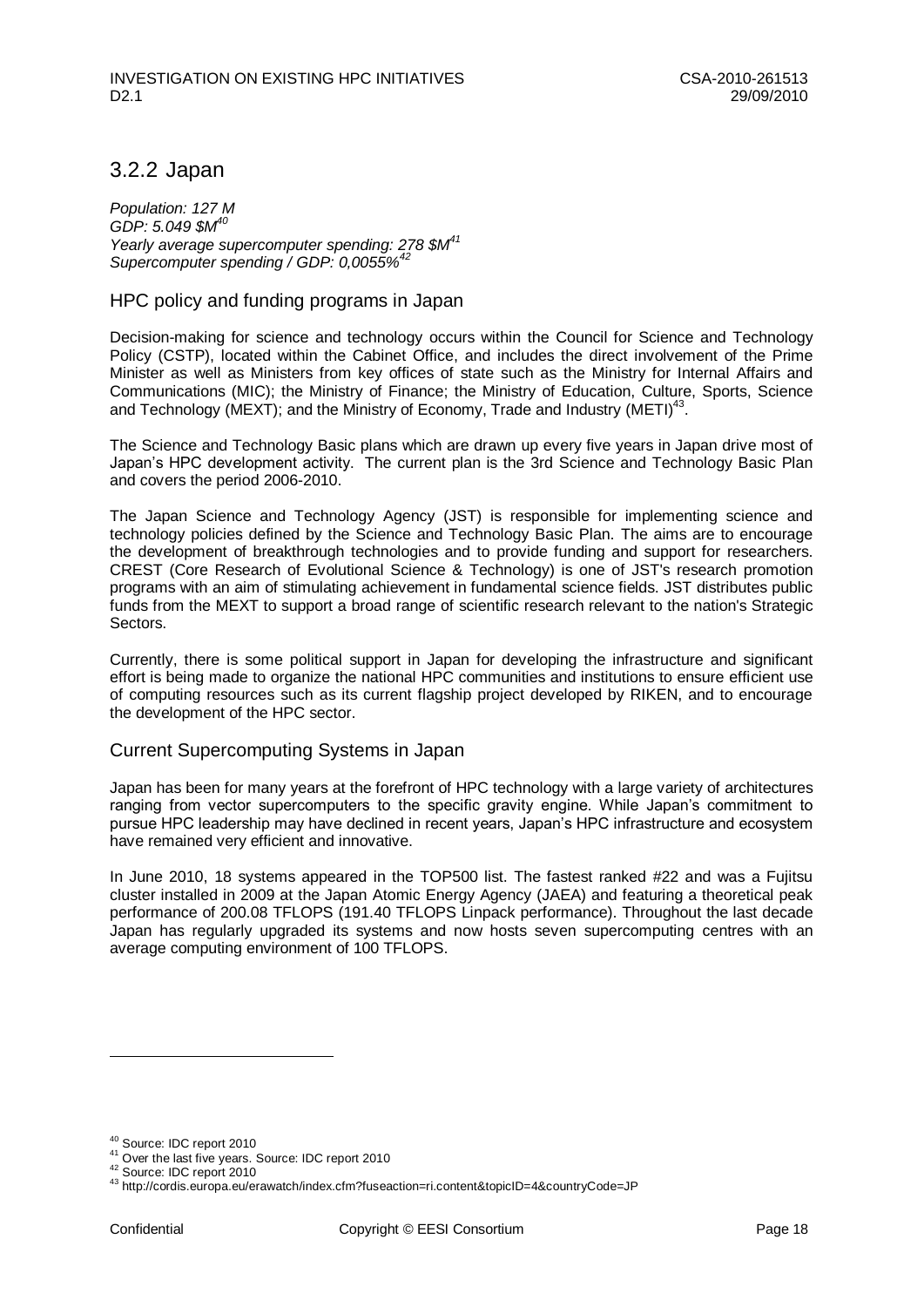## 3.2.2 Japan

*Population: 127 M*
*GDP: 5.049 $M*[40]
*Yearly average supercomputer spending: 278 $M*[41]
*Supercomputer spending / GDP: 0,0055%*[42]

### HPC policy and funding programs in Japan

Decision-making for science and technology occurs within the Council for Science and Technology Policy (CSTP), located within the Cabinet Office, and includes the direct involvement of the Prime Minister as well as Ministers from key offices of state such as the Ministry for Internal Affairs and Communications (MIC); the Ministry of Finance; the Ministry of Education, Culture, Sports, Science and Technology (MEXT); and the Ministry of Economy, Trade and Industry (METI)[43].

The Science and Technology Basic plans which are drawn up every five years in Japan drive most of Japan's HPC development activity. The current plan is the 3rd Science and Technology Basic Plan and covers the period 2006-2010.

The Japan Science and Technology Agency (JST) is responsible for implementing science and technology policies defined by the Science and Technology Basic Plan. The aims are to encourage the development of breakthrough technologies and to provide funding and support for researchers. CREST (Core Research of Evolutional Science & Technology) is one of JST's research promotion programs with an aim of stimulating achievement in fundamental science fields. JST distributes public funds from the MEXT to support a broad range of scientific research relevant to the nation's Strategic Sectors.

Currently, there is some political support in Japan for developing the infrastructure and significant effort is being made to organize the national HPC communities and institutions to ensure efficient use of computing resources such as its current flagship project developed by RIKEN, and to encourage the development of the HPC sector.

### Current Supercomputing Systems in Japan

Japan has been for many years at the forefront of HPC technology with a large variety of architectures ranging from vector supercomputers to the specific gravity engine. While Japan's commitment to pursue HPC leadership may have declined in recent years, Japan's HPC infrastructure and ecosystem have remained very efficient and innovative.

In June 2010, 18 systems appeared in the TOP500 list. The fastest ranked #22 and was a Fujitsu cluster installed in 2009 at the Japan Atomic Energy Agency (JAEA) and featuring a theoretical peak performance of 200.08 TFLOPS (191.40 TFLOPS Linpack performance). Throughout the last decade Japan has regularly upgraded its systems and now hosts seven supercomputing centres with an average computing environment of 100 TFLOPS.

---

[40] Source: IDC report 2010
[41] Over the last five years. Source: IDC report 2010
[42] Source: IDC report 2010
[43] http://cordis.europa.eu/erawatch/index.cfm?fuseaction=ri.content&topicID=4&countryCode=JP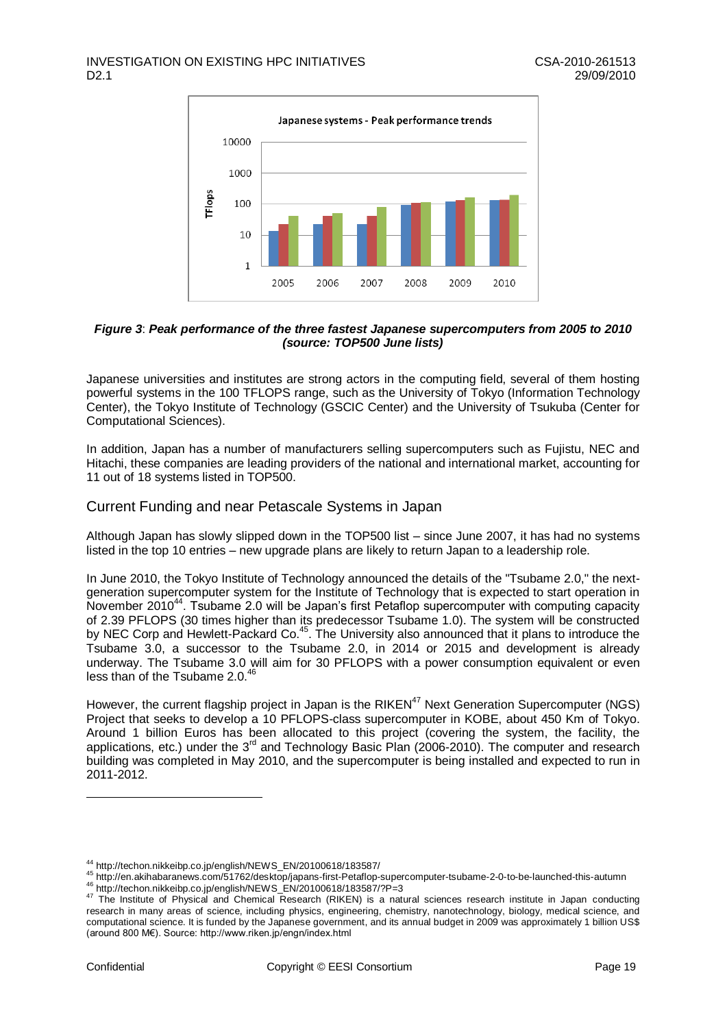*Figure 3*: ***Peak performance of the three fastest Japanese supercomputers from 2005 to 2010 (source: TOP500 June lists)***

Japanese universities and institutes are strong actors in the computing field, several of them hosting powerful systems in the 100 TFLOPS range, such as the University of Tokyo (Information Technology Center), the Tokyo Institute of Technology (GSCIC Center) and the University of Tsukuba (Center for Computational Sciences).

In addition, Japan has a number of manufacturers selling supercomputers such as Fujistu, NEC and Hitachi, these companies are leading providers of the national and international market, accounting for 11 out of 18 systems listed in TOP500.

## Current Funding and near Petascale Systems in Japan

Although Japan has slowly slipped down in the TOP500 list – since June 2007, it has had no systems listed in the top 10 entries – new upgrade plans are likely to return Japan to a leadership role.

In June 2010, the Tokyo Institute of Technology announced the details of the "Tsubame 2.0," the next-generation supercomputer system for the Institute of Technology that is expected to start operation in November 2010[44]. Tsubame 2.0 will be Japan's first Petaflop supercomputer with computing capacity of 2.39 PFLOPS (30 times higher than its predecessor Tsubame 1.0). The system will be constructed by NEC Corp and Hewlett-Packard Co.[45]. The University also announced that it plans to introduce the Tsubame 3.0, a successor to the Tsubame 2.0, in 2014 or 2015 and development is already underway. The Tsubame 3.0 will aim for 30 PFLOPS with a power consumption equivalent or even less than of the Tsubame 2.0.[46]

However, the current flagship project in Japan is the RIKEN[47] Next Generation Supercomputer (NGS) Project that seeks to develop a 10 PFLOPS-class supercomputer in KOBE, about 450 Km of Tokyo. Around 1 billion Euros has been allocated to this project (covering the system, the facility, the applications, etc.) under the 3[rd] and Technology Basic Plan (2006-2010). The computer and research building was completed in May 2010, and the supercomputer is being installed and expected to run in 2011-2012.

---

[44] http://techon.nikkeibp.co.jp/english/NEWS_EN/20100618/183587/

[45] http://en.akihabaranews.com/51762/desktop/japans-first-Petaflop-supercomputer-tsubame-2-0-to-be-launched-this-autumn

[46] http://techon.nikkeibp.co.jp/english/NEWS_EN/20100618/183587/?P=3

[47] The Institute of Physical and Chemical Research (RIKEN) is a natural sciences research institute in Japan conducting research in many areas of science, including physics, engineering, chemistry, nanotechnology, biology, medical science, and computational science. It is funded by the Japanese government, and its annual budget in 2009 was approximately 1 billion US$ (around 800 M€). Source: http://www.riken.jp/engn/index.html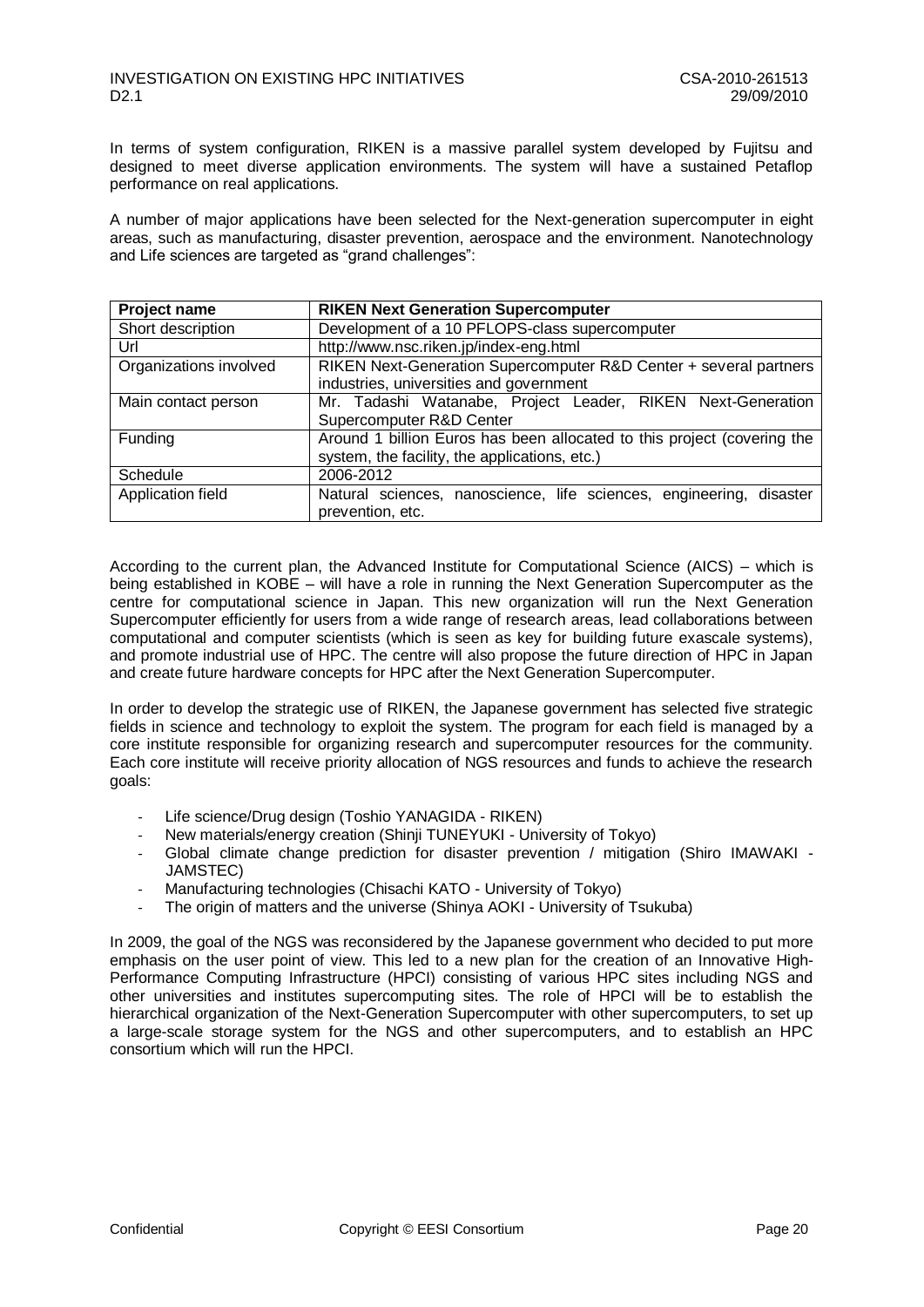In terms of system configuration, RIKEN is a massive parallel system developed by Fujitsu and designed to meet diverse application environments. The system will have a sustained Petaflop performance on real applications.

A number of major applications have been selected for the Next-generation supercomputer in eight areas, such as manufacturing, disaster prevention, aerospace and the environment. Nanotechnology and Life sciences are targeted as "grand challenges":

| **Project name** | **RIKEN Next Generation Supercomputer** |
|---|---|
| Short description | Development of a 10 PFLOPS-class supercomputer |
| Url | http://www.nsc.riken.jp/index-eng.html |
| Organizations involved | RIKEN Next-Generation Supercomputer R&D Center + several partners industries, universities and government |
| Main contact person | Mr. Tadashi Watanabe, Project Leader, RIKEN Next-Generation Supercomputer R&D Center |
| Funding | Around 1 billion Euros has been allocated to this project (covering the system, the facility, the applications, etc.) |
| Schedule | 2006-2012 |
| Application field | Natural sciences, nanoscience, life sciences, engineering, disaster prevention, etc. |

According to the current plan, the Advanced Institute for Computational Science (AICS) – which is being established in KOBE – will have a role in running the Next Generation Supercomputer as the centre for computational science in Japan. This new organization will run the Next Generation Supercomputer efficiently for users from a wide range of research areas, lead collaborations between computational and computer scientists (which is seen as key for building future exascale systems), and promote industrial use of HPC. The centre will also propose the future direction of HPC in Japan and create future hardware concepts for HPC after the Next Generation Supercomputer.

In order to develop the strategic use of RIKEN, the Japanese government has selected five strategic fields in science and technology to exploit the system. The program for each field is managed by a core institute responsible for organizing research and supercomputer resources for the community. Each core institute will receive priority allocation of NGS resources and funds to achieve the research goals:

- Life science/Drug design (Toshio YANAGIDA - RIKEN)
- New materials/energy creation (Shinji TUNEYUKI - University of Tokyo)
- Global climate change prediction for disaster prevention / mitigation (Shiro IMAWAKI - JAMSTEC)
- Manufacturing technologies (Chisachi KATO - University of Tokyo)
- The origin of matters and the universe (Shinya AOKI - University of Tsukuba)

In 2009, the goal of the NGS was reconsidered by the Japanese government who decided to put more emphasis on the user point of view. This led to a new plan for the creation of an Innovative High-Performance Computing Infrastructure (HPCI) consisting of various HPC sites including NGS and other universities and institutes supercomputing sites. The role of HPCI will be to establish the hierarchical organization of the Next-Generation Supercomputer with other supercomputers, to set up a large-scale storage system for the NGS and other supercomputers, and to establish an HPC consortium which will run the HPCI.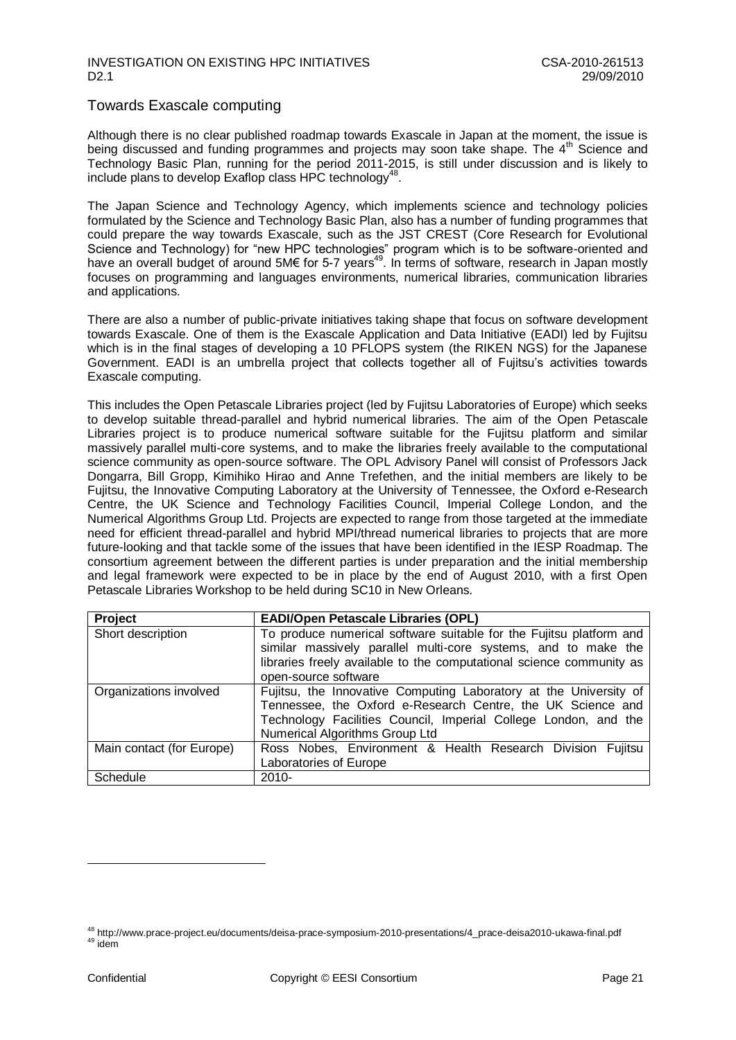## Towards Exascale computing

Although there is no clear published roadmap towards Exascale in Japan at the moment, the issue is being discussed and funding programmes and projects may soon take shape. The 4th Science and Technology Basic Plan, running for the period 2011-2015, is still under discussion and is likely to include plans to develop Exaflop class HPC technology[48].

The Japan Science and Technology Agency, which implements science and technology policies formulated by the Science and Technology Basic Plan, also has a number of funding programmes that could prepare the way towards Exascale, such as the JST CREST (Core Research for Evolutional Science and Technology) for "new HPC technologies" program which is to be software-oriented and have an overall budget of around 5M€ for 5-7 years[49]. In terms of software, research in Japan mostly focuses on programming and languages environments, numerical libraries, communication libraries and applications.

There are also a number of public-private initiatives taking shape that focus on software development towards Exascale. One of them is the Exascale Application and Data Initiative (EADI) led by Fujitsu which is in the final stages of developing a 10 PFLOPS system (the RIKEN NGS) for the Japanese Government. EADI is an umbrella project that collects together all of Fujitsu's activities towards Exascale computing.

This includes the Open Petascale Libraries project (led by Fujitsu Laboratories of Europe) which seeks to develop suitable thread-parallel and hybrid numerical libraries. The aim of the Open Petascale Libraries project is to produce numerical software suitable for the Fujitsu platform and similar massively parallel multi-core systems, and to make the libraries freely available to the computational science community as open-source software. The OPL Advisory Panel will consist of Professors Jack Dongarra, Bill Gropp, Kimihiko Hirao and Anne Trefethen, and the initial members are likely to be Fujitsu, the Innovative Computing Laboratory at the University of Tennessee, the Oxford e-Research Centre, the UK Science and Technology Facilities Council, Imperial College London, and the Numerical Algorithms Group Ltd. Projects are expected to range from those targeted at the immediate need for efficient thread-parallel and hybrid MPI/thread numerical libraries to projects that are more future-looking and that tackle some of the issues that have been identified in the IESP Roadmap. The consortium agreement between the different parties is under preparation and the initial membership and legal framework were expected to be in place by the end of August 2010, with a first Open Petascale Libraries Workshop to be held during SC10 in New Orleans.

| Project | EADI/Open Petascale Libraries (OPL) |
|---|---|
| Short description | To produce numerical software suitable for the Fujitsu platform and similar massively parallel multi-core systems, and to make the libraries freely available to the computational science community as open-source software |
| Organizations involved | Fujitsu, the Innovative Computing Laboratory at the University of Tennessee, the Oxford e-Research Centre, the UK Science and Technology Facilities Council, Imperial College London, and the Numerical Algorithms Group Ltd |
| Main contact (for Europe) | Ross Nobes, Environment & Health Research Division Fujitsu Laboratories of Europe |
| Schedule | 2010- |

[48] http://www.prace-project.eu/documents/deisa-prace-symposium-2010-presentations/4_prace-deisa2010-ukawa-final.pdf
[49] idem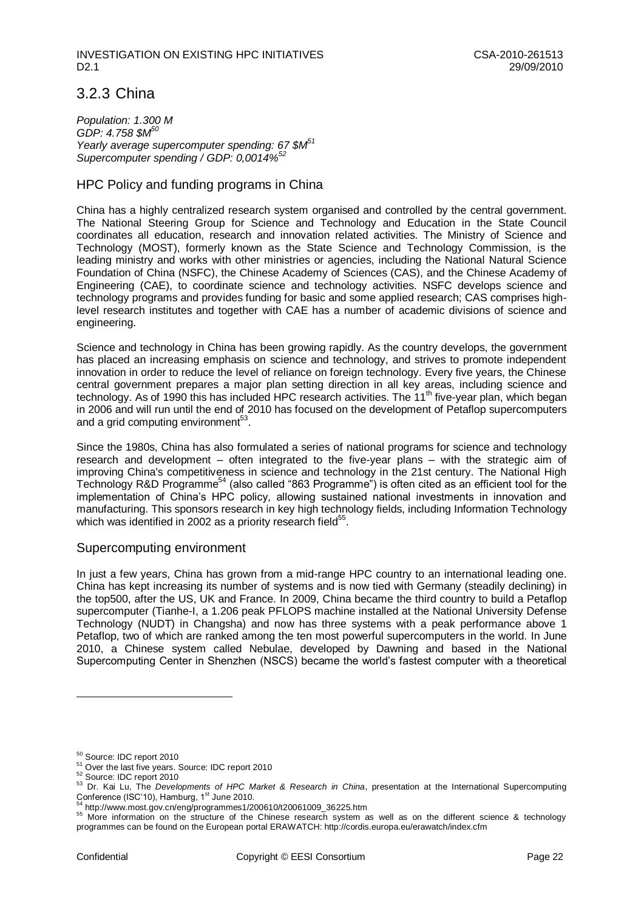## 3.2.3 China

*Population: 1.300 M*
*GDP: 4.758 $M*[50]
*Yearly average supercomputer spending: 67 $M*[51]
*Supercomputer spending / GDP: 0,0014%*[52]

### HPC Policy and funding programs in China

China has a highly centralized research system organised and controlled by the central government. The National Steering Group for Science and Technology and Education in the State Council coordinates all education, research and innovation related activities. The Ministry of Science and Technology (MOST), formerly known as the State Science and Technology Commission, is the leading ministry and works with other ministries or agencies, including the National Natural Science Foundation of China (NSFC), the Chinese Academy of Sciences (CAS), and the Chinese Academy of Engineering (CAE), to coordinate science and technology activities. NSFC develops science and technology programs and provides funding for basic and some applied research; CAS comprises high-level research institutes and together with CAE has a number of academic divisions of science and engineering.

Science and technology in China has been growing rapidly. As the country develops, the government has placed an increasing emphasis on science and technology, and strives to promote independent innovation in order to reduce the level of reliance on foreign technology. Every five years, the Chinese central government prepares a major plan setting direction in all key areas, including science and technology. As of 1990 this has included HPC research activities. The 11th five-year plan, which began in 2006 and will run until the end of 2010 has focused on the development of Petaflop supercomputers and a grid computing environment[53].

Since the 1980s, China has also formulated a series of national programs for science and technology research and development – often integrated to the five-year plans – with the strategic aim of improving China's competitiveness in science and technology in the 21st century. The National High Technology R&D Programme[54] (also called "863 Programme") is often cited as an efficient tool for the implementation of China's HPC policy, allowing sustained national investments in innovation and manufacturing. This sponsors research in key high technology fields, including Information Technology which was identified in 2002 as a priority research field[55].

### Supercomputing environment

In just a few years, China has grown from a mid-range HPC country to an international leading one. China has kept increasing its number of systems and is now tied with Germany (steadily declining) in the top500, after the US, UK and France. In 2009, China became the third country to build a Petaflop supercomputer (Tianhe-I, a 1.206 peak PFLOPS machine installed at the National University Defense Technology (NUDT) in Changsha) and now has three systems with a peak performance above 1 Petaflop, two of which are ranked among the ten most powerful supercomputers in the world. In June 2010, a Chinese system called Nebulae, developed by Dawning and based in the National Supercomputing Center in Shenzhen (NSCS) became the world's fastest computer with a theoretical

---

[50] Source: IDC report 2010

[51] Over the last five years. Source: IDC report 2010

[52] Source: IDC report 2010

[53] Dr. Kai Lu, The *Developments of HPC Market & Research in China*, presentation at the International Supercomputing Conference (ISC'10), Hamburg, 1st June 2010.

[54] http://www.most.gov.cn/eng/programmes1/200610/t20061009_36225.htm

[55] More information on the structure of the Chinese research system as well as on the different science & technology programmes can be found on the European portal ERAWATCH: http://cordis.europa.eu/erawatch/index.cfm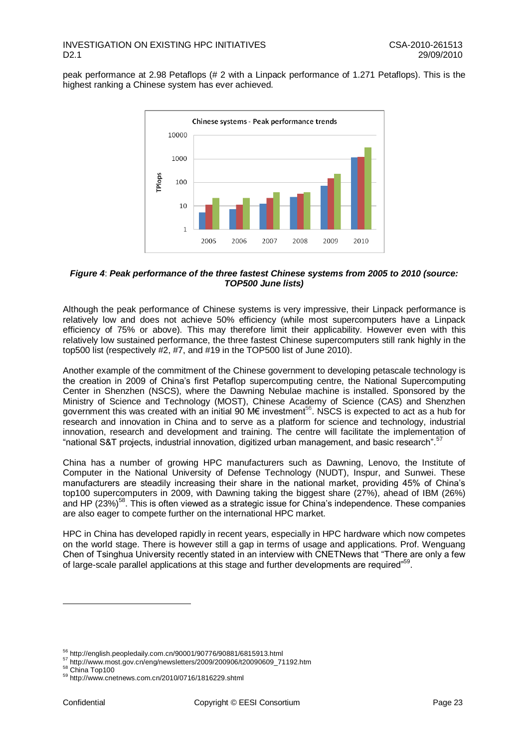peak performance at 2.98 Petaflops (# 2 with a Linpack performance of 1.271 Petaflops). This is the highest ranking a Chinese system has ever achieved.

***Figure 4*: *Peak performance of the three fastest Chinese systems from 2005 to 2010 (source: TOP500 June lists)***

Although the peak performance of Chinese systems is very impressive, their Linpack performance is relatively low and does not achieve 50% efficiency (while most supercomputers have a Linpack efficiency of 75% or above). This may therefore limit their applicability. However even with this relatively low sustained performance, the three fastest Chinese supercomputers still rank highly in the top500 list (respectively #2, #7, and #19 in the TOP500 list of June 2010).

Another example of the commitment of the Chinese government to developing petascale technology is the creation in 2009 of China's first Petaflop supercomputing centre, the National Supercomputing Center in Shenzhen (NSCS), where the Dawning Nebulae machine is installed. Sponsored by the Ministry of Science and Technology (MOST), Chinese Academy of Science (CAS) and Shenzhen government this was created with an initial 90 M€ investment[56]. NSCS is expected to act as a hub for research and innovation in China and to serve as a platform for science and technology, industrial innovation, research and development and training. The centre will facilitate the implementation of "national S&T projects, industrial innovation, digitized urban management, and basic research".[57]

China has a number of growing HPC manufacturers such as Dawning, Lenovo, the Institute of Computer in the National University of Defense Technology (NUDT), Inspur, and Sunwei. These manufacturers are steadily increasing their share in the national market, providing 45% of China's top100 supercomputers in 2009, with Dawning taking the biggest share (27%), ahead of IBM (26%) and HP (23%)[58]. This is often viewed as a strategic issue for China's independence. These companies are also eager to compete further on the international HPC market.

HPC in China has developed rapidly in recent years, especially in HPC hardware which now competes on the world stage. There is however still a gap in terms of usage and applications. Prof. Wenguang Chen of Tsinghua University recently stated in an interview with CNETNews that "There are only a few of large-scale parallel applications at this stage and further developments are required"[59].

---

[56] http://english.peopledaily.com.cn/90001/90776/90881/6815913.html

[57] http://www.most.gov.cn/eng/newsletters/2009/200906/t20090609_71192.htm

[58] China Top100

[59] http://www.cnetnews.com.cn/2010/0716/1816229.shtml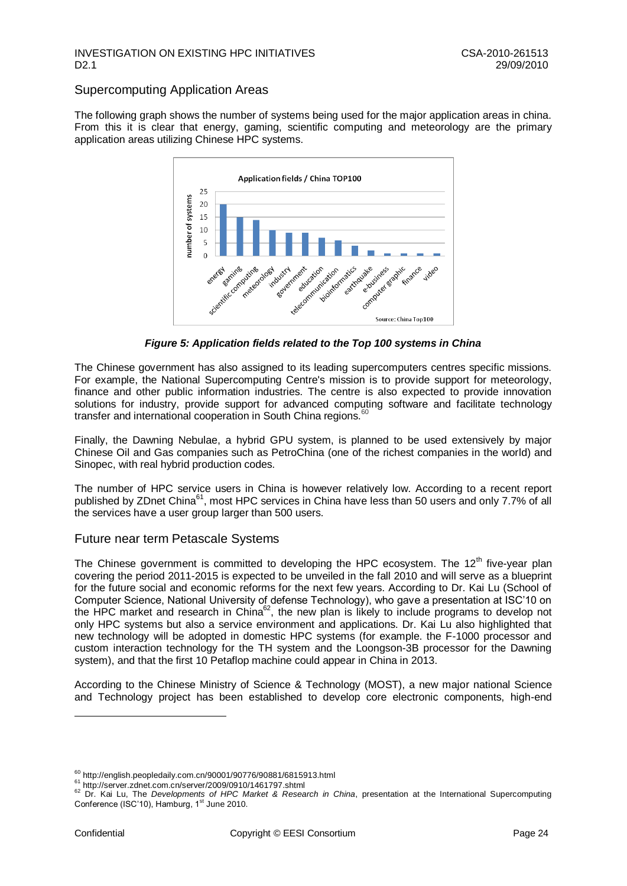## Supercomputing Application Areas

The following graph shows the number of systems being used for the major application areas in china. From this it is clear that energy, gaming, scientific computing and meteorology are the primary application areas utilizing Chinese HPC systems.

***Figure 5: Application fields related to the Top 100 systems in China***

The Chinese government has also assigned to its leading supercomputers centres specific missions. For example, the National Supercomputing Centre's mission is to provide support for meteorology, finance and other public information industries. The centre is also expected to provide innovation solutions for industry, provide support for advanced computing software and facilitate technology transfer and international cooperation in South China regions.[60]

Finally, the Dawning Nebulae, a hybrid GPU system, is planned to be used extensively by major Chinese Oil and Gas companies such as PetroChina (one of the richest companies in the world) and Sinopec, with real hybrid production codes.

The number of HPC service users in China is however relatively low. According to a recent report published by ZDnet China[61], most HPC services in China have less than 50 users and only 7.7% of all the services have a user group larger than 500 users.

## Future near term Petascale Systems

The Chinese government is committed to developing the HPC ecosystem. The 12[th] five-year plan covering the period 2011-2015 is expected to be unveiled in the fall 2010 and will serve as a blueprint for the future social and economic reforms for the next few years. According to Dr. Kai Lu (School of Computer Science, National University of defense Technology), who gave a presentation at ISC'10 on the HPC market and research in China[62], the new plan is likely to include programs to develop not only HPC systems but also a service environment and applications. Dr. Kai Lu also highlighted that new technology will be adopted in domestic HPC systems (for example. the F-1000 processor and custom interaction technology for the TH system and the Loongson-3B processor for the Dawning system), and that the first 10 Petaflop machine could appear in China in 2013.

According to the Chinese Ministry of Science & Technology (MOST), a new major national Science and Technology project has been established to develop core electronic components, high-end

---

[60] http://english.peopledaily.com.cn/90001/90776/90881/6815913.html

[61] http://server.zdnet.com.cn/server/2009/0910/1461797.shtml

[62] Dr. Kai Lu, The *Developments of HPC Market & Research in China*, presentation at the International Supercomputing Conference (ISC'10), Hamburg, 1[st] June 2010.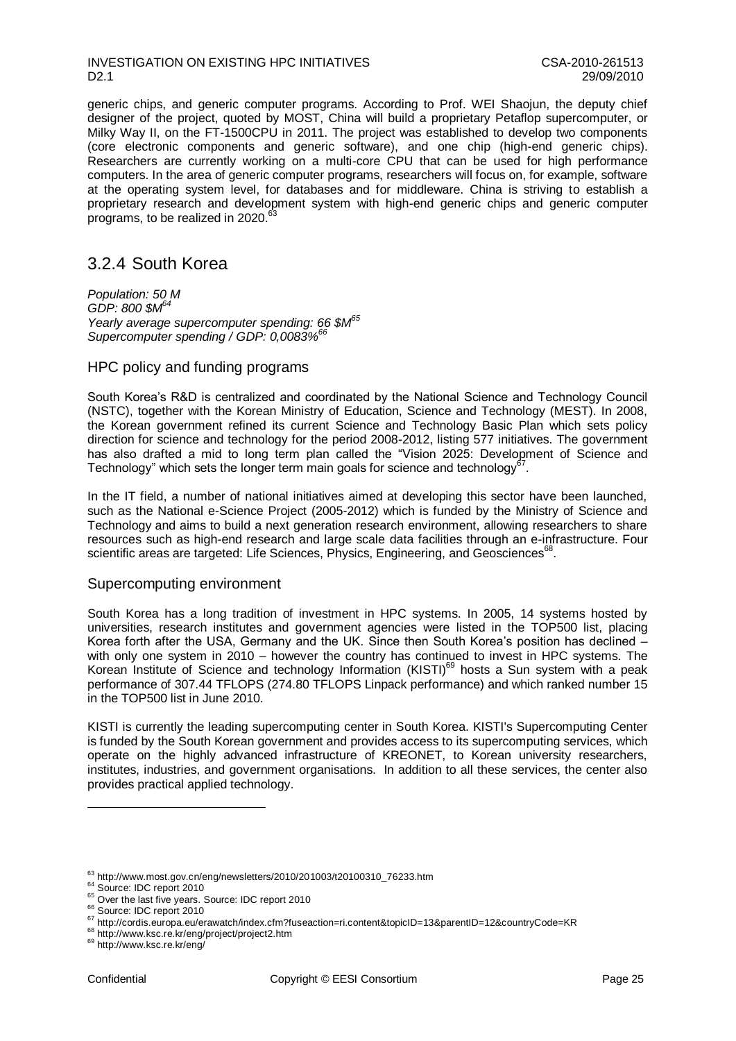generic chips, and generic computer programs. According to Prof. WEI Shaojun, the deputy chief designer of the project, quoted by MOST, China will build a proprietary Petaflop supercomputer, or Milky Way II, on the FT-1500CPU in 2011. The project was established to develop two components (core electronic components and generic software), and one chip (high-end generic chips). Researchers are currently working on a multi-core CPU that can be used for high performance computers. In the area of generic computer programs, researchers will focus on, for example, software at the operating system level, for databases and for middleware. China is striving to establish a proprietary research and development system with high-end generic chips and generic computer programs, to be realized in 2020.[63]

## 3.2.4 South Korea

*Population: 50 M*
*GDP: 800 $M[64]*
*Yearly average supercomputer spending: 66 $M[65]*
*Supercomputer spending / GDP: 0,0083%[66]*

### HPC policy and funding programs

South Korea's R&D is centralized and coordinated by the National Science and Technology Council (NSTC), together with the Korean Ministry of Education, Science and Technology (MEST). In 2008, the Korean government refined its current Science and Technology Basic Plan which sets policy direction for science and technology for the period 2008-2012, listing 577 initiatives. The government has also drafted a mid to long term plan called the "Vision 2025: Development of Science and Technology" which sets the longer term main goals for science and technology[67].

In the IT field, a number of national initiatives aimed at developing this sector have been launched, such as the National e-Science Project (2005-2012) which is funded by the Ministry of Science and Technology and aims to build a next generation research environment, allowing researchers to share resources such as high-end research and large scale data facilities through an e-infrastructure. Four scientific areas are targeted: Life Sciences, Physics, Engineering, and Geosciences[68].

### Supercomputing environment

South Korea has a long tradition of investment in HPC systems. In 2005, 14 systems hosted by universities, research institutes and government agencies were listed in the TOP500 list, placing Korea forth after the USA, Germany and the UK. Since then South Korea's position has declined – with only one system in 2010 – however the country has continued to invest in HPC systems. The Korean Institute of Science and technology Information (KISTI)[69] hosts a Sun system with a peak performance of 307.44 TFLOPS (274.80 TFLOPS Linpack performance) and which ranked number 15 in the TOP500 list in June 2010.

KISTI is currently the leading supercomputing center in South Korea. KISTI's Supercomputing Center is funded by the South Korean government and provides access to its supercomputing services, which operate on the highly advanced infrastructure of KREONET, to Korean university researchers, institutes, industries, and government organisations. In addition to all these services, the center also provides practical applied technology.

---

[63] http://www.most.gov.cn/eng/newsletters/2010/201003/t20100310_76233.htm
[64] Source: IDC report 2010
[65] Over the last five years. Source: IDC report 2010
[66] Source: IDC report 2010
[67] http://cordis.europa.eu/erawatch/index.cfm?fuseaction=ri.content&topicID=13&parentID=12&countryCode=KR
[68] http://www.ksc.re.kr/eng/project/project2.htm
[69] http://www.ksc.re.kr/eng/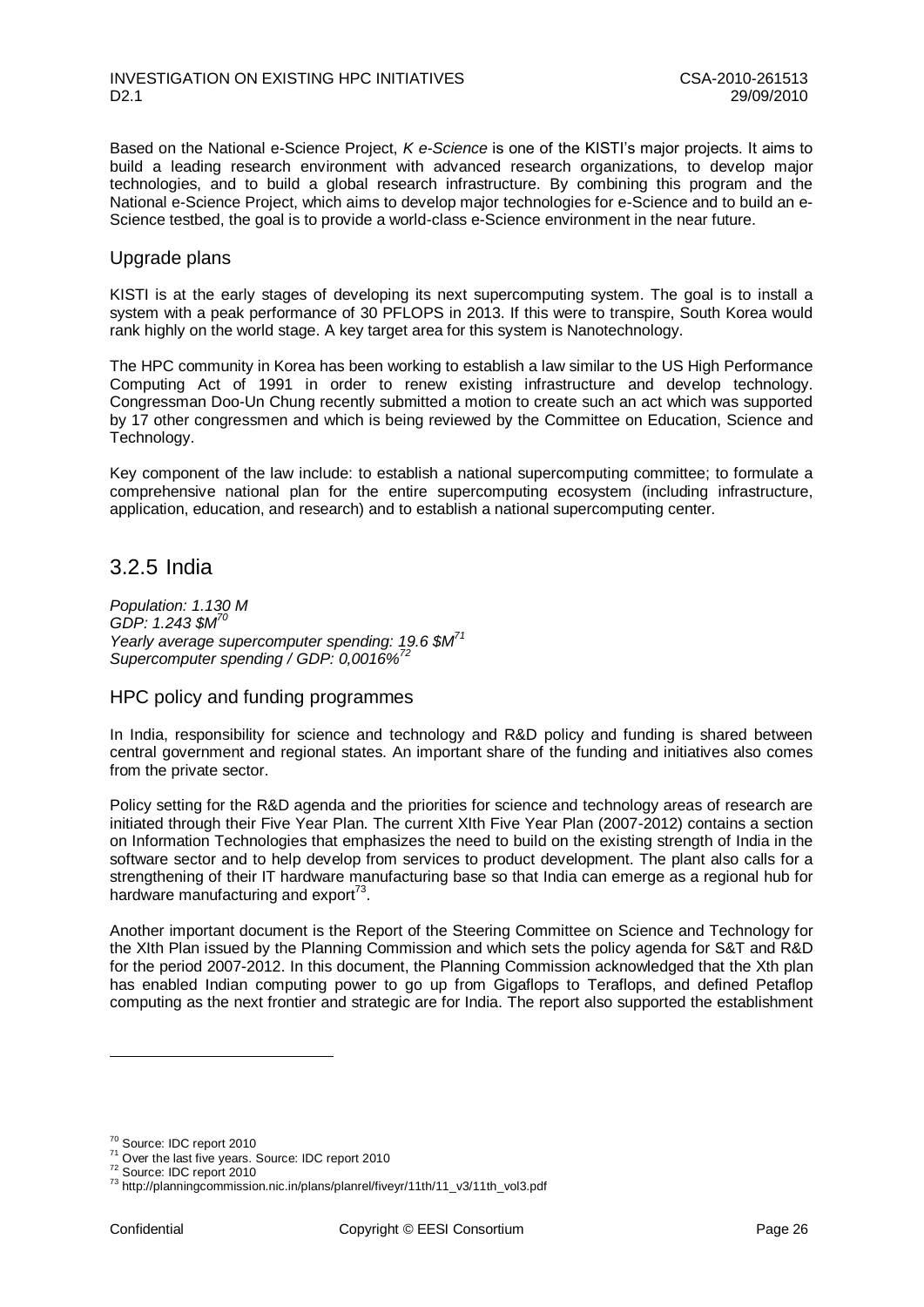Based on the National e-Science Project, *K e-Science* is one of the KISTI's major projects. It aims to build a leading research environment with advanced research organizations, to develop major technologies, and to build a global research infrastructure. By combining this program and the National e-Science Project, which aims to develop major technologies for e-Science and to build an e-Science testbed, the goal is to provide a world-class e-Science environment in the near future.

### Upgrade plans

KISTI is at the early stages of developing its next supercomputing system. The goal is to install a system with a peak performance of 30 PFLOPS in 2013. If this were to transpire, South Korea would rank highly on the world stage. A key target area for this system is Nanotechnology.

The HPC community in Korea has been working to establish a law similar to the US High Performance Computing Act of 1991 in order to renew existing infrastructure and develop technology. Congressman Doo-Un Chung recently submitted a motion to create such an act which was supported by 17 other congressmen and which is being reviewed by the Committee on Education, Science and Technology.

Key component of the law include: to establish a national supercomputing committee; to formulate a comprehensive national plan for the entire supercomputing ecosystem (including infrastructure, application, education, and research) and to establish a national supercomputing center.

## 3.2.5 India

*Population: 1.130 M*
*GDP: 1.243 $M*[70]
*Yearly average supercomputer spending: 19.6 $M*[71]
*Supercomputer spending / GDP: 0,0016%*[72]

### HPC policy and funding programmes

In India, responsibility for science and technology and R&D policy and funding is shared between central government and regional states. An important share of the funding and initiatives also comes from the private sector.

Policy setting for the R&D agenda and the priorities for science and technology areas of research are initiated through their Five Year Plan. The current XIth Five Year Plan (2007-2012) contains a section on Information Technologies that emphasizes the need to build on the existing strength of India in the software sector and to help develop from services to product development. The plant also calls for a strengthening of their IT hardware manufacturing base so that India can emerge as a regional hub for hardware manufacturing and export[73].

Another important document is the Report of the Steering Committee on Science and Technology for the XIth Plan issued by the Planning Commission and which sets the policy agenda for S&T and R&D for the period 2007-2012. In this document, the Planning Commission acknowledged that the Xth plan has enabled Indian computing power to go up from Gigaflops to Teraflops, and defined Petaflop computing as the next frontier and strategic are for India. The report also supported the establishment

---

[70] Source: IDC report 2010
[71] Over the last five years. Source: IDC report 2010
[72] Source: IDC report 2010
[73] http://planningcommission.nic.in/plans/planrel/fiveyr/11th/11_v3/11th_vol3.pdf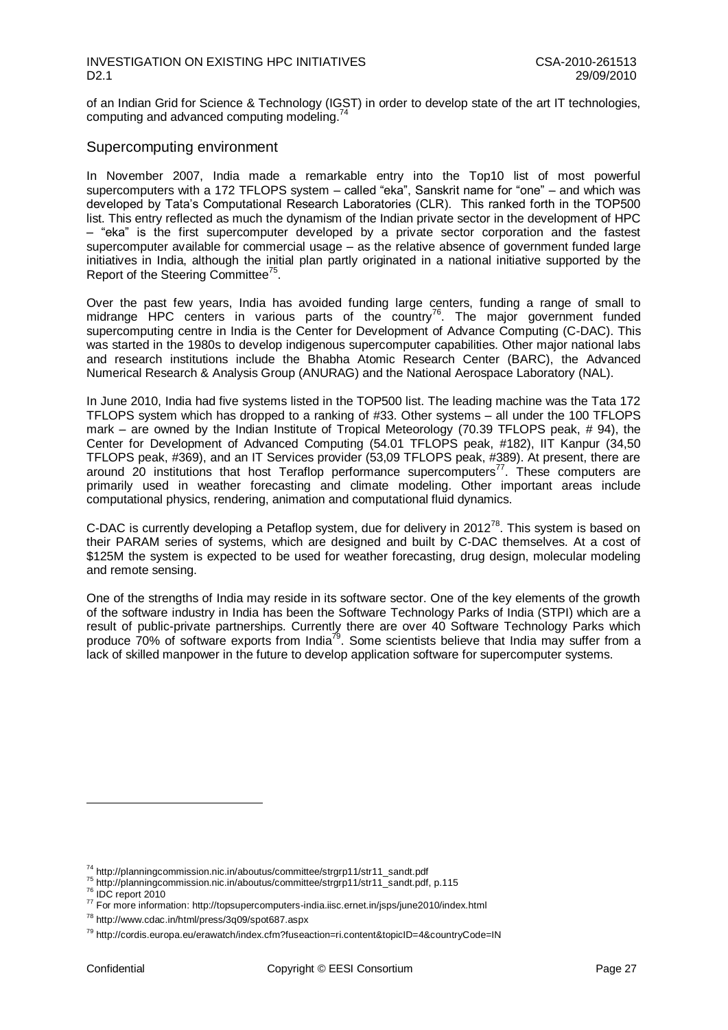of an Indian Grid for Science & Technology (IGST) in order to develop state of the art IT technologies, computing and advanced computing modeling.[74]

## Supercomputing environment

In November 2007, India made a remarkable entry into the Top10 list of most powerful supercomputers with a 172 TFLOPS system – called "eka", Sanskrit name for "one" – and which was developed by Tata's Computational Research Laboratories (CLR). This ranked forth in the TOP500 list. This entry reflected as much the dynamism of the Indian private sector in the development of HPC – "eka" is the first supercomputer developed by a private sector corporation and the fastest supercomputer available for commercial usage – as the relative absence of government funded large initiatives in India, although the initial plan partly originated in a national initiative supported by the Report of the Steering Committee[75].

Over the past few years, India has avoided funding large centers, funding a range of small to midrange HPC centers in various parts of the country[76]. The major government funded supercomputing centre in India is the Center for Development of Advance Computing (C-DAC). This was started in the 1980s to develop indigenous supercomputer capabilities. Other major national labs and research institutions include the Bhabha Atomic Research Center (BARC), the Advanced Numerical Research & Analysis Group (ANURAG) and the National Aerospace Laboratory (NAL).

In June 2010, India had five systems listed in the TOP500 list. The leading machine was the Tata 172 TFLOPS system which has dropped to a ranking of #33. Other systems – all under the 100 TFLOPS mark – are owned by the Indian Institute of Tropical Meteorology (70.39 TFLOPS peak, # 94), the Center for Development of Advanced Computing (54.01 TFLOPS peak, #182), IIT Kanpur (34,50 TFLOPS peak, #369), and an IT Services provider (53,09 TFLOPS peak, #389). At present, there are around 20 institutions that host Teraflop performance supercomputers[77]. These computers are primarily used in weather forecasting and climate modeling. Other important areas include computational physics, rendering, animation and computational fluid dynamics.

C-DAC is currently developing a Petaflop system, due for delivery in 2012[78]. This system is based on their PARAM series of systems, which are designed and built by C-DAC themselves. At a cost of $125M the system is expected to be used for weather forecasting, drug design, molecular modeling and remote sensing.

One of the strengths of India may reside in its software sector. One of the key elements of the growth of the software industry in India has been the Software Technology Parks of India (STPI) which are a result of public-private partnerships. Currently there are over 40 Software Technology Parks which produce 70% of software exports from India[79]. Some scientists believe that India may suffer from a lack of skilled manpower in the future to develop application software for supercomputer systems.

---

[74] http://planningcommission.nic.in/aboutus/committee/strgrp11/str11_sandt.pdf

[75] http://planningcommission.nic.in/aboutus/committee/strgrp11/str11_sandt.pdf, p.115

[76] IDC report 2010

[77] For more information: http://topsupercomputers-india.iisc.ernet.in/jsps/june2010/index.html

[78] http://www.cdac.in/html/press/3q09/spot687.aspx

[79] http://cordis.europa.eu/erawatch/index.cfm?fuseaction=ri.content&topicID=4&countryCode=IN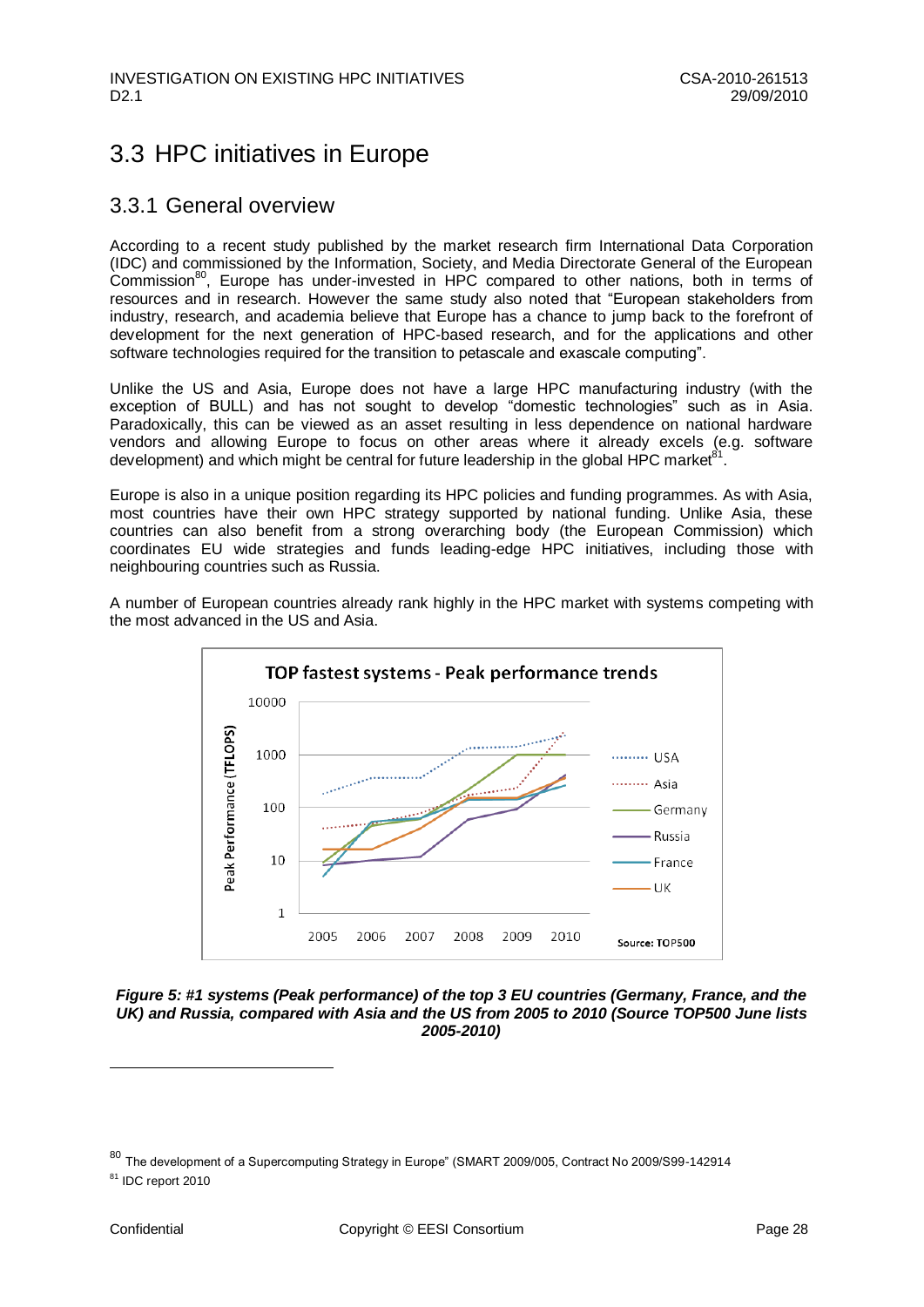## 3.3 HPC initiatives in Europe

### 3.3.1 General overview

According to a recent study published by the market research firm International Data Corporation (IDC) and commissioned by the Information, Society, and Media Directorate General of the European Commission[80], Europe has under-invested in HPC compared to other nations, both in terms of resources and in research. However the same study also noted that "European stakeholders from industry, research, and academia believe that Europe has a chance to jump back to the forefront of development for the next generation of HPC-based research, and for the applications and other software technologies required for the transition to petascale and exascale computing".

Unlike the US and Asia, Europe does not have a large HPC manufacturing industry (with the exception of BULL) and has not sought to develop "domestic technologies" such as in Asia. Paradoxically, this can be viewed as an asset resulting in less dependence on national hardware vendors and allowing Europe to focus on other areas where it already excels (e.g. software development) and which might be central for future leadership in the global HPC market[81].

Europe is also in a unique position regarding its HPC policies and funding programmes. As with Asia, most countries have their own HPC strategy supported by national funding. Unlike Asia, these countries can also benefit from a strong overarching body (the European Commission) which coordinates EU wide strategies and funds leading-edge HPC initiatives, including those with neighbouring countries such as Russia.

A number of European countries already rank highly in the HPC market with systems competing with the most advanced in the US and Asia.

***Figure 5: #1 systems (Peak performance) of the top 3 EU countries (Germany, France, and the UK) and Russia, compared with Asia and the US from 2005 to 2010 (Source TOP500 June lists 2005-2010)***

[80] The development of a Supercomputing Strategy in Europe" (SMART 2009/005, Contract No 2009/S99-142914

[81] IDC report 2010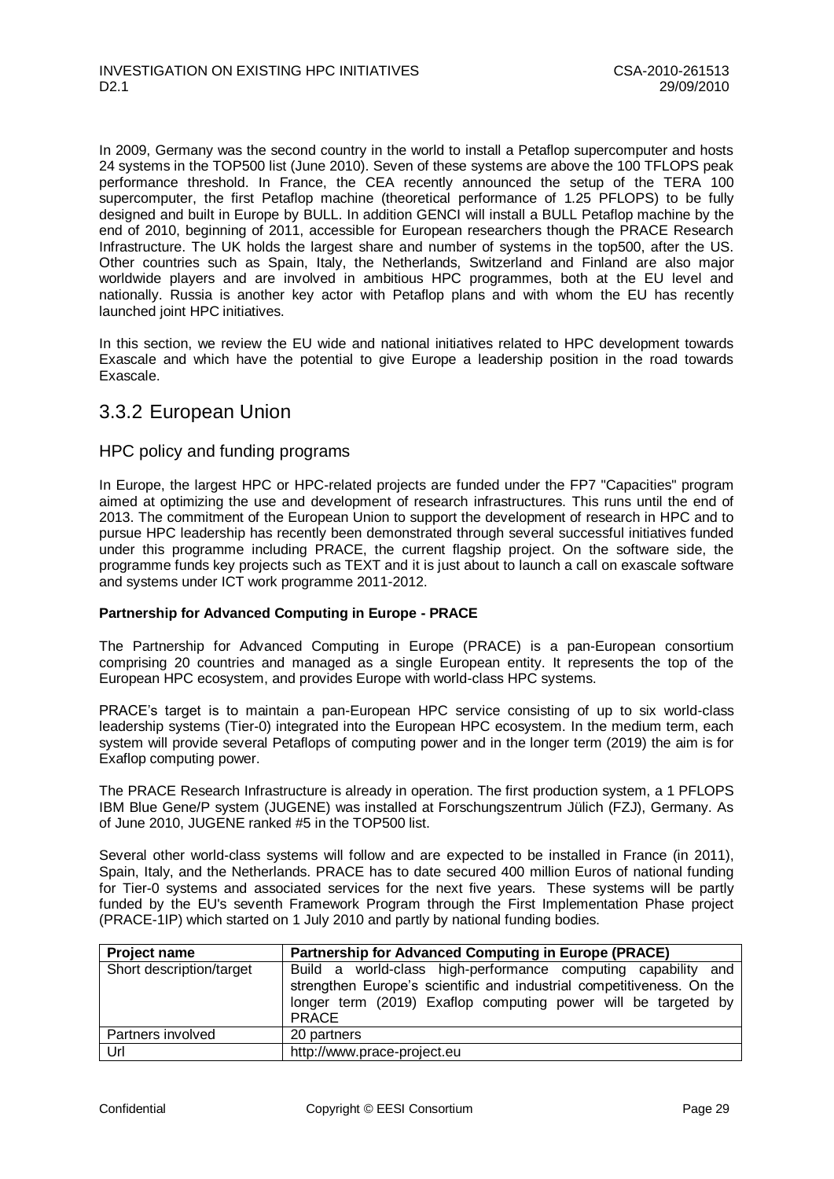In 2009, Germany was the second country in the world to install a Petaflop supercomputer and hosts 24 systems in the TOP500 list (June 2010). Seven of these systems are above the 100 TFLOPS peak performance threshold. In France, the CEA recently announced the setup of the TERA 100 supercomputer, the first Petaflop machine (theoretical performance of 1.25 PFLOPS) to be fully designed and built in Europe by BULL. In addition GENCI will install a BULL Petaflop machine by the end of 2010, beginning of 2011, accessible for European researchers though the PRACE Research Infrastructure. The UK holds the largest share and number of systems in the top500, after the US. Other countries such as Spain, Italy, the Netherlands, Switzerland and Finland are also major worldwide players and are involved in ambitious HPC programmes, both at the EU level and nationally. Russia is another key actor with Petaflop plans and with whom the EU has recently launched joint HPC initiatives.

In this section, we review the EU wide and national initiatives related to HPC development towards Exascale and which have the potential to give Europe a leadership position in the road towards Exascale.

## 3.3.2 European Union

### HPC policy and funding programs

In Europe, the largest HPC or HPC-related projects are funded under the FP7 "Capacities" program aimed at optimizing the use and development of research infrastructures. This runs until the end of 2013. The commitment of the European Union to support the development of research in HPC and to pursue HPC leadership has recently been demonstrated through several successful initiatives funded under this programme including PRACE, the current flagship project. On the software side, the programme funds key projects such as TEXT and it is just about to launch a call on exascale software and systems under ICT work programme 2011-2012.

**Partnership for Advanced Computing in Europe - PRACE**

The Partnership for Advanced Computing in Europe (PRACE) is a pan-European consortium comprising 20 countries and managed as a single European entity. It represents the top of the European HPC ecosystem, and provides Europe with world-class HPC systems.

PRACE's target is to maintain a pan-European HPC service consisting of up to six world-class leadership systems (Tier-0) integrated into the European HPC ecosystem. In the medium term, each system will provide several Petaflops of computing power and in the longer term (2019) the aim is for Exaflop computing power.

The PRACE Research Infrastructure is already in operation. The first production system, a 1 PFLOPS IBM Blue Gene/P system (JUGENE) was installed at Forschungszentrum Jülich (FZJ), Germany. As of June 2010, JUGENE ranked #5 in the TOP500 list.

Several other world-class systems will follow and are expected to be installed in France (in 2011), Spain, Italy, and the Netherlands. PRACE has to date secured 400 million Euros of national funding for Tier-0 systems and associated services for the next five years. These systems will be partly funded by the EU's seventh Framework Program through the First Implementation Phase project (PRACE-1IP) which started on 1 July 2010 and partly by national funding bodies.

| Project name | Partnership for Advanced Computing in Europe (PRACE) |
|---|---|
| Short description/target | Build a world-class high-performance computing capability and strengthen Europe's scientific and industrial competitiveness. On the longer term (2019) Exaflop computing power will be targeted by PRACE |
| Partners involved | 20 partners |
| Url | http://www.prace-project.eu |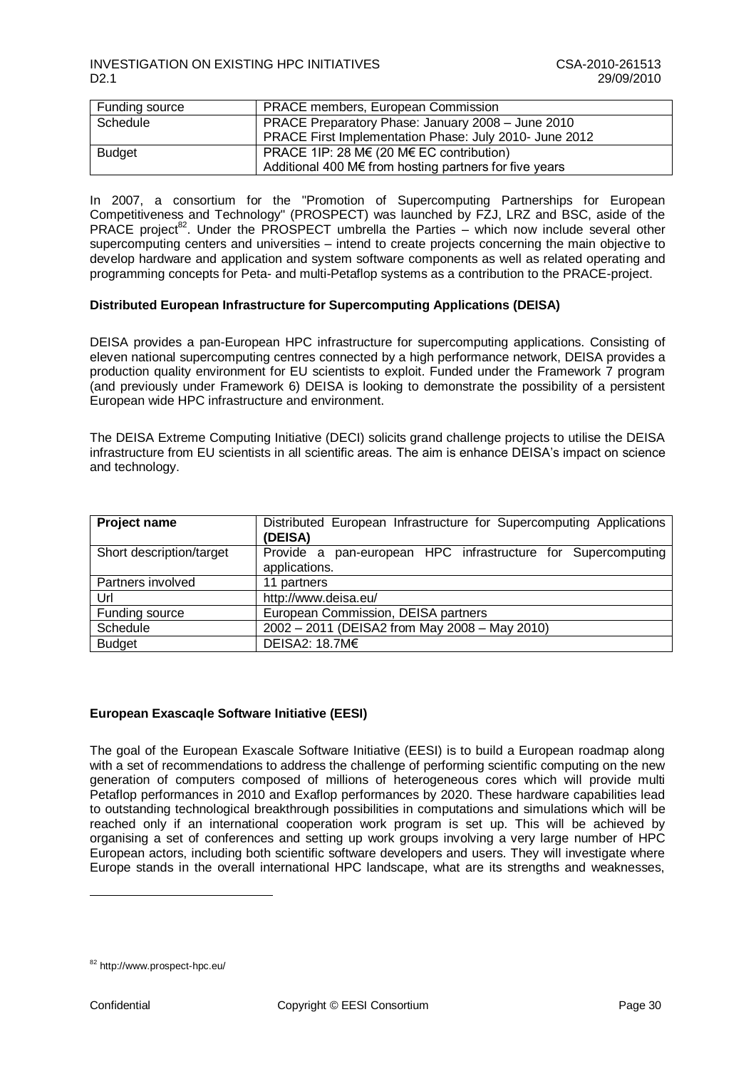| Funding source | PRACE members, European Commission |
| --- | --- |
| Schedule | PRACE Preparatory Phase: January 2008 – June 2010<br>PRACE First Implementation Phase: July 2010- June 2012 |
| Budget | PRACE 1IP: 28 M€ (20 M€ EC contribution)<br>Additional 400 M€ from hosting partners for five years |

In 2007, a consortium for the "Promotion of Supercomputing Partnerships for European Competitiveness and Technology" (PROSPECT) was launched by FZJ, LRZ and BSC, aside of the PRACE project[82]. Under the PROSPECT umbrella the Parties – which now include several other supercomputing centers and universities – intend to create projects concerning the main objective to develop hardware and application and system software components as well as related operating and programming concepts for Peta- and multi-Petaflop systems as a contribution to the PRACE-project.

**Distributed European Infrastructure for Supercomputing Applications (DEISA)**

DEISA provides a pan-European HPC infrastructure for supercomputing applications. Consisting of eleven national supercomputing centres connected by a high performance network, DEISA provides a production quality environment for EU scientists to exploit. Funded under the Framework 7 program (and previously under Framework 6) DEISA is looking to demonstrate the possibility of a persistent European wide HPC infrastructure and environment.

The DEISA Extreme Computing Initiative (DECI) solicits grand challenge projects to utilise the DEISA infrastructure from EU scientists in all scientific areas. The aim is enhance DEISA's impact on science and technology.

| **Project name** | Distributed European Infrastructure for Supercomputing Applications **(DEISA)** |
| --- | --- |
| Short description/target | Provide a pan-european HPC infrastructure for Supercomputing applications. |
| Partners involved | 11 partners |
| Url | http://www.deisa.eu/ |
| Funding source | European Commission, DEISA partners |
| Schedule | 2002 – 2011 (DEISA2 from May 2008 – May 2010) |
| Budget | DEISA2: 18.7M€ |

**European Exascaqle Software Initiative (EESI)**

The goal of the European Exascale Software Initiative (EESI) is to build a European roadmap along with a set of recommendations to address the challenge of performing scientific computing on the new generation of computers composed of millions of heterogeneous cores which will provide multi Petaflop performances in 2010 and Exaflop performances by 2020. These hardware capabilities lead to outstanding technological breakthrough possibilities in computations and simulations which will be reached only if an international cooperation work program is set up. This will be achieved by organising a set of conferences and setting up work groups involving a very large number of HPC European actors, including both scientific software developers and users. They will investigate where Europe stands in the overall international HPC landscape, what are its strengths and weaknesses,

[82] http://www.prospect-hpc.eu/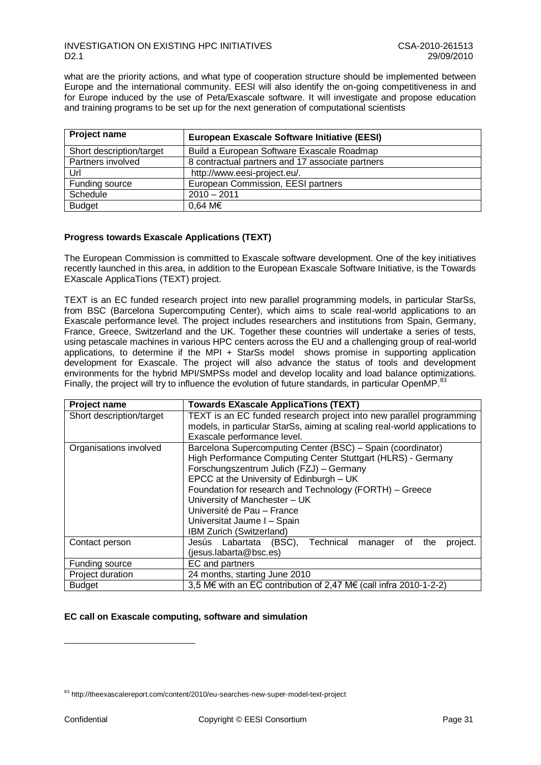what are the priority actions, and what type of cooperation structure should be implemented between Europe and the international community. EESI will also identify the on-going competitiveness in and for Europe induced by the use of Peta/Exascale software. It will investigate and propose education and training programs to be set up for the next generation of computational scientists

| Project name | European Exascale Software Initiative (EESI) |
|---|---|
| Short description/target | Build a European Software Exascale Roadmap |
| Partners involved | 8 contractual partners and 17 associate partners |
| Url | http://www.eesi-project.eu/. |
| Funding source | European Commission, EESI partners |
| Schedule | 2010 – 2011 |
| Budget | 0,64 M€ |

**Progress towards Exascale Applications (TEXT)**

The European Commission is committed to Exascale software development. One of the key initiatives recently launched in this area, in addition to the European Exascale Software Initiative, is the Towards EXascale ApplicaTions (TEXT) project.

TEXT is an EC funded research project into new parallel programming models, in particular StarSs, from BSC (Barcelona Supercomputing Center), which aims to scale real-world applications to an Exascale performance level. The project includes researchers and institutions from Spain, Germany, France, Greece, Switzerland and the UK. Together these countries will undertake a series of tests, using petascale machines in various HPC centers across the EU and a challenging group of real-world applications, to determine if the MPI + StarSs model shows promise in supporting application development for Exascale. The project will also advance the status of tools and development environments for the hybrid MPI/SMPSs model and develop locality and load balance optimizations. Finally, the project will try to influence the evolution of future standards, in particular OpenMP.[83]

| Project name | Towards EXascale ApplicaTions (TEXT) |
|---|---|
| Short description/target | TEXT is an EC funded research project into new parallel programming models, in particular StarSs, aiming at scaling real-world applications to Exascale performance level. |
| Organisations involved | Barcelona Supercomputing Center (BSC) – Spain (coordinator)<br>High Performance Computing Center Stuttgart (HLRS) - Germany<br>Forschungszentrum Julich (FZJ) – Germany<br>EPCC at the University of Edinburgh – UK<br>Foundation for research and Technology (FORTH) – Greece<br>University of Manchester – UK<br>Université de Pau – France<br>Universitat Jaume I – Spain<br>IBM Zurich (Switzerland) |
| Contact person | Jesús Labartata (BSC), Technical manager of the project. (jesus.labarta@bsc.es) |
| Funding source | EC and partners |
| Project duration | 24 months, starting June 2010 |
| Budget | 3,5 M€ with an EC contribution of 2,47 M€ (call infra 2010-1-2-2) |

**EC call on Exascale computing, software and simulation**

[83] http://theexascalereport.com/content/2010/eu-searches-new-super-model-text-project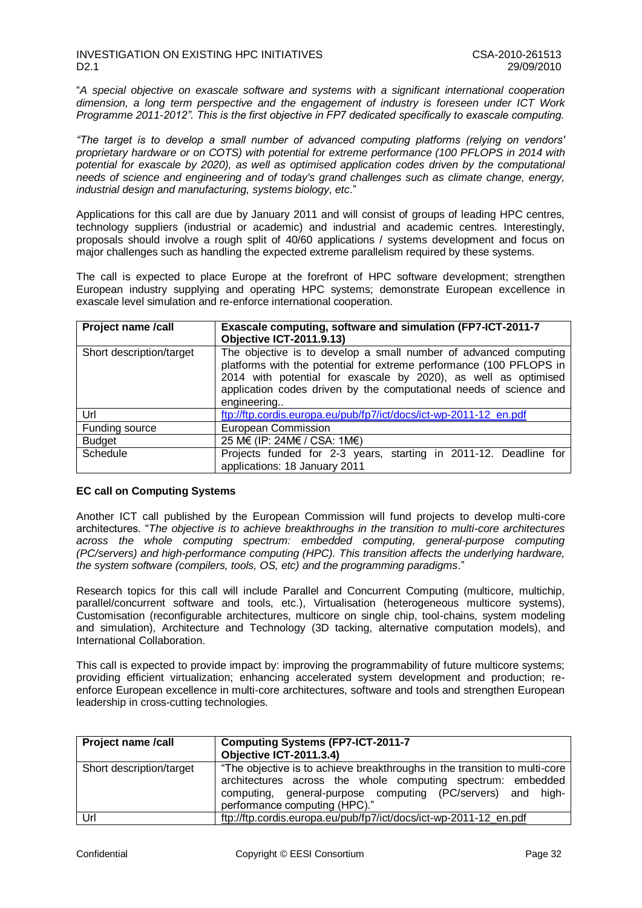"*A special objective on exascale software and systems with a significant international cooperation dimension, a long term perspective and the engagement of industry is foreseen under ICT Work Programme 2011-2012". This is the first objective in FP7 dedicated specifically to exascale computing.*

*"The target is to develop a small number of advanced computing platforms (relying on vendors' proprietary hardware or on COTS) with potential for extreme performance (100 PFLOPS in 2014 with potential for exascale by 2020), as well as optimised application codes driven by the computational needs of science and engineering and of today's grand challenges such as climate change, energy, industrial design and manufacturing, systems biology, etc*."

Applications for this call are due by January 2011 and will consist of groups of leading HPC centres, technology suppliers (industrial or academic) and industrial and academic centres. Interestingly, proposals should involve a rough split of 40/60 applications / systems development and focus on major challenges such as handling the expected extreme parallelism required by these systems.

The call is expected to place Europe at the forefront of HPC software development; strengthen European industry supplying and operating HPC systems; demonstrate European excellence in exascale level simulation and re-enforce international cooperation.

| **Project name /call** | **Exascale computing, software and simulation (FP7-ICT-2011-7 Objective ICT-2011.9.13)** |
|---|---|
| Short description/target | The objective is to develop a small number of advanced computing platforms with the potential for extreme performance (100 PFLOPS in 2014 with potential for exascale by 2020), as well as optimised application codes driven by the computational needs of science and engineering.. |
| Url | ftp://ftp.cordis.europa.eu/pub/fp7/ict/docs/ict-wp-2011-12_en.pdf |
| Funding source | European Commission |
| Budget | 25 M€ (IP: 24M€ / CSA: 1M€) |
| Schedule | Projects funded for 2-3 years, starting in 2011-12. Deadline for applications: 18 January 2011 |

**EC call on Computing Systems**

Another ICT call published by the European Commission will fund projects to develop multi-core architectures. "*The objective is to achieve breakthroughs in the transition to multi-core architectures across the whole computing spectrum: embedded computing, general-purpose computing (PC/servers) and high-performance computing (HPC). This transition affects the underlying hardware, the system software (compilers, tools, OS, etc) and the programming paradigms*."

Research topics for this call will include Parallel and Concurrent Computing (multicore, multichip, parallel/concurrent software and tools, etc.), Virtualisation (heterogeneous multicore systems), Customisation (reconfigurable architectures, multicore on single chip, tool-chains, system modeling and simulation), Architecture and Technology (3D tacking, alternative computation models), and International Collaboration.

This call is expected to provide impact by: improving the programmability of future multicore systems; providing efficient virtualization; enhancing accelerated system development and production; re-enforce European excellence in multi-core architectures, software and tools and strengthen European leadership in cross-cutting technologies.

| **Project name /call** | **Computing Systems (FP7-ICT-2011-7 Objective ICT-2011.3.4)** |
|---|---|
| Short description/target | "The objective is to achieve breakthroughs in the transition to multi-core architectures across the whole computing spectrum: embedded computing, general-purpose computing (PC/servers) and high-performance computing (HPC)." |
| Url | ftp://ftp.cordis.europa.eu/pub/fp7/ict/docs/ict-wp-2011-12_en.pdf |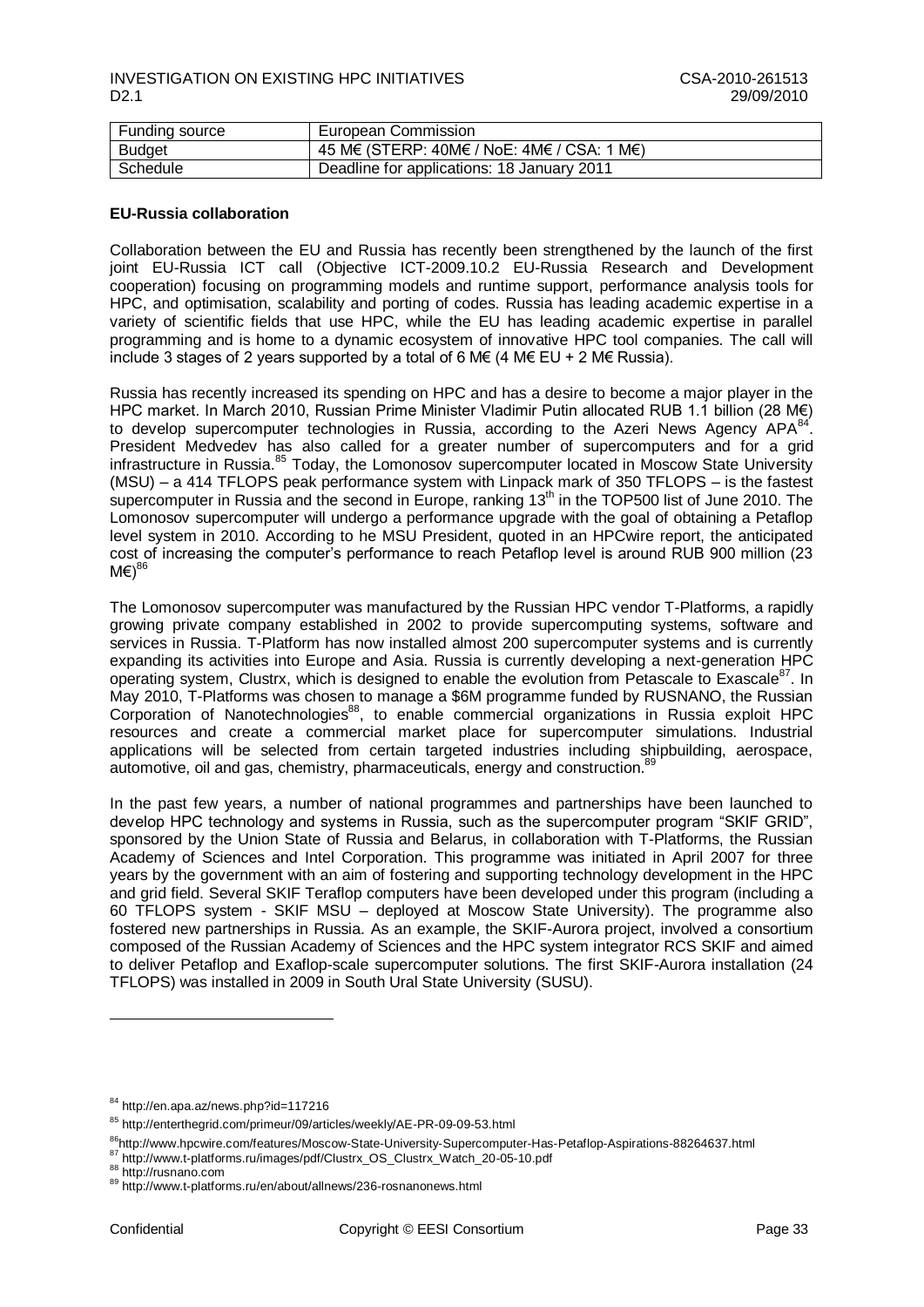| Funding source | European Commission |
| --- | --- |
| Budget | 45 M€ (STERP: 40M€ / NoE: 4M€ / CSA: 1 M€) |
| Schedule | Deadline for applications: 18 January 2011 |

**EU-Russia collaboration**

Collaboration between the EU and Russia has recently been strengthened by the launch of the first joint EU-Russia ICT call (Objective ICT-2009.10.2 EU-Russia Research and Development cooperation) focusing on programming models and runtime support, performance analysis tools for HPC, and optimisation, scalability and porting of codes. Russia has leading academic expertise in a variety of scientific fields that use HPC, while the EU has leading academic expertise in parallel programming and is home to a dynamic ecosystem of innovative HPC tool companies. The call will include 3 stages of 2 years supported by a total of 6 M€ (4 M€ EU + 2 M€ Russia).

Russia has recently increased its spending on HPC and has a desire to become a major player in the HPC market. In March 2010, Russian Prime Minister Vladimir Putin allocated RUB 1.1 billion (28 M€) to develop supercomputer technologies in Russia, according to the Azeri News Agency APA[84]. President Medvedev has also called for a greater number of supercomputers and for a grid infrastructure in Russia.[85] Today, the Lomonosov supercomputer located in Moscow State University (MSU) – a 414 TFLOPS peak performance system with Linpack mark of 350 TFLOPS – is the fastest supercomputer in Russia and the second in Europe, ranking 13th in the TOP500 list of June 2010. The Lomonosov supercomputer will undergo a performance upgrade with the goal of obtaining a Petaflop level system in 2010. According to he MSU President, quoted in an HPCwire report, the anticipated cost of increasing the computer's performance to reach Petaflop level is around RUB 900 million (23 M€)[86]

The Lomonosov supercomputer was manufactured by the Russian HPC vendor T-Platforms, a rapidly growing private company established in 2002 to provide supercomputing systems, software and services in Russia. T-Platform has now installed almost 200 supercomputer systems and is currently expanding its activities into Europe and Asia. Russia is currently developing a next-generation HPC operating system, Clustrx, which is designed to enable the evolution from Petascale to Exascale[87]. In May 2010, T-Platforms was chosen to manage a $6M programme funded by RUSNANO, the Russian Corporation of Nanotechnologies[88], to enable commercial organizations in Russia exploit HPC resources and create a commercial market place for supercomputer simulations. Industrial applications will be selected from certain targeted industries including shipbuilding, aerospace, automotive, oil and gas, chemistry, pharmaceuticals, energy and construction.[89]

In the past few years, a number of national programmes and partnerships have been launched to develop HPC technology and systems in Russia, such as the supercomputer program "SKIF GRID", sponsored by the Union State of Russia and Belarus, in collaboration with T-Platforms, the Russian Academy of Sciences and Intel Corporation. This programme was initiated in April 2007 for three years by the government with an aim of fostering and supporting technology development in the HPC and grid field. Several SKIF Teraflop computers have been developed under this program (including a 60 TFLOPS system - SKIF MSU – deployed at Moscow State University). The programme also fostered new partnerships in Russia. As an example, the SKIF-Aurora project, involved a consortium composed of the Russian Academy of Sciences and the HPC system integrator RCS SKIF and aimed to deliver Petaflop and Exaflop-scale supercomputer solutions. The first SKIF-Aurora installation (24 TFLOPS) was installed in 2009 in South Ural State University (SUSU).

---

[84] http://en.apa.az/news.php?id=117216

[85] http://enterthegrid.com/primeur/09/articles/weekly/AE-PR-09-09-53.html

[86] http://www.hpcwire.com/features/Moscow-State-University-Supercomputer-Has-Petaflop-Aspirations-88264637.html

[87] http://www.t-platforms.ru/images/pdf/Clustrx_OS_Clustrx_Watch_20-05-10.pdf

[88] http://rusnano.com

[89] http://www.t-platforms.ru/en/about/allnews/236-rosnanonews.html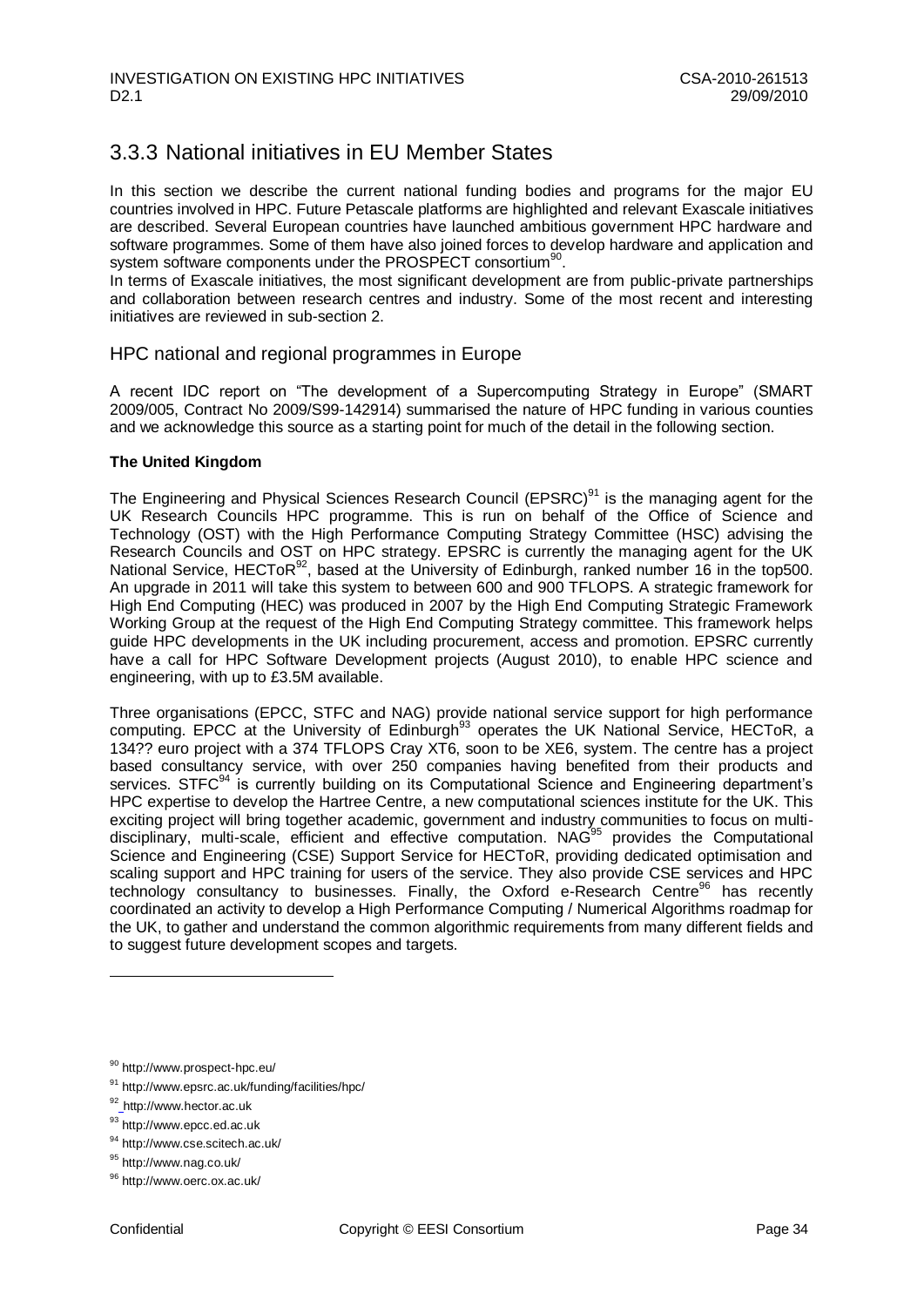## 3.3.3 National initiatives in EU Member States

In this section we describe the current national funding bodies and programs for the major EU countries involved in HPC. Future Petascale platforms are highlighted and relevant Exascale initiatives are described. Several European countries have launched ambitious government HPC hardware and software programmes. Some of them have also joined forces to develop hardware and application and system software components under the PROSPECT consortium[90].

In terms of Exascale initiatives, the most significant development are from public-private partnerships and collaboration between research centres and industry. Some of the most recent and interesting initiatives are reviewed in sub-section 2.

### HPC national and regional programmes in Europe

A recent IDC report on "The development of a Supercomputing Strategy in Europe" (SMART 2009/005, Contract No 2009/S99-142914) summarised the nature of HPC funding in various counties and we acknowledge this source as a starting point for much of the detail in the following section.

**The United Kingdom**

The Engineering and Physical Sciences Research Council (EPSRC)[91] is the managing agent for the UK Research Councils HPC programme. This is run on behalf of the Office of Science and Technology (OST) with the High Performance Computing Strategy Committee (HSC) advising the Research Councils and OST on HPC strategy. EPSRC is currently the managing agent for the UK National Service, HECToR[92], based at the University of Edinburgh, ranked number 16 in the top500. An upgrade in 2011 will take this system to between 600 and 900 TFLOPS. A strategic framework for High End Computing (HEC) was produced in 2007 by the High End Computing Strategic Framework Working Group at the request of the High End Computing Strategy committee. This framework helps guide HPC developments in the UK including procurement, access and promotion. EPSRC currently have a call for HPC Software Development projects (August 2010), to enable HPC science and engineering, with up to £3.5M available.

Three organisations (EPCC, STFC and NAG) provide national service support for high performance computing. EPCC at the University of Edinburgh[93] operates the UK National Service, HECToR, a 134?? euro project with a 374 TFLOPS Cray XT6, soon to be XE6, system. The centre has a project based consultancy service, with over 250 companies having benefited from their products and services. STFC[94] is currently building on its Computational Science and Engineering department's HPC expertise to develop the Hartree Centre, a new computational sciences institute for the UK. This exciting project will bring together academic, government and industry communities to focus on multi-disciplinary, multi-scale, efficient and effective computation. NAG[95] provides the Computational Science and Engineering (CSE) Support Service for HECToR, providing dedicated optimisation and scaling support and HPC training for users of the service. They also provide CSE services and HPC technology consultancy to businesses. Finally, the Oxford e-Research Centre[96] has recently coordinated an activity to develop a High Performance Computing / Numerical Algorithms roadmap for the UK, to gather and understand the common algorithmic requirements from many different fields and to suggest future development scopes and targets.

---

[90] http://www.prospect-hpc.eu/

[91] http://www.epsrc.ac.uk/funding/facilities/hpc/

[92] http://www.hector.ac.uk

[93] http://www.epcc.ed.ac.uk

[94] http://www.cse.scitech.ac.uk/

[95] http://www.nag.co.uk/

[96] http://www.oerc.ox.ac.uk/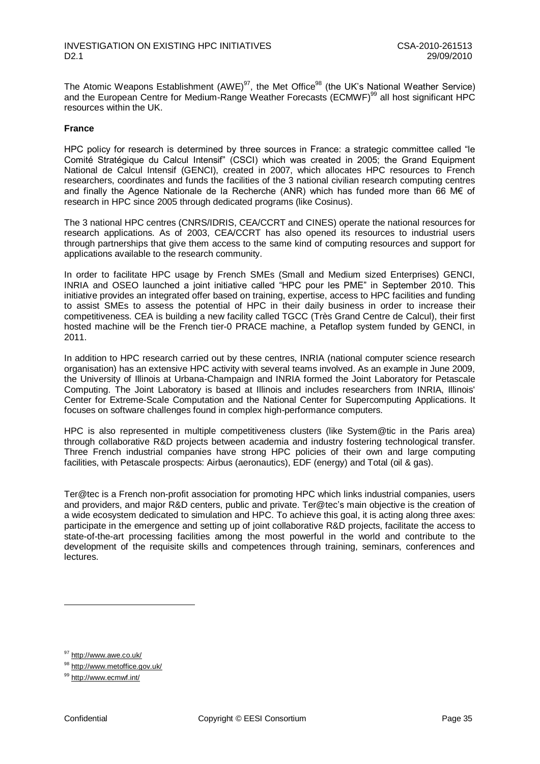The Atomic Weapons Establishment (AWE)[97], the Met Office[98] (the UK's National Weather Service) and the European Centre for Medium-Range Weather Forecasts (ECMWF)[99] all host significant HPC resources within the UK.

**France**

HPC policy for research is determined by three sources in France: a strategic committee called "le Comité Stratégique du Calcul Intensif" (CSCI) which was created in 2005; the Grand Equipment National de Calcul Intensif (GENCI), created in 2007, which allocates HPC resources to French researchers, coordinates and funds the facilities of the 3 national civilian research computing centres and finally the Agence Nationale de la Recherche (ANR) which has funded more than 66 M€ of research in HPC since 2005 through dedicated programs (like Cosinus).

The 3 national HPC centres (CNRS/IDRIS, CEA/CCRT and CINES) operate the national resources for research applications. As of 2003, CEA/CCRT has also opened its resources to industrial users through partnerships that give them access to the same kind of computing resources and support for applications available to the research community.

In order to facilitate HPC usage by French SMEs (Small and Medium sized Enterprises) GENCI, INRIA and OSEO launched a joint initiative called "HPC pour les PME" in September 2010. This initiative provides an integrated offer based on training, expertise, access to HPC facilities and funding to assist SMEs to assess the potential of HPC in their daily business in order to increase their competitiveness. CEA is building a new facility called TGCC (Très Grand Centre de Calcul), their first hosted machine will be the French tier-0 PRACE machine, a Petaflop system funded by GENCI, in 2011.

In addition to HPC research carried out by these centres, INRIA (national computer science research organisation) has an extensive HPC activity with several teams involved. As an example in June 2009, the University of Illinois at Urbana-Champaign and INRIA formed the Joint Laboratory for Petascale Computing. The Joint Laboratory is based at Illinois and includes researchers from INRIA, Illinois' Center for Extreme-Scale Computation and the National Center for Supercomputing Applications. It focuses on software challenges found in complex high-performance computers.

HPC is also represented in multiple competitiveness clusters (like System@tic in the Paris area) through collaborative R&D projects between academia and industry fostering technological transfer. Three French industrial companies have strong HPC policies of their own and large computing facilities, with Petascale prospects: Airbus (aeronautics), EDF (energy) and Total (oil & gas).

Ter@tec is a French non-profit association for promoting HPC which links industrial companies, users and providers, and major R&D centers, public and private. Ter@tec's main objective is the creation of a wide ecosystem dedicated to simulation and HPC. To achieve this goal, it is acting along three axes: participate in the emergence and setting up of joint collaborative R&D projects, facilitate the access to state-of-the-art processing facilities among the most powerful in the world and contribute to the development of the requisite skills and competences through training, seminars, conferences and lectures.

---

[97] http://www.awe.co.uk/

[98] http://www.metoffice.gov.uk/

[99] http://www.ecmwf.int/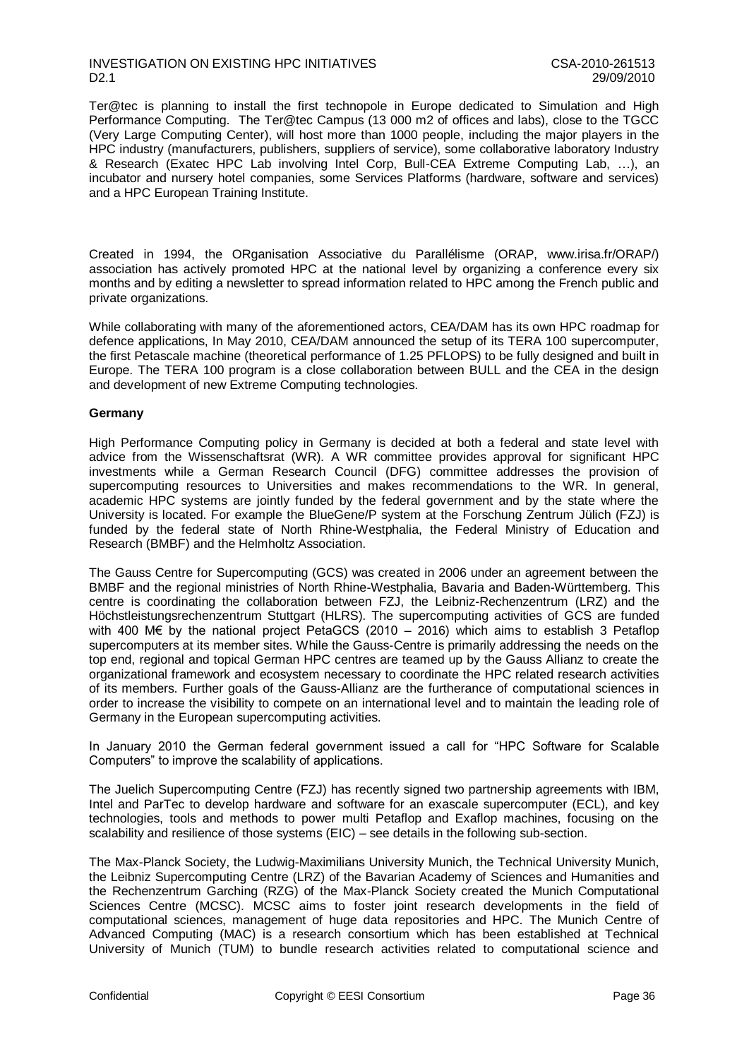Ter@tec is planning to install the first technopole in Europe dedicated to Simulation and High Performance Computing. The Ter@tec Campus (13 000 m2 of offices and labs), close to the TGCC (Very Large Computing Center), will host more than 1000 people, including the major players in the HPC industry (manufacturers, publishers, suppliers of service), some collaborative laboratory Industry & Research (Exatec HPC Lab involving Intel Corp, Bull-CEA Extreme Computing Lab, …), an incubator and nursery hotel companies, some Services Platforms (hardware, software and services) and a HPC European Training Institute.

Created in 1994, the ORganisation Associative du Parallélisme (ORAP, www.irisa.fr/ORAP/) association has actively promoted HPC at the national level by organizing a conference every six months and by editing a newsletter to spread information related to HPC among the French public and private organizations.

While collaborating with many of the aforementioned actors, CEA/DAM has its own HPC roadmap for defence applications, In May 2010, CEA/DAM announced the setup of its TERA 100 supercomputer, the first Petascale machine (theoretical performance of 1.25 PFLOPS) to be fully designed and built in Europe. The TERA 100 program is a close collaboration between BULL and the CEA in the design and development of new Extreme Computing technologies.

**Germany**

High Performance Computing policy in Germany is decided at both a federal and state level with advice from the Wissenschaftsrat (WR). A WR committee provides approval for significant HPC investments while a German Research Council (DFG) committee addresses the provision of supercomputing resources to Universities and makes recommendations to the WR. In general, academic HPC systems are jointly funded by the federal government and by the state where the University is located. For example the BlueGene/P system at the Forschung Zentrum Jülich (FZJ) is funded by the federal state of North Rhine-Westphalia, the Federal Ministry of Education and Research (BMBF) and the Helmholtz Association.

The Gauss Centre for Supercomputing (GCS) was created in 2006 under an agreement between the BMBF and the regional ministries of North Rhine-Westphalia, Bavaria and Baden-Württemberg. This centre is coordinating the collaboration between FZJ, the Leibniz-Rechenzentrum (LRZ) and the Höchstleistungsrechenzentrum Stuttgart (HLRS). The supercomputing activities of GCS are funded with 400 M€ by the national project PetaGCS (2010 – 2016) which aims to establish 3 Petaflop supercomputers at its member sites. While the Gauss-Centre is primarily addressing the needs on the top end, regional and topical German HPC centres are teamed up by the Gauss Allianz to create the organizational framework and ecosystem necessary to coordinate the HPC related research activities of its members. Further goals of the Gauss-Allianz are the furtherance of computational sciences in order to increase the visibility to compete on an international level and to maintain the leading role of Germany in the European supercomputing activities.

In January 2010 the German federal government issued a call for "HPC Software for Scalable Computers" to improve the scalability of applications.

The Juelich Supercomputing Centre (FZJ) has recently signed two partnership agreements with IBM, Intel and ParTec to develop hardware and software for an exascale supercomputer (ECL), and key technologies, tools and methods to power multi Petaflop and Exaflop machines, focusing on the scalability and resilience of those systems (EIC) – see details in the following sub-section.

The Max-Planck Society, the Ludwig-Maximilians University Munich, the Technical University Munich, the Leibniz Supercomputing Centre (LRZ) of the Bavarian Academy of Sciences and Humanities and the Rechenzentrum Garching (RZG) of the Max-Planck Society created the Munich Computational Sciences Centre (MCSC). MCSC aims to foster joint research developments in the field of computational sciences, management of huge data repositories and HPC. The Munich Centre of Advanced Computing (MAC) is a research consortium which has been established at Technical University of Munich (TUM) to bundle research activities related to computational science and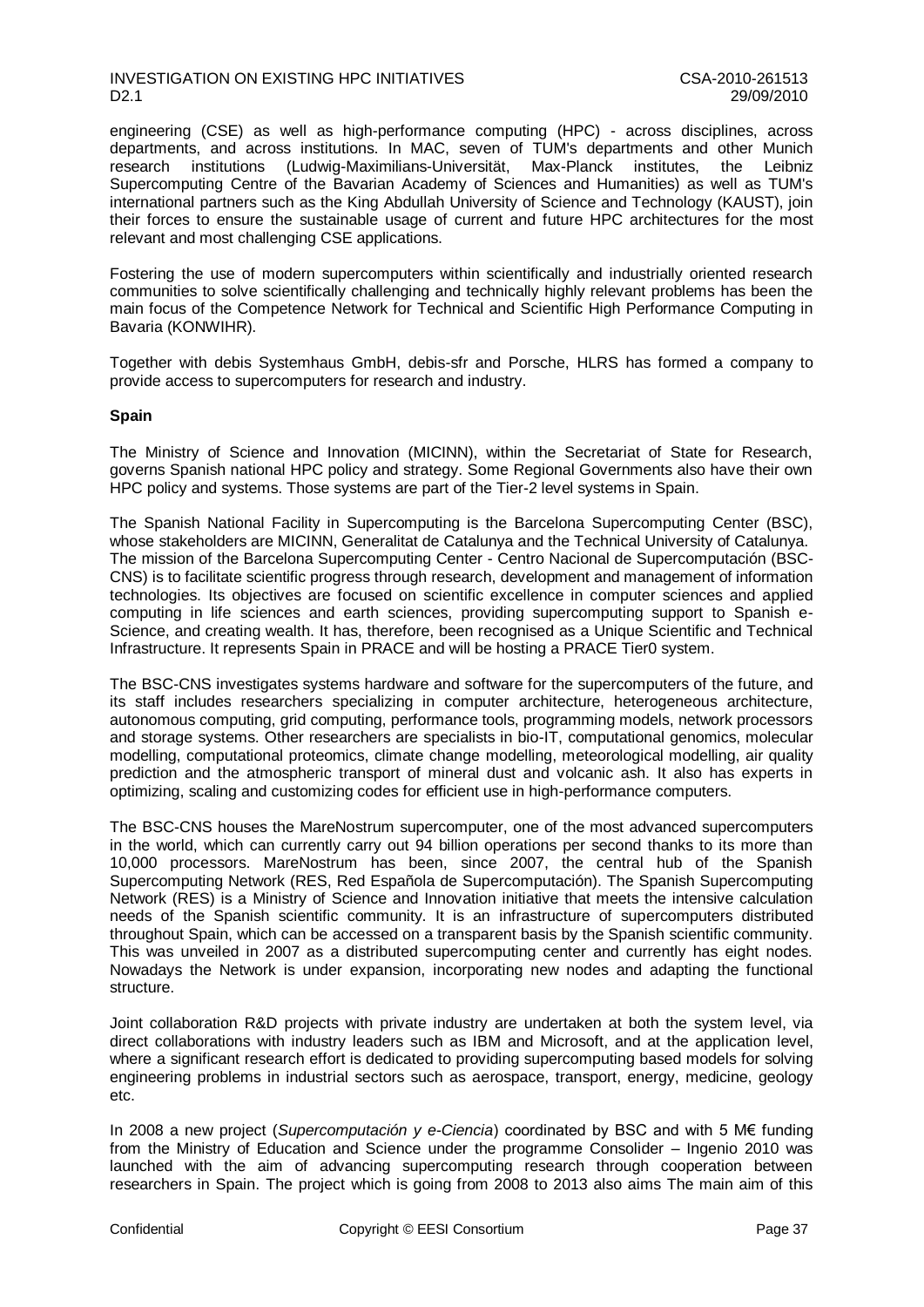engineering (CSE) as well as high-performance computing (HPC) - across disciplines, across departments, and across institutions. In MAC, seven of TUM's departments and other Munich research institutions (Ludwig-Maximilians-Universität, Max-Planck institutes, the Leibniz Supercomputing Centre of the Bavarian Academy of Sciences and Humanities) as well as TUM's international partners such as the King Abdullah University of Science and Technology (KAUST), join their forces to ensure the sustainable usage of current and future HPC architectures for the most relevant and most challenging CSE applications.

Fostering the use of modern supercomputers within scientifically and industrially oriented research communities to solve scientifically challenging and technically highly relevant problems has been the main focus of the Competence Network for Technical and Scientific High Performance Computing in Bavaria (KONWIHR).

Together with debis Systemhaus GmbH, debis-sfr and Porsche, HLRS has formed a company to provide access to supercomputers for research and industry.

**Spain**

The Ministry of Science and Innovation (MICINN), within the Secretariat of State for Research, governs Spanish national HPC policy and strategy. Some Regional Governments also have their own HPC policy and systems. Those systems are part of the Tier-2 level systems in Spain.

The Spanish National Facility in Supercomputing is the Barcelona Supercomputing Center (BSC), whose stakeholders are MICINN, Generalitat de Catalunya and the Technical University of Catalunya. The mission of the Barcelona Supercomputing Center - Centro Nacional de Supercomputación (BSC-CNS) is to facilitate scientific progress through research, development and management of information technologies. Its objectives are focused on scientific excellence in computer sciences and applied computing in life sciences and earth sciences, providing supercomputing support to Spanish e-Science, and creating wealth. It has, therefore, been recognised as a Unique Scientific and Technical Infrastructure. It represents Spain in PRACE and will be hosting a PRACE Tier0 system.

The BSC-CNS investigates systems hardware and software for the supercomputers of the future, and its staff includes researchers specializing in computer architecture, heterogeneous architecture, autonomous computing, grid computing, performance tools, programming models, network processors and storage systems. Other researchers are specialists in bio-IT, computational genomics, molecular modelling, computational proteomics, climate change modelling, meteorological modelling, air quality prediction and the atmospheric transport of mineral dust and volcanic ash. It also has experts in optimizing, scaling and customizing codes for efficient use in high-performance computers.

The BSC-CNS houses the MareNostrum supercomputer, one of the most advanced supercomputers in the world, which can currently carry out 94 billion operations per second thanks to its more than 10,000 processors. MareNostrum has been, since 2007, the central hub of the Spanish Supercomputing Network (RES, Red Española de Supercomputación). The Spanish Supercomputing Network (RES) is a Ministry of Science and Innovation initiative that meets the intensive calculation needs of the Spanish scientific community. It is an infrastructure of supercomputers distributed throughout Spain, which can be accessed on a transparent basis by the Spanish scientific community. This was unveiled in 2007 as a distributed supercomputing center and currently has eight nodes. Nowadays the Network is under expansion, incorporating new nodes and adapting the functional structure.

Joint collaboration R&D projects with private industry are undertaken at both the system level, via direct collaborations with industry leaders such as IBM and Microsoft, and at the application level, where a significant research effort is dedicated to providing supercomputing based models for solving engineering problems in industrial sectors such as aerospace, transport, energy, medicine, geology etc.

In 2008 a new project (*Supercomputación y e-Ciencia*) coordinated by BSC and with 5 M€ funding from the Ministry of Education and Science under the programme Consolider – Ingenio 2010 was launched with the aim of advancing supercomputing research through cooperation between researchers in Spain. The project which is going from 2008 to 2013 also aims The main aim of this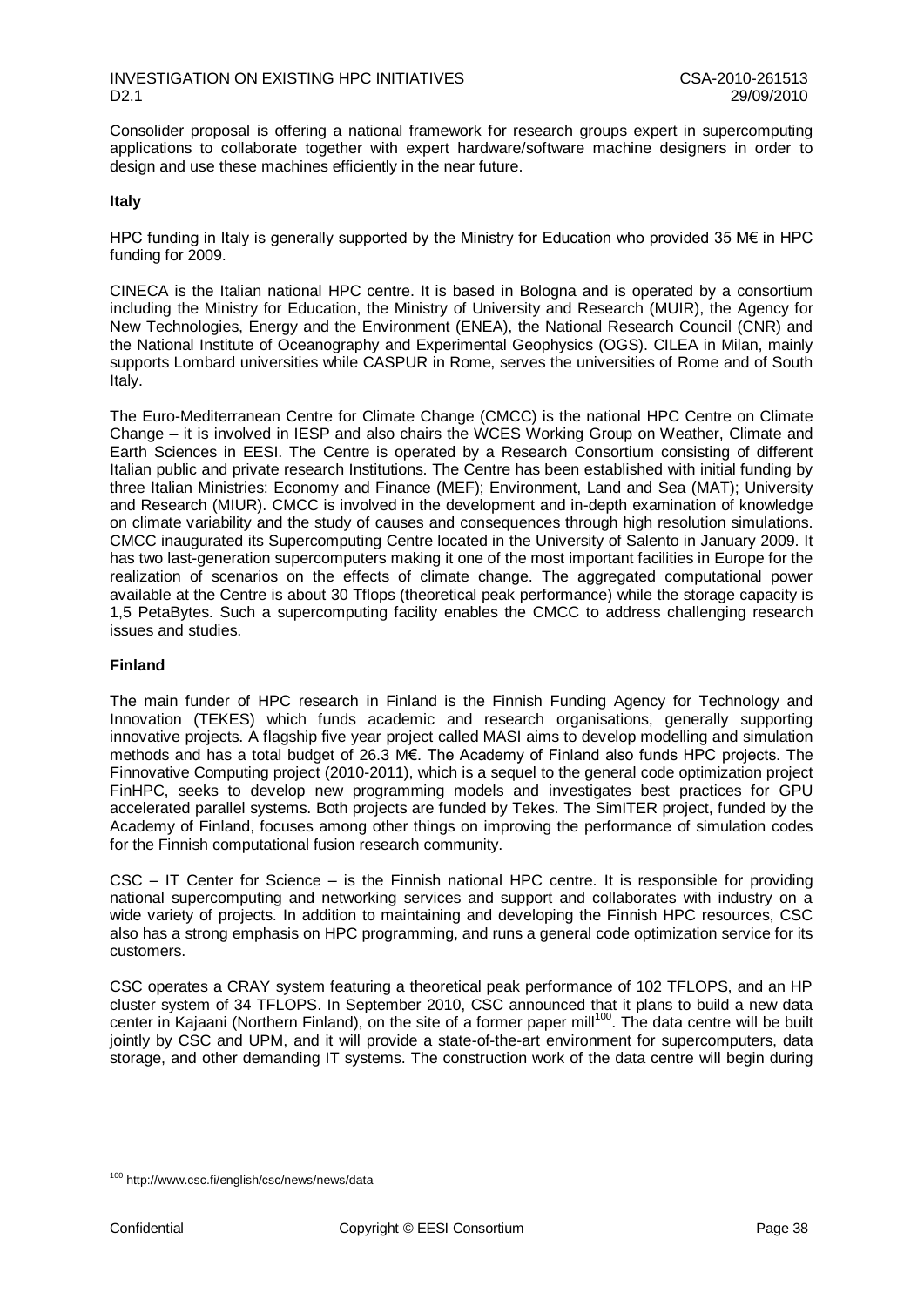Consolider proposal is offering a national framework for research groups expert in supercomputing applications to collaborate together with expert hardware/software machine designers in order to design and use these machines efficiently in the near future.

**Italy**

HPC funding in Italy is generally supported by the Ministry for Education who provided 35 M€ in HPC funding for 2009.

CINECA is the Italian national HPC centre. It is based in Bologna and is operated by a consortium including the Ministry for Education, the Ministry of University and Research (MUIR), the Agency for New Technologies, Energy and the Environment (ENEA), the National Research Council (CNR) and the National Institute of Oceanography and Experimental Geophysics (OGS). CILEA in Milan, mainly supports Lombard universities while CASPUR in Rome, serves the universities of Rome and of South Italy.

The Euro-Mediterranean Centre for Climate Change (CMCC) is the national HPC Centre on Climate Change – it is involved in IESP and also chairs the WCES Working Group on Weather, Climate and Earth Sciences in EESI. The Centre is operated by a Research Consortium consisting of different Italian public and private research Institutions. The Centre has been established with initial funding by three Italian Ministries: Economy and Finance (MEF); Environment, Land and Sea (MAT); University and Research (MIUR). CMCC is involved in the development and in-depth examination of knowledge on climate variability and the study of causes and consequences through high resolution simulations. CMCC inaugurated its Supercomputing Centre located in the University of Salento in January 2009. It has two last-generation supercomputers making it one of the most important facilities in Europe for the realization of scenarios on the effects of climate change. The aggregated computational power available at the Centre is about 30 Tflops (theoretical peak performance) while the storage capacity is 1,5 PetaBytes. Such a supercomputing facility enables the CMCC to address challenging research issues and studies.

**Finland**

The main funder of HPC research in Finland is the Finnish Funding Agency for Technology and Innovation (TEKES) which funds academic and research organisations, generally supporting innovative projects. A flagship five year project called MASI aims to develop modelling and simulation methods and has a total budget of 26.3 M€. The Academy of Finland also funds HPC projects. The Finnovative Computing project (2010-2011), which is a sequel to the general code optimization project FinHPC, seeks to develop new programming models and investigates best practices for GPU accelerated parallel systems. Both projects are funded by Tekes. The SimITER project, funded by the Academy of Finland, focuses among other things on improving the performance of simulation codes for the Finnish computational fusion research community.

CSC – IT Center for Science – is the Finnish national HPC centre. It is responsible for providing national supercomputing and networking services and support and collaborates with industry on a wide variety of projects. In addition to maintaining and developing the Finnish HPC resources, CSC also has a strong emphasis on HPC programming, and runs a general code optimization service for its customers.

CSC operates a CRAY system featuring a theoretical peak performance of 102 TFLOPS, and an HP cluster system of 34 TFLOPS. In September 2010, CSC announced that it plans to build a new data center in Kajaani (Northern Finland), on the site of a former paper mill[100]. The data centre will be built jointly by CSC and UPM, and it will provide a state-of-the-art environment for supercomputers, data storage, and other demanding IT systems. The construction work of the data centre will begin during

[100] http://www.csc.fi/english/csc/news/news/data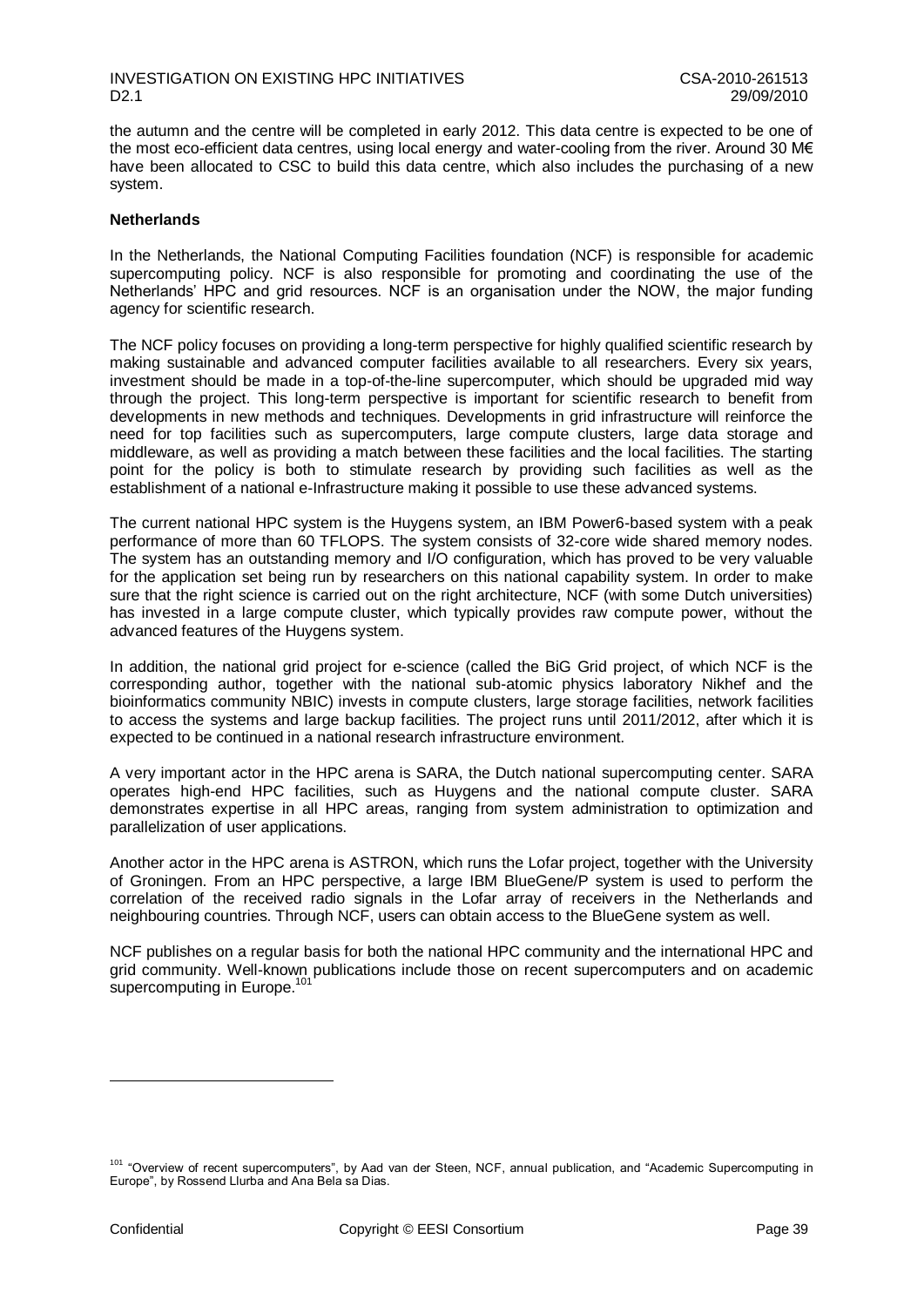the autumn and the centre will be completed in early 2012. This data centre is expected to be one of the most eco-efficient data centres, using local energy and water-cooling from the river. Around 30 M€ have been allocated to CSC to build this data centre, which also includes the purchasing of a new system.

**Netherlands**

In the Netherlands, the National Computing Facilities foundation (NCF) is responsible for academic supercomputing policy. NCF is also responsible for promoting and coordinating the use of the Netherlands' HPC and grid resources. NCF is an organisation under the NOW, the major funding agency for scientific research.

The NCF policy focuses on providing a long-term perspective for highly qualified scientific research by making sustainable and advanced computer facilities available to all researchers. Every six years, investment should be made in a top-of-the-line supercomputer, which should be upgraded mid way through the project. This long-term perspective is important for scientific research to benefit from developments in new methods and techniques. Developments in grid infrastructure will reinforce the need for top facilities such as supercomputers, large compute clusters, large data storage and middleware, as well as providing a match between these facilities and the local facilities. The starting point for the policy is both to stimulate research by providing such facilities as well as the establishment of a national e-Infrastructure making it possible to use these advanced systems.

The current national HPC system is the Huygens system, an IBM Power6-based system with a peak performance of more than 60 TFLOPS. The system consists of 32-core wide shared memory nodes. The system has an outstanding memory and I/O configuration, which has proved to be very valuable for the application set being run by researchers on this national capability system. In order to make sure that the right science is carried out on the right architecture, NCF (with some Dutch universities) has invested in a large compute cluster, which typically provides raw compute power, without the advanced features of the Huygens system.

In addition, the national grid project for e-science (called the BiG Grid project, of which NCF is the corresponding author, together with the national sub-atomic physics laboratory Nikhef and the bioinformatics community NBIC) invests in compute clusters, large storage facilities, network facilities to access the systems and large backup facilities. The project runs until 2011/2012, after which it is expected to be continued in a national research infrastructure environment.

A very important actor in the HPC arena is SARA, the Dutch national supercomputing center. SARA operates high-end HPC facilities, such as Huygens and the national compute cluster. SARA demonstrates expertise in all HPC areas, ranging from system administration to optimization and parallelization of user applications.

Another actor in the HPC arena is ASTRON, which runs the Lofar project, together with the University of Groningen. From an HPC perspective, a large IBM BlueGene/P system is used to perform the correlation of the received radio signals in the Lofar array of receivers in the Netherlands and neighbouring countries. Through NCF, users can obtain access to the BlueGene system as well.

NCF publishes on a regular basis for both the national HPC community and the international HPC and grid community. Well-known publications include those on recent supercomputers and on academic supercomputing in Europe.[101]

[101] "Overview of recent supercomputers", by Aad van der Steen, NCF, annual publication, and "Academic Supercomputing in Europe", by Rossend Llurba and Ana Bela sa Dias.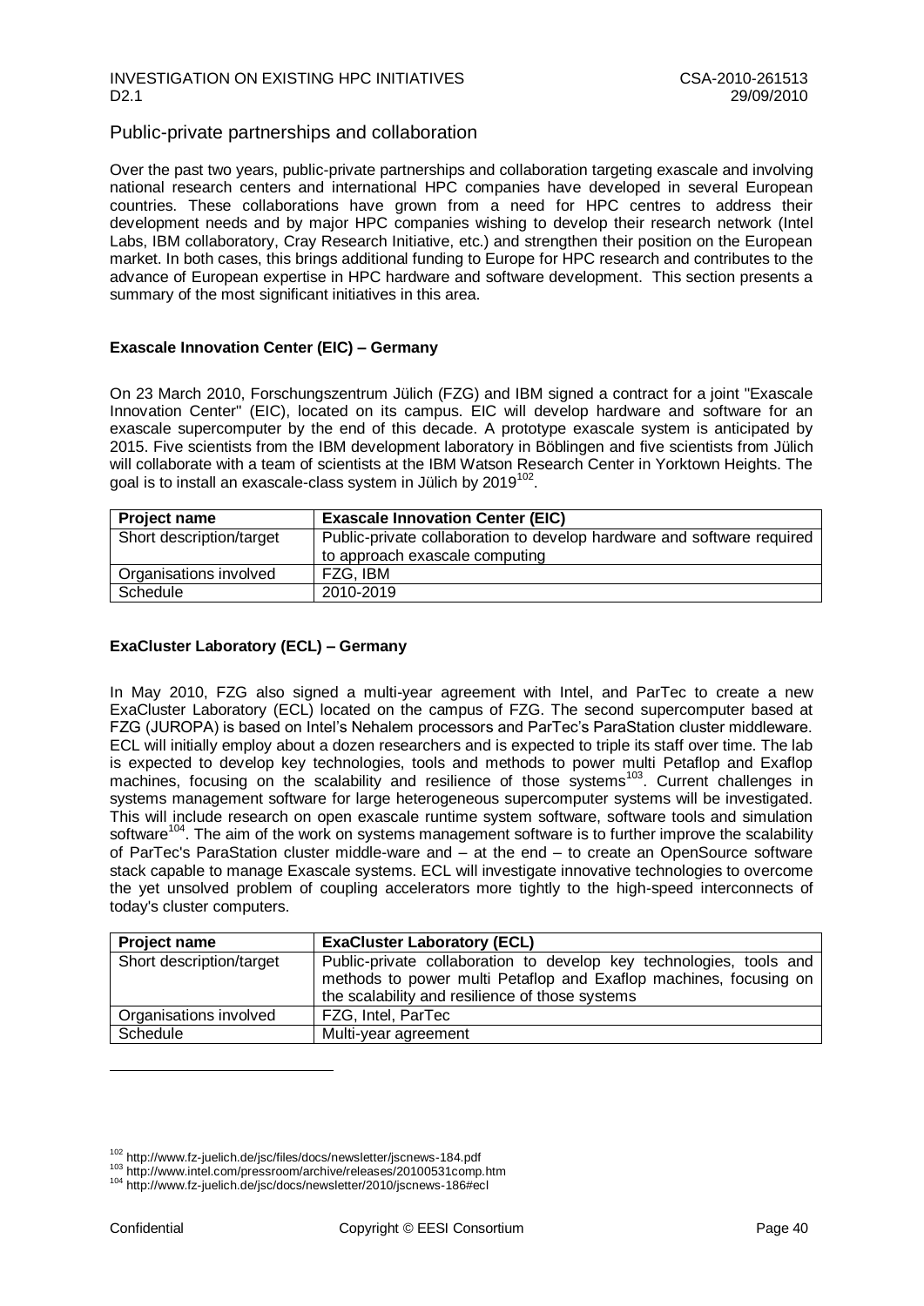## Public-private partnerships and collaboration

Over the past two years, public-private partnerships and collaboration targeting exascale and involving national research centers and international HPC companies have developed in several European countries. These collaborations have grown from a need for HPC centres to address their development needs and by major HPC companies wishing to develop their research network (Intel Labs, IBM collaboratory, Cray Research Initiative, etc.) and strengthen their position on the European market. In both cases, this brings additional funding to Europe for HPC research and contributes to the advance of European expertise in HPC hardware and software development. This section presents a summary of the most significant initiatives in this area.

### Exascale Innovation Center (EIC) – Germany

On 23 March 2010, Forschungszentrum Jülich (FZG) and IBM signed a contract for a joint "Exascale Innovation Center" (EIC), located on its campus. EIC will develop hardware and software for an exascale supercomputer by the end of this decade. A prototype exascale system is anticipated by 2015. Five scientists from the IBM development laboratory in Böblingen and five scientists from Jülich will collaborate with a team of scientists at the IBM Watson Research Center in Yorktown Heights. The goal is to install an exascale-class system in Jülich by 2019[102].

| Project name | Exascale Innovation Center (EIC) |
|---|---|
| Short description/target | Public-private collaboration to develop hardware and software required to approach exascale computing |
| Organisations involved | FZG, IBM |
| Schedule | 2010-2019 |

### ExaCluster Laboratory (ECL) – Germany

In May 2010, FZG also signed a multi-year agreement with Intel, and ParTec to create a new ExaCluster Laboratory (ECL) located on the campus of FZG. The second supercomputer based at FZG (JUROPA) is based on Intel's Nehalem processors and ParTec's ParaStation cluster middleware. ECL will initially employ about a dozen researchers and is expected to triple its staff over time. The lab is expected to develop key technologies, tools and methods to power multi Petaflop and Exaflop machines, focusing on the scalability and resilience of those systems[103]. Current challenges in systems management software for large heterogeneous supercomputer systems will be investigated. This will include research on open exascale runtime system software, software tools and simulation software[104]. The aim of the work on systems management software is to further improve the scalability of ParTec's ParaStation cluster middle-ware and – at the end – to create an OpenSource software stack capable to manage Exascale systems. ECL will investigate innovative technologies to overcome the yet unsolved problem of coupling accelerators more tightly to the high-speed interconnects of today's cluster computers.

| Project name | ExaCluster Laboratory (ECL) |
|---|---|
| Short description/target | Public-private collaboration to develop key technologies, tools and methods to power multi Petaflop and Exaflop machines, focusing on the scalability and resilience of those systems |
| Organisations involved | FZG, Intel, ParTec |
| Schedule | Multi-year agreement |

---

[102] http://www.fz-juelich.de/jsc/files/docs/newsletter/jscnews-184.pdf
[103] http://www.intel.com/pressroom/archive/releases/20100531comp.htm
[104] http://www.fz-juelich.de/jsc/docs/newsletter/2010/jscnews-186#ecl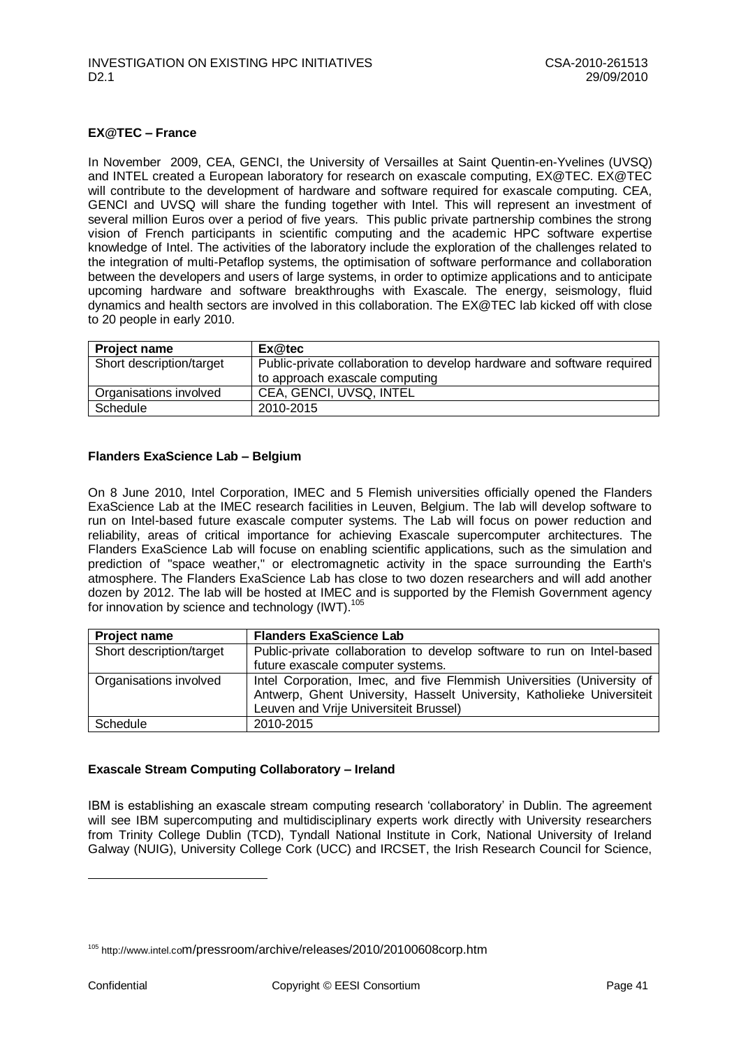### EX@TEC – France

In November 2009, CEA, GENCI, the University of Versailles at Saint Quentin-en-Yvelines (UVSQ) and INTEL created a European laboratory for research on exascale computing, EX@TEC. EX@TEC will contribute to the development of hardware and software required for exascale computing. CEA, GENCI and UVSQ will share the funding together with Intel. This will represent an investment of several million Euros over a period of five years. This public private partnership combines the strong vision of French participants in scientific computing and the academic HPC software expertise knowledge of Intel. The activities of the laboratory include the exploration of the challenges related to the integration of multi-Petaflop systems, the optimisation of software performance and collaboration between the developers and users of large systems, in order to optimize applications and to anticipate upcoming hardware and software breakthroughs with Exascale. The energy, seismology, fluid dynamics and health sectors are involved in this collaboration. The EX@TEC lab kicked off with close to 20 people in early 2010.

| **Project name** | **Ex@tec** |
|---|---|
| Short description/target | Public-private collaboration to develop hardware and software required to approach exascale computing |
| Organisations involved | CEA, GENCI, UVSQ, INTEL |
| Schedule | 2010-2015 |

### Flanders ExaScience Lab – Belgium

On 8 June 2010, Intel Corporation, IMEC and 5 Flemish universities officially opened the Flanders ExaScience Lab at the IMEC research facilities in Leuven, Belgium. The lab will develop software to run on Intel-based future exascale computer systems. The Lab will focus on power reduction and reliability, areas of critical importance for achieving Exascale supercomputer architectures. The Flanders ExaScience Lab will focuse on enabling scientific applications, such as the simulation and prediction of "space weather," or electromagnetic activity in the space surrounding the Earth's atmosphere. The Flanders ExaScience Lab has close to two dozen researchers and will add another dozen by 2012. The lab will be hosted at IMEC and is supported by the Flemish Government agency for innovation by science and technology (IWT).[105]

| **Project name** | **Flanders ExaScience Lab** |
|---|---|
| Short description/target | Public-private collaboration to develop software to run on Intel-based future exascale computer systems. |
| Organisations involved | Intel Corporation, Imec, and five Flemmish Universities (University of Antwerp, Ghent University, Hasselt University, Katholieke Universiteit Leuven and Vrije Universiteit Brussel) |
| Schedule | 2010-2015 |

### Exascale Stream Computing Collaboratory – Ireland

IBM is establishing an exascale stream computing research 'collaboratory' in Dublin. The agreement will see IBM supercomputing and multidisciplinary experts work directly with University researchers from Trinity College Dublin (TCD), Tyndall National Institute in Cork, National University of Ireland Galway (NUIG), University College Cork (UCC) and IRCSET, the Irish Research Council for Science,

---

[105] http://www.intel.com/pressroom/archive/releases/2010/20100608corp.htm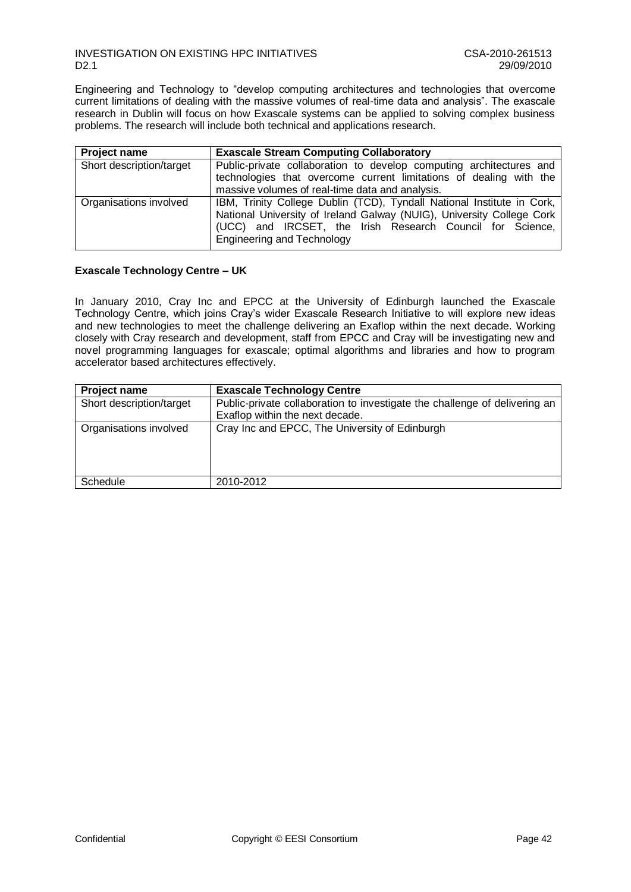Engineering and Technology to "develop computing architectures and technologies that overcome current limitations of dealing with the massive volumes of real-time data and analysis". The exascale research in Dublin will focus on how Exascale systems can be applied to solving complex business problems. The research will include both technical and applications research.

| Project name | Exascale Stream Computing Collaboratory |
|---|---|
| Short description/target | Public-private collaboration to develop computing architectures and technologies that overcome current limitations of dealing with the massive volumes of real-time data and analysis. |
| Organisations involved | IBM, Trinity College Dublin (TCD), Tyndall National Institute in Cork, National University of Ireland Galway (NUIG), University College Cork (UCC) and IRCSET, the Irish Research Council for Science, Engineering and Technology |

**Exascale Technology Centre – UK**

In January 2010, Cray Inc and EPCC at the University of Edinburgh launched the Exascale Technology Centre, which joins Cray's wider Exascale Research Initiative to will explore new ideas and new technologies to meet the challenge delivering an Exaflop within the next decade. Working closely with Cray research and development, staff from EPCC and Cray will be investigating new and novel programming languages for exascale; optimal algorithms and libraries and how to program accelerator based architectures effectively.

| Project name | Exascale Technology Centre |
|---|---|
| Short description/target | Public-private collaboration to investigate the challenge of delivering an Exaflop within the next decade. |
| Organisations involved | Cray Inc and EPCC, The University of Edinburgh |
| Schedule | 2010-2012 |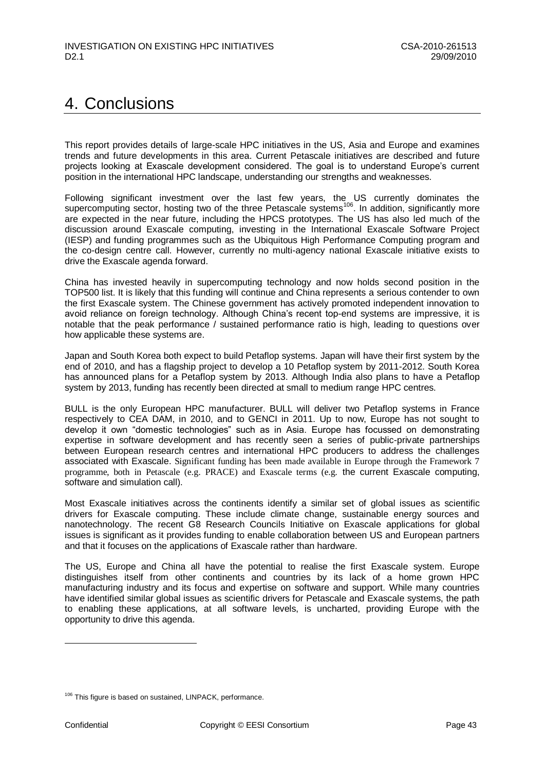# 4. Conclusions

This report provides details of large-scale HPC initiatives in the US, Asia and Europe and examines trends and future developments in this area. Current Petascale initiatives are described and future projects looking at Exascale development considered. The goal is to understand Europe's current position in the international HPC landscape, understanding our strengths and weaknesses.

Following significant investment over the last few years, the US currently dominates the supercomputing sector, hosting two of the three Petascale systems[106]. In addition, significantly more are expected in the near future, including the HPCS prototypes. The US has also led much of the discussion around Exascale computing, investing in the International Exascale Software Project (IESP) and funding programmes such as the Ubiquitous High Performance Computing program and the co-design centre call. However, currently no multi-agency national Exascale initiative exists to drive the Exascale agenda forward.

China has invested heavily in supercomputing technology and now holds second position in the TOP500 list. It is likely that this funding will continue and China represents a serious contender to own the first Exascale system. The Chinese government has actively promoted independent innovation to avoid reliance on foreign technology. Although China's recent top-end systems are impressive, it is notable that the peak performance / sustained performance ratio is high, leading to questions over how applicable these systems are.

Japan and South Korea both expect to build Petaflop systems. Japan will have their first system by the end of 2010, and has a flagship project to develop a 10 Petaflop system by 2011-2012. South Korea has announced plans for a Petaflop system by 2013. Although India also plans to have a Petaflop system by 2013, funding has recently been directed at small to medium range HPC centres.

BULL is the only European HPC manufacturer. BULL will deliver two Petaflop systems in France respectively to CEA DAM, in 2010, and to GENCI in 2011. Up to now, Europe has not sought to develop it own "domestic technologies" such as in Asia. Europe has focussed on demonstrating expertise in software development and has recently seen a series of public-private partnerships between European research centres and international HPC producers to address the challenges associated with Exascale. Significant funding has been made available in Europe through the Framework 7 programme, both in Petascale (e.g. PRACE) and Exascale terms (e.g. the current Exascale computing, software and simulation call).

Most Exascale initiatives across the continents identify a similar set of global issues as scientific drivers for Exascale computing. These include climate change, sustainable energy sources and nanotechnology. The recent G8 Research Councils Initiative on Exascale applications for global issues is significant as it provides funding to enable collaboration between US and European partners and that it focuses on the applications of Exascale rather than hardware.

The US, Europe and China all have the potential to realise the first Exascale system. Europe distinguishes itself from other continents and countries by its lack of a home grown HPC manufacturing industry and its focus and expertise on software and support. While many countries have identified similar global issues as scientific drivers for Petascale and Exascale systems, the path to enabling these applications, at all software levels, is uncharted, providing Europe with the opportunity to drive this agenda.

---

[106] This figure is based on sustained, LINPACK, performance.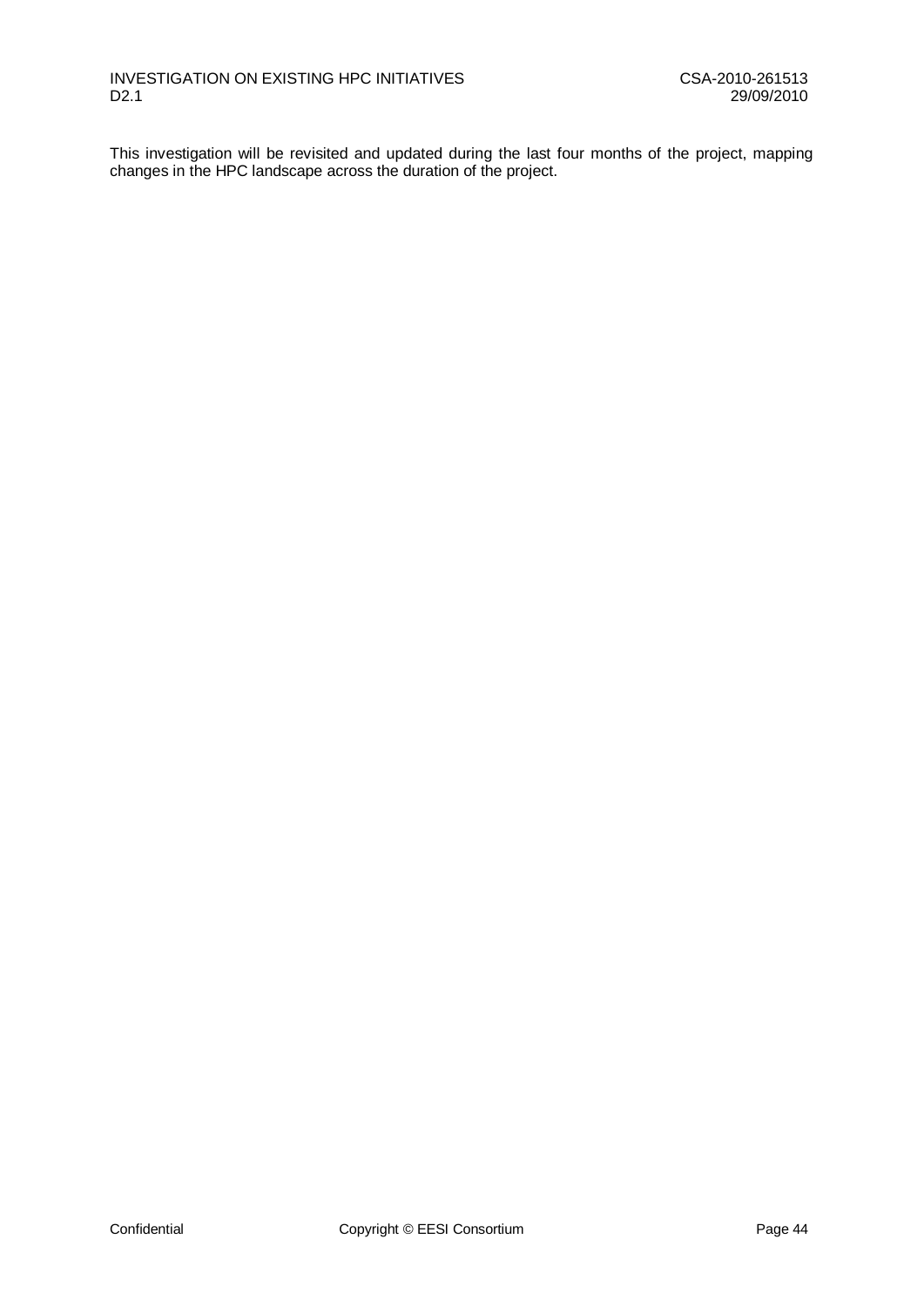This investigation will be revisited and updated during the last four months of the project, mapping changes in the HPC landscape across the duration of the project.